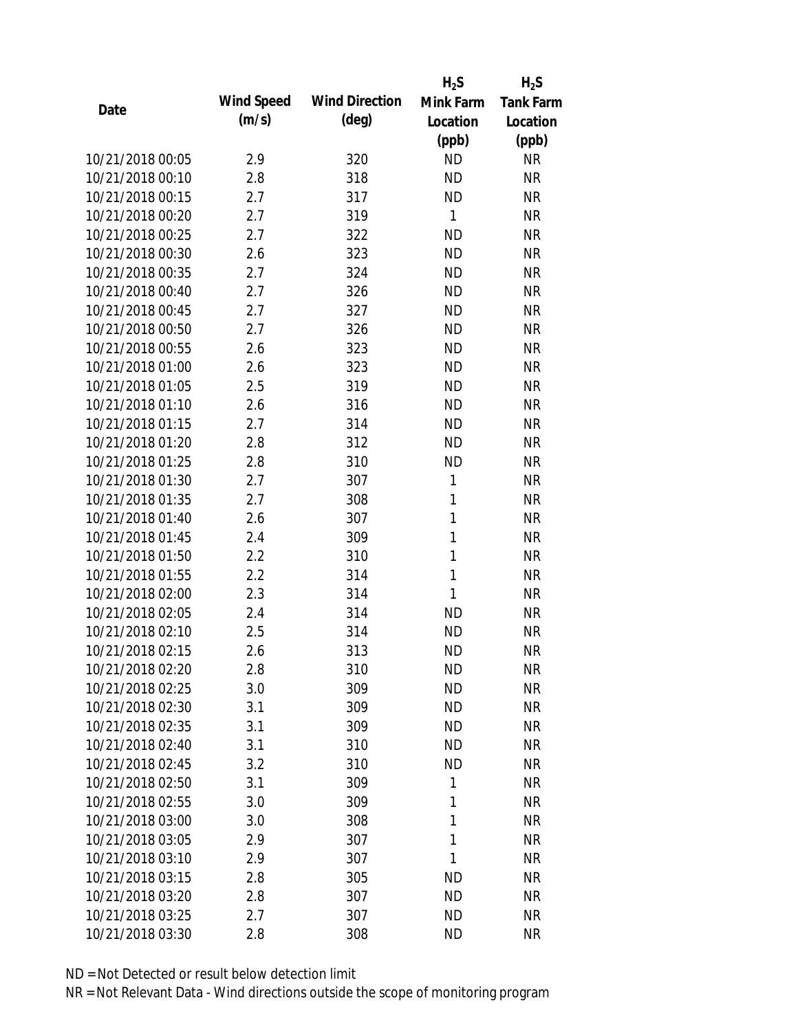| Date | Wind Speed (m/s) | Wind Direction (deg) | $H_2S$ Mink Farm Location (ppb) | $H_2S$ Tank Farm Location (ppb) |
|---|---|---|---|---|
| 10/21/2018 00:05 | 2.9 | 320 | ND | NR |
| 10/21/2018 00:10 | 2.8 | 318 | ND | NR |
| 10/21/2018 00:15 | 2.7 | 317 | ND | NR |
| 10/21/2018 00:20 | 2.7 | 319 | 1 | NR |
| 10/21/2018 00:25 | 2.7 | 322 | ND | NR |
| 10/21/2018 00:30 | 2.6 | 323 | ND | NR |
| 10/21/2018 00:35 | 2.7 | 324 | ND | NR |
| 10/21/2018 00:40 | 2.7 | 326 | ND | NR |
| 10/21/2018 00:45 | 2.7 | 327 | ND | NR |
| 10/21/2018 00:50 | 2.7 | 326 | ND | NR |
| 10/21/2018 00:55 | 2.6 | 323 | ND | NR |
| 10/21/2018 01:00 | 2.6 | 323 | ND | NR |
| 10/21/2018 01:05 | 2.5 | 319 | ND | NR |
| 10/21/2018 01:10 | 2.6 | 316 | ND | NR |
| 10/21/2018 01:15 | 2.7 | 314 | ND | NR |
| 10/21/2018 01:20 | 2.8 | 312 | ND | NR |
| 10/21/2018 01:25 | 2.8 | 310 | ND | NR |
| 10/21/2018 01:30 | 2.7 | 307 | 1 | NR |
| 10/21/2018 01:35 | 2.7 | 308 | 1 | NR |
| 10/21/2018 01:40 | 2.6 | 307 | 1 | NR |
| 10/21/2018 01:45 | 2.4 | 309 | 1 | NR |
| 10/21/2018 01:50 | 2.2 | 310 | 1 | NR |
| 10/21/2018 01:55 | 2.2 | 314 | 1 | NR |
| 10/21/2018 02:00 | 2.3 | 314 | 1 | NR |
| 10/21/2018 02:05 | 2.4 | 314 | ND | NR |
| 10/21/2018 02:10 | 2.5 | 314 | ND | NR |
| 10/21/2018 02:15 | 2.6 | 313 | ND | NR |
| 10/21/2018 02:20 | 2.8 | 310 | ND | NR |
| 10/21/2018 02:25 | 3.0 | 309 | ND | NR |
| 10/21/2018 02:30 | 3.1 | 309 | ND | NR |
| 10/21/2018 02:35 | 3.1 | 309 | ND | NR |
| 10/21/2018 02:40 | 3.1 | 310 | ND | NR |
| 10/21/2018 02:45 | 3.2 | 310 | ND | NR |
| 10/21/2018 02:50 | 3.1 | 309 | 1 | NR |
| 10/21/2018 02:55 | 3.0 | 309 | 1 | NR |
| 10/21/2018 03:00 | 3.0 | 308 | 1 | NR |
| 10/21/2018 03:05 | 2.9 | 307 | 1 | NR |
| 10/21/2018 03:10 | 2.9 | 307 | 1 | NR |
| 10/21/2018 03:15 | 2.8 | 305 | ND | NR |
| 10/21/2018 03:20 | 2.8 | 307 | ND | NR |
| 10/21/2018 03:25 | 2.7 | 307 | ND | NR |
| 10/21/2018 03:30 | 2.8 | 308 | ND | NR |

ND = Not Detected or result below detection limit

NR = Not Relevant Data - Wind directions outside the scope of monitoring program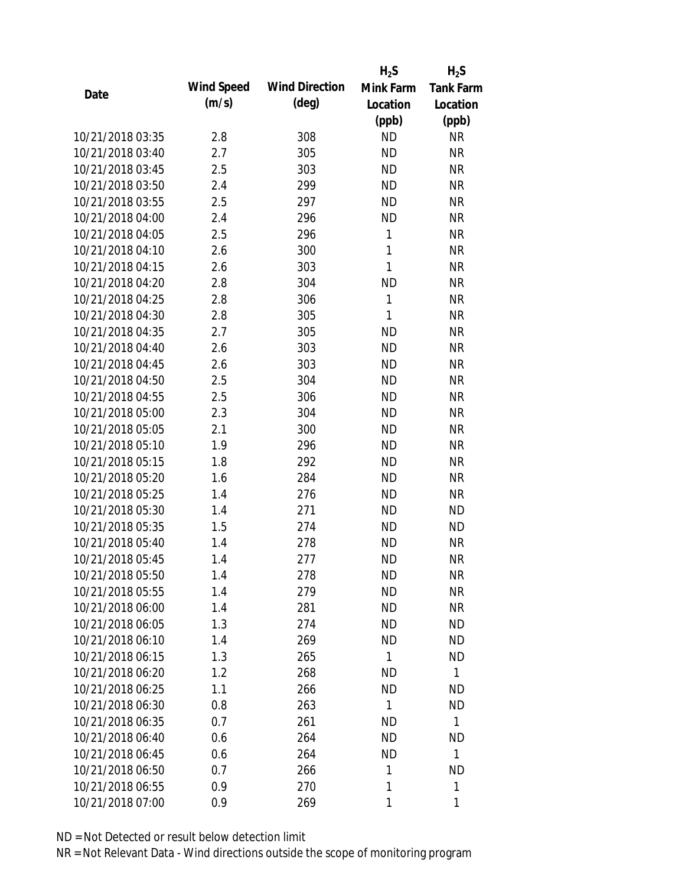| Date | Wind Speed (m/s) | Wind Direction (deg) | $H_2S$ Mink Farm Location (ppb) | $H_2S$ Tank Farm Location (ppb) |
| --- | --- | --- | --- | --- |
| 10/21/2018 03:35 | 2.8 | 308 | ND | NR |
| 10/21/2018 03:40 | 2.7 | 305 | ND | NR |
| 10/21/2018 03:45 | 2.5 | 303 | ND | NR |
| 10/21/2018 03:50 | 2.4 | 299 | ND | NR |
| 10/21/2018 03:55 | 2.5 | 297 | ND | NR |
| 10/21/2018 04:00 | 2.4 | 296 | ND | NR |
| 10/21/2018 04:05 | 2.5 | 296 | 1 | NR |
| 10/21/2018 04:10 | 2.6 | 300 | 1 | NR |
| 10/21/2018 04:15 | 2.6 | 303 | 1 | NR |
| 10/21/2018 04:20 | 2.8 | 304 | ND | NR |
| 10/21/2018 04:25 | 2.8 | 306 | 1 | NR |
| 10/21/2018 04:30 | 2.8 | 305 | 1 | NR |
| 10/21/2018 04:35 | 2.7 | 305 | ND | NR |
| 10/21/2018 04:40 | 2.6 | 303 | ND | NR |
| 10/21/2018 04:45 | 2.6 | 303 | ND | NR |
| 10/21/2018 04:50 | 2.5 | 304 | ND | NR |
| 10/21/2018 04:55 | 2.5 | 306 | ND | NR |
| 10/21/2018 05:00 | 2.3 | 304 | ND | NR |
| 10/21/2018 05:05 | 2.1 | 300 | ND | NR |
| 10/21/2018 05:10 | 1.9 | 296 | ND | NR |
| 10/21/2018 05:15 | 1.8 | 292 | ND | NR |
| 10/21/2018 05:20 | 1.6 | 284 | ND | NR |
| 10/21/2018 05:25 | 1.4 | 276 | ND | NR |
| 10/21/2018 05:30 | 1.4 | 271 | ND | ND |
| 10/21/2018 05:35 | 1.5 | 274 | ND | ND |
| 10/21/2018 05:40 | 1.4 | 278 | ND | NR |
| 10/21/2018 05:45 | 1.4 | 277 | ND | NR |
| 10/21/2018 05:50 | 1.4 | 278 | ND | NR |
| 10/21/2018 05:55 | 1.4 | 279 | ND | NR |
| 10/21/2018 06:00 | 1.4 | 281 | ND | NR |
| 10/21/2018 06:05 | 1.3 | 274 | ND | ND |
| 10/21/2018 06:10 | 1.4 | 269 | ND | ND |
| 10/21/2018 06:15 | 1.3 | 265 | 1 | ND |
| 10/21/2018 06:20 | 1.2 | 268 | ND | 1 |
| 10/21/2018 06:25 | 1.1 | 266 | ND | ND |
| 10/21/2018 06:30 | 0.8 | 263 | 1 | ND |
| 10/21/2018 06:35 | 0.7 | 261 | ND | 1 |
| 10/21/2018 06:40 | 0.6 | 264 | ND | ND |
| 10/21/2018 06:45 | 0.6 | 264 | ND | 1 |
| 10/21/2018 06:50 | 0.7 | 266 | 1 | ND |
| 10/21/2018 06:55 | 0.9 | 270 | 1 | 1 |
| 10/21/2018 07:00 | 0.9 | 269 | 1 | 1 |

ND = Not Detected or result below detection limit

NR = Not Relevant Data - Wind directions outside the scope of monitoring program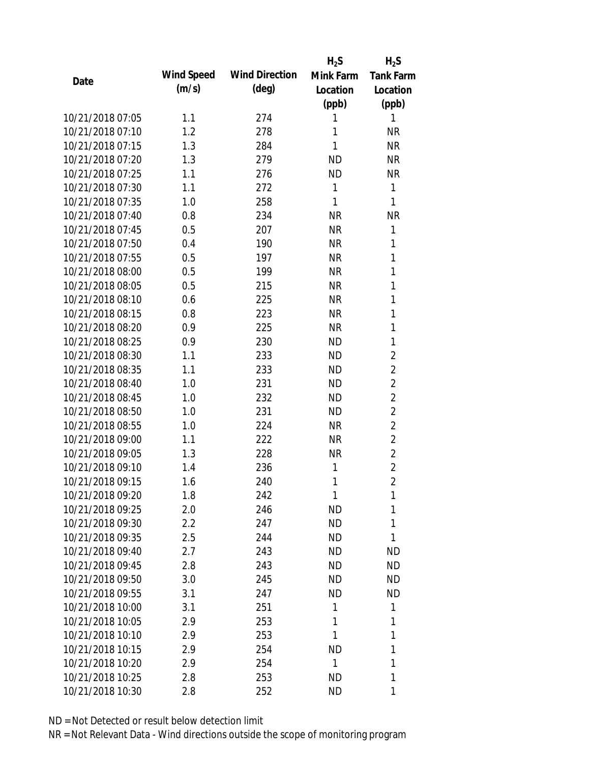| Date | Wind Speed (m/s) | Wind Direction (deg) | $H_2S$ Mink Farm Location (ppb) | $H_2S$ Tank Farm Location (ppb) |
|---|---|---|---|---|
| 10/21/2018 07:05 | 1.1 | 274 | 1 | 1 |
| 10/21/2018 07:10 | 1.2 | 278 | 1 | NR |
| 10/21/2018 07:15 | 1.3 | 284 | 1 | NR |
| 10/21/2018 07:20 | 1.3 | 279 | ND | NR |
| 10/21/2018 07:25 | 1.1 | 276 | ND | NR |
| 10/21/2018 07:30 | 1.1 | 272 | 1 | 1 |
| 10/21/2018 07:35 | 1.0 | 258 | 1 | 1 |
| 10/21/2018 07:40 | 0.8 | 234 | NR | NR |
| 10/21/2018 07:45 | 0.5 | 207 | NR | 1 |
| 10/21/2018 07:50 | 0.4 | 190 | NR | 1 |
| 10/21/2018 07:55 | 0.5 | 197 | NR | 1 |
| 10/21/2018 08:00 | 0.5 | 199 | NR | 1 |
| 10/21/2018 08:05 | 0.5 | 215 | NR | 1 |
| 10/21/2018 08:10 | 0.6 | 225 | NR | 1 |
| 10/21/2018 08:15 | 0.8 | 223 | NR | 1 |
| 10/21/2018 08:20 | 0.9 | 225 | NR | 1 |
| 10/21/2018 08:25 | 0.9 | 230 | ND | 1 |
| 10/21/2018 08:30 | 1.1 | 233 | ND | 2 |
| 10/21/2018 08:35 | 1.1 | 233 | ND | 2 |
| 10/21/2018 08:40 | 1.0 | 231 | ND | 2 |
| 10/21/2018 08:45 | 1.0 | 232 | ND | 2 |
| 10/21/2018 08:50 | 1.0 | 231 | ND | 2 |
| 10/21/2018 08:55 | 1.0 | 224 | NR | 2 |
| 10/21/2018 09:00 | 1.1 | 222 | NR | 2 |
| 10/21/2018 09:05 | 1.3 | 228 | NR | 2 |
| 10/21/2018 09:10 | 1.4 | 236 | 1 | 2 |
| 10/21/2018 09:15 | 1.6 | 240 | 1 | 2 |
| 10/21/2018 09:20 | 1.8 | 242 | 1 | 1 |
| 10/21/2018 09:25 | 2.0 | 246 | ND | 1 |
| 10/21/2018 09:30 | 2.2 | 247 | ND | 1 |
| 10/21/2018 09:35 | 2.5 | 244 | ND | 1 |
| 10/21/2018 09:40 | 2.7 | 243 | ND | ND |
| 10/21/2018 09:45 | 2.8 | 243 | ND | ND |
| 10/21/2018 09:50 | 3.0 | 245 | ND | ND |
| 10/21/2018 09:55 | 3.1 | 247 | ND | ND |
| 10/21/2018 10:00 | 3.1 | 251 | 1 | 1 |
| 10/21/2018 10:05 | 2.9 | 253 | 1 | 1 |
| 10/21/2018 10:10 | 2.9 | 253 | 1 | 1 |
| 10/21/2018 10:15 | 2.9 | 254 | ND | 1 |
| 10/21/2018 10:20 | 2.9 | 254 | 1 | 1 |
| 10/21/2018 10:25 | 2.8 | 253 | ND | 1 |
| 10/21/2018 10:30 | 2.8 | 252 | ND | 1 |

ND = Not Detected or result below detection limit

NR = Not Relevant Data - Wind directions outside the scope of monitoring program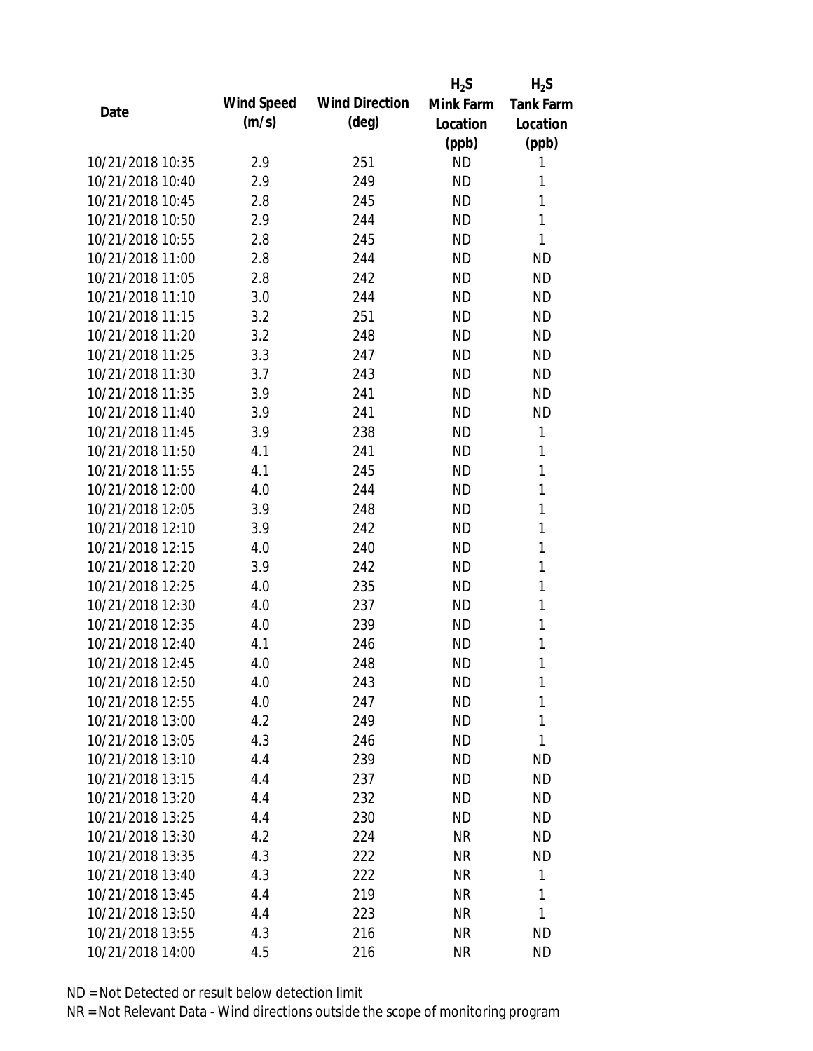| Date | Wind Speed (m/s) | Wind Direction (deg) | $H_2S$ Mink Farm Location (ppb) | $H_2S$ Tank Farm Location (ppb) |
|---|---|---|---|---|
| 10/21/2018 10:35 | 2.9 | 251 | ND | 1 |
| 10/21/2018 10:40 | 2.9 | 249 | ND | 1 |
| 10/21/2018 10:45 | 2.8 | 245 | ND | 1 |
| 10/21/2018 10:50 | 2.9 | 244 | ND | 1 |
| 10/21/2018 10:55 | 2.8 | 245 | ND | 1 |
| 10/21/2018 11:00 | 2.8 | 244 | ND | ND |
| 10/21/2018 11:05 | 2.8 | 242 | ND | ND |
| 10/21/2018 11:10 | 3.0 | 244 | ND | ND |
| 10/21/2018 11:15 | 3.2 | 251 | ND | ND |
| 10/21/2018 11:20 | 3.2 | 248 | ND | ND |
| 10/21/2018 11:25 | 3.3 | 247 | ND | ND |
| 10/21/2018 11:30 | 3.7 | 243 | ND | ND |
| 10/21/2018 11:35 | 3.9 | 241 | ND | ND |
| 10/21/2018 11:40 | 3.9 | 241 | ND | ND |
| 10/21/2018 11:45 | 3.9 | 238 | ND | 1 |
| 10/21/2018 11:50 | 4.1 | 241 | ND | 1 |
| 10/21/2018 11:55 | 4.1 | 245 | ND | 1 |
| 10/21/2018 12:00 | 4.0 | 244 | ND | 1 |
| 10/21/2018 12:05 | 3.9 | 248 | ND | 1 |
| 10/21/2018 12:10 | 3.9 | 242 | ND | 1 |
| 10/21/2018 12:15 | 4.0 | 240 | ND | 1 |
| 10/21/2018 12:20 | 3.9 | 242 | ND | 1 |
| 10/21/2018 12:25 | 4.0 | 235 | ND | 1 |
| 10/21/2018 12:30 | 4.0 | 237 | ND | 1 |
| 10/21/2018 12:35 | 4.0 | 239 | ND | 1 |
| 10/21/2018 12:40 | 4.1 | 246 | ND | 1 |
| 10/21/2018 12:45 | 4.0 | 248 | ND | 1 |
| 10/21/2018 12:50 | 4.0 | 243 | ND | 1 |
| 10/21/2018 12:55 | 4.0 | 247 | ND | 1 |
| 10/21/2018 13:00 | 4.2 | 249 | ND | 1 |
| 10/21/2018 13:05 | 4.3 | 246 | ND | 1 |
| 10/21/2018 13:10 | 4.4 | 239 | ND | ND |
| 10/21/2018 13:15 | 4.4 | 237 | ND | ND |
| 10/21/2018 13:20 | 4.4 | 232 | ND | ND |
| 10/21/2018 13:25 | 4.4 | 230 | ND | ND |
| 10/21/2018 13:30 | 4.2 | 224 | NR | ND |
| 10/21/2018 13:35 | 4.3 | 222 | NR | ND |
| 10/21/2018 13:40 | 4.3 | 222 | NR | 1 |
| 10/21/2018 13:45 | 4.4 | 219 | NR | 1 |
| 10/21/2018 13:50 | 4.4 | 223 | NR | 1 |
| 10/21/2018 13:55 | 4.3 | 216 | NR | ND |
| 10/21/2018 14:00 | 4.5 | 216 | NR | ND |

ND = Not Detected or result below detection limit

NR = Not Relevant Data - Wind directions outside the scope of monitoring program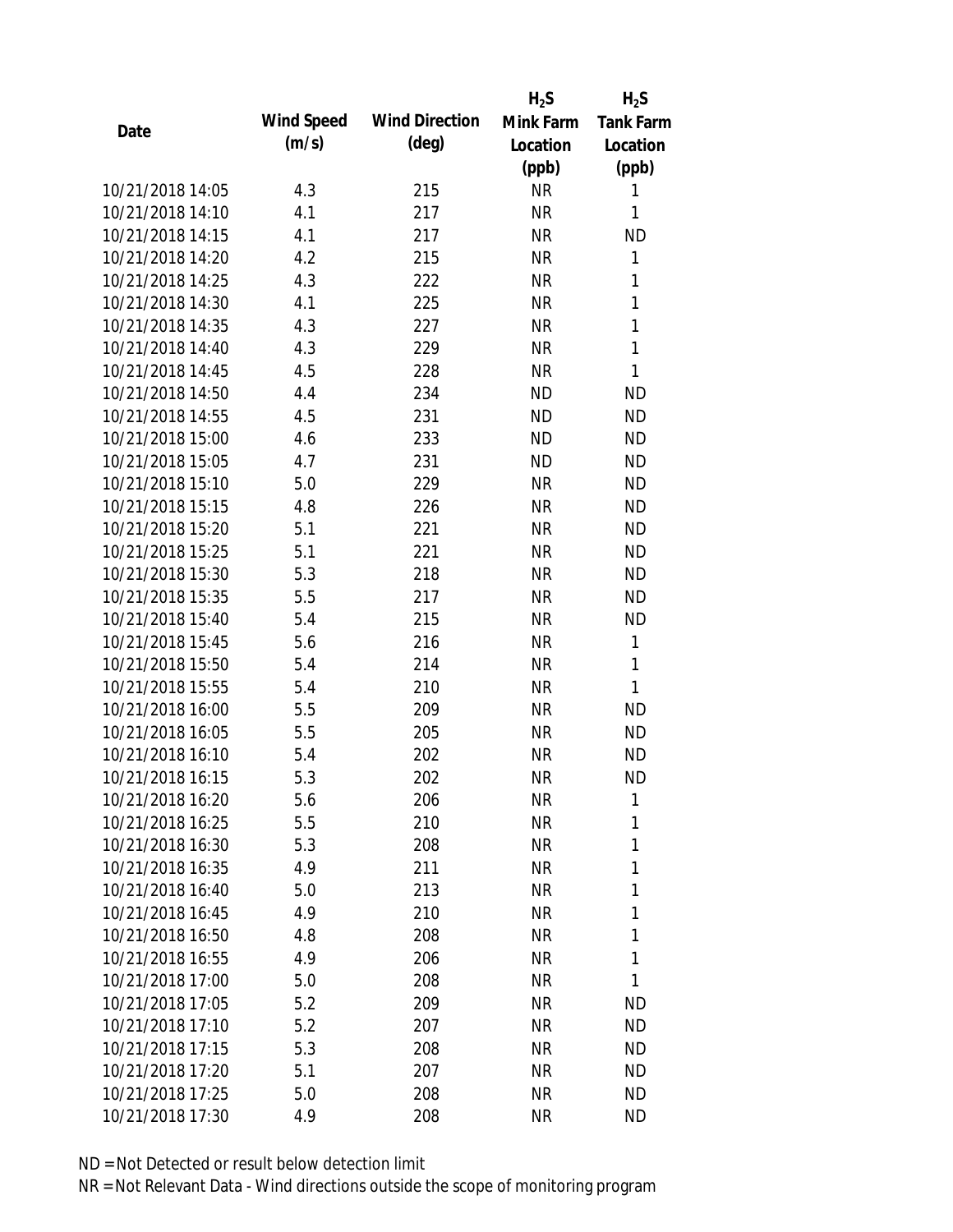| Date | Wind Speed (m/s) | Wind Direction (deg) | $H_2S$ Mink Farm Location (ppb) | $H_2S$ Tank Farm Location (ppb) |
|---|---|---|---|---|
| 10/21/2018 14:05 | 4.3 | 215 | NR | 1 |
| 10/21/2018 14:10 | 4.1 | 217 | NR | 1 |
| 10/21/2018 14:15 | 4.1 | 217 | NR | ND |
| 10/21/2018 14:20 | 4.2 | 215 | NR | 1 |
| 10/21/2018 14:25 | 4.3 | 222 | NR | 1 |
| 10/21/2018 14:30 | 4.1 | 225 | NR | 1 |
| 10/21/2018 14:35 | 4.3 | 227 | NR | 1 |
| 10/21/2018 14:40 | 4.3 | 229 | NR | 1 |
| 10/21/2018 14:45 | 4.5 | 228 | NR | 1 |
| 10/21/2018 14:50 | 4.4 | 234 | ND | ND |
| 10/21/2018 14:55 | 4.5 | 231 | ND | ND |
| 10/21/2018 15:00 | 4.6 | 233 | ND | ND |
| 10/21/2018 15:05 | 4.7 | 231 | ND | ND |
| 10/21/2018 15:10 | 5.0 | 229 | NR | ND |
| 10/21/2018 15:15 | 4.8 | 226 | NR | ND |
| 10/21/2018 15:20 | 5.1 | 221 | NR | ND |
| 10/21/2018 15:25 | 5.1 | 221 | NR | ND |
| 10/21/2018 15:30 | 5.3 | 218 | NR | ND |
| 10/21/2018 15:35 | 5.5 | 217 | NR | ND |
| 10/21/2018 15:40 | 5.4 | 215 | NR | ND |
| 10/21/2018 15:45 | 5.6 | 216 | NR | 1 |
| 10/21/2018 15:50 | 5.4 | 214 | NR | 1 |
| 10/21/2018 15:55 | 5.4 | 210 | NR | 1 |
| 10/21/2018 16:00 | 5.5 | 209 | NR | ND |
| 10/21/2018 16:05 | 5.5 | 205 | NR | ND |
| 10/21/2018 16:10 | 5.4 | 202 | NR | ND |
| 10/21/2018 16:15 | 5.3 | 202 | NR | ND |
| 10/21/2018 16:20 | 5.6 | 206 | NR | 1 |
| 10/21/2018 16:25 | 5.5 | 210 | NR | 1 |
| 10/21/2018 16:30 | 5.3 | 208 | NR | 1 |
| 10/21/2018 16:35 | 4.9 | 211 | NR | 1 |
| 10/21/2018 16:40 | 5.0 | 213 | NR | 1 |
| 10/21/2018 16:45 | 4.9 | 210 | NR | 1 |
| 10/21/2018 16:50 | 4.8 | 208 | NR | 1 |
| 10/21/2018 16:55 | 4.9 | 206 | NR | 1 |
| 10/21/2018 17:00 | 5.0 | 208 | NR | 1 |
| 10/21/2018 17:05 | 5.2 | 209 | NR | ND |
| 10/21/2018 17:10 | 5.2 | 207 | NR | ND |
| 10/21/2018 17:15 | 5.3 | 208 | NR | ND |
| 10/21/2018 17:20 | 5.1 | 207 | NR | ND |
| 10/21/2018 17:25 | 5.0 | 208 | NR | ND |
| 10/21/2018 17:30 | 4.9 | 208 | NR | ND |

ND = Not Detected or result below detection limit

NR = Not Relevant Data - Wind directions outside the scope of monitoring program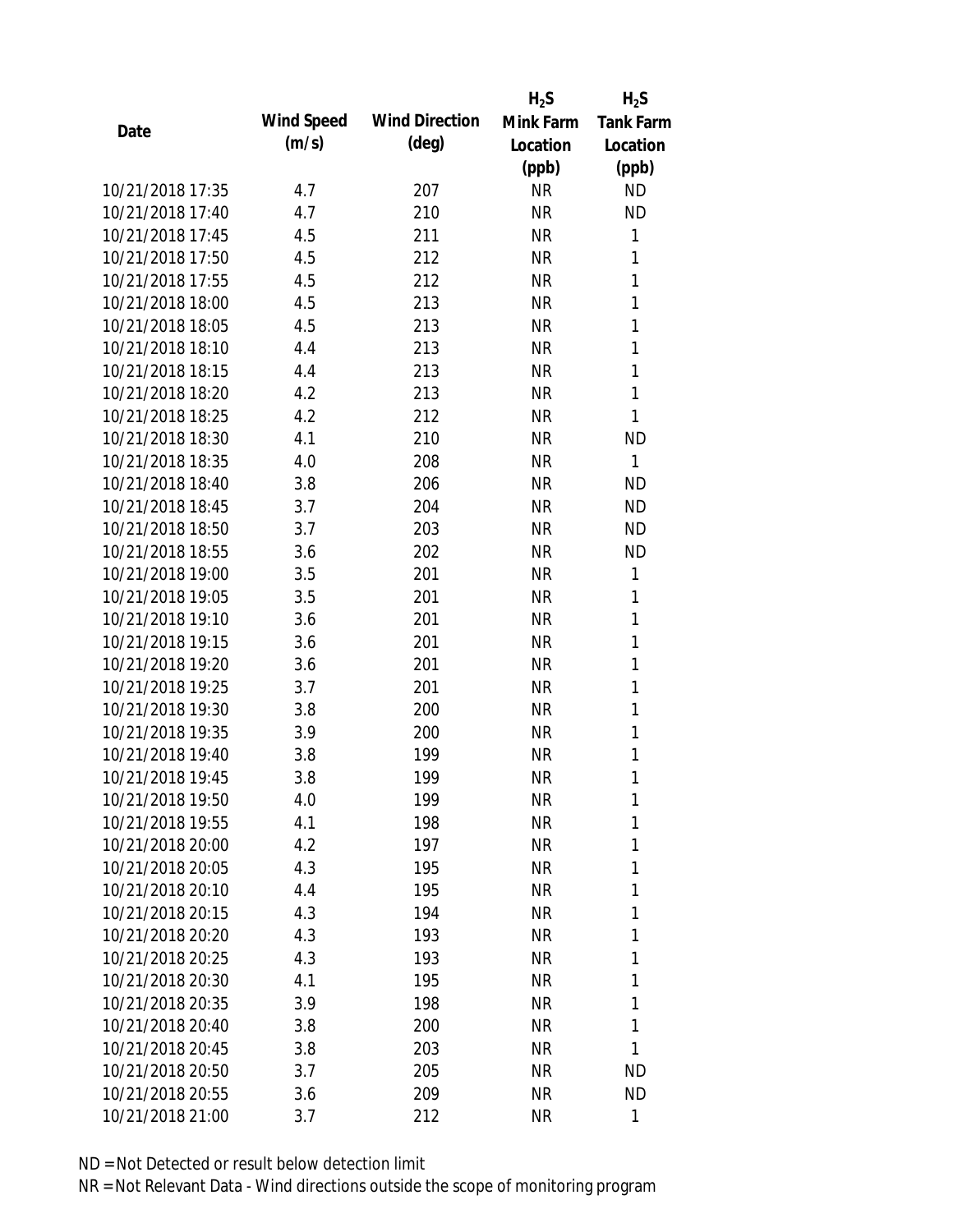| Date | Wind Speed (m/s) | Wind Direction (deg) | $H_2S$ Mink Farm Location (ppb) | $H_2S$ Tank Farm Location (ppb) |
|---|---|---|---|---|
| 10/21/2018 17:35 | 4.7 | 207 | NR | ND |
| 10/21/2018 17:40 | 4.7 | 210 | NR | ND |
| 10/21/2018 17:45 | 4.5 | 211 | NR | 1 |
| 10/21/2018 17:50 | 4.5 | 212 | NR | 1 |
| 10/21/2018 17:55 | 4.5 | 212 | NR | 1 |
| 10/21/2018 18:00 | 4.5 | 213 | NR | 1 |
| 10/21/2018 18:05 | 4.5 | 213 | NR | 1 |
| 10/21/2018 18:10 | 4.4 | 213 | NR | 1 |
| 10/21/2018 18:15 | 4.4 | 213 | NR | 1 |
| 10/21/2018 18:20 | 4.2 | 213 | NR | 1 |
| 10/21/2018 18:25 | 4.2 | 212 | NR | 1 |
| 10/21/2018 18:30 | 4.1 | 210 | NR | ND |
| 10/21/2018 18:35 | 4.0 | 208 | NR | 1 |
| 10/21/2018 18:40 | 3.8 | 206 | NR | ND |
| 10/21/2018 18:45 | 3.7 | 204 | NR | ND |
| 10/21/2018 18:50 | 3.7 | 203 | NR | ND |
| 10/21/2018 18:55 | 3.6 | 202 | NR | ND |
| 10/21/2018 19:00 | 3.5 | 201 | NR | 1 |
| 10/21/2018 19:05 | 3.5 | 201 | NR | 1 |
| 10/21/2018 19:10 | 3.6 | 201 | NR | 1 |
| 10/21/2018 19:15 | 3.6 | 201 | NR | 1 |
| 10/21/2018 19:20 | 3.6 | 201 | NR | 1 |
| 10/21/2018 19:25 | 3.7 | 201 | NR | 1 |
| 10/21/2018 19:30 | 3.8 | 200 | NR | 1 |
| 10/21/2018 19:35 | 3.9 | 200 | NR | 1 |
| 10/21/2018 19:40 | 3.8 | 199 | NR | 1 |
| 10/21/2018 19:45 | 3.8 | 199 | NR | 1 |
| 10/21/2018 19:50 | 4.0 | 199 | NR | 1 |
| 10/21/2018 19:55 | 4.1 | 198 | NR | 1 |
| 10/21/2018 20:00 | 4.2 | 197 | NR | 1 |
| 10/21/2018 20:05 | 4.3 | 195 | NR | 1 |
| 10/21/2018 20:10 | 4.4 | 195 | NR | 1 |
| 10/21/2018 20:15 | 4.3 | 194 | NR | 1 |
| 10/21/2018 20:20 | 4.3 | 193 | NR | 1 |
| 10/21/2018 20:25 | 4.3 | 193 | NR | 1 |
| 10/21/2018 20:30 | 4.1 | 195 | NR | 1 |
| 10/21/2018 20:35 | 3.9 | 198 | NR | 1 |
| 10/21/2018 20:40 | 3.8 | 200 | NR | 1 |
| 10/21/2018 20:45 | 3.8 | 203 | NR | 1 |
| 10/21/2018 20:50 | 3.7 | 205 | NR | ND |
| 10/21/2018 20:55 | 3.6 | 209 | NR | ND |
| 10/21/2018 21:00 | 3.7 | 212 | NR | 1 |

ND = Not Detected or result below detection limit

NR = Not Relevant Data - Wind directions outside the scope of monitoring program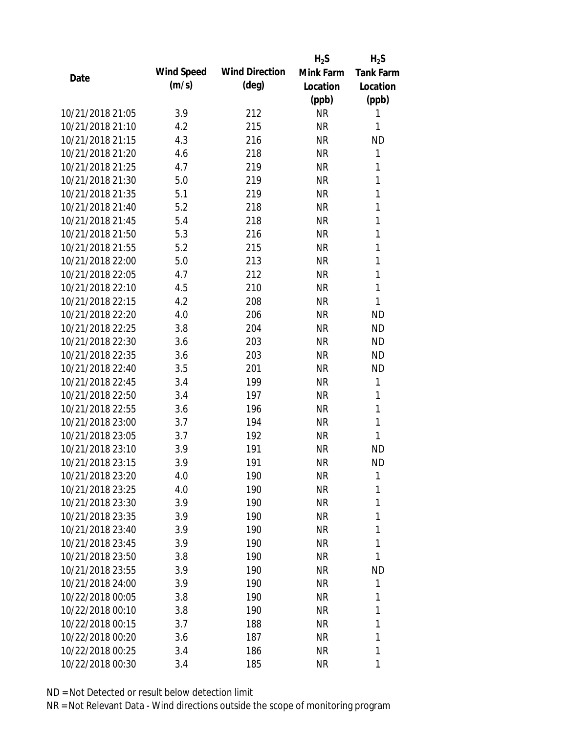| Date | Wind Speed (m/s) | Wind Direction (deg) | $H_2S$ Mink Farm Location (ppb) | $H_2S$ Tank Farm Location (ppb) |
|---|---|---|---|---|
| 10/21/2018 21:05 | 3.9 | 212 | NR | 1 |
| 10/21/2018 21:10 | 4.2 | 215 | NR | 1 |
| 10/21/2018 21:15 | 4.3 | 216 | NR | ND |
| 10/21/2018 21:20 | 4.6 | 218 | NR | 1 |
| 10/21/2018 21:25 | 4.7 | 219 | NR | 1 |
| 10/21/2018 21:30 | 5.0 | 219 | NR | 1 |
| 10/21/2018 21:35 | 5.1 | 219 | NR | 1 |
| 10/21/2018 21:40 | 5.2 | 218 | NR | 1 |
| 10/21/2018 21:45 | 5.4 | 218 | NR | 1 |
| 10/21/2018 21:50 | 5.3 | 216 | NR | 1 |
| 10/21/2018 21:55 | 5.2 | 215 | NR | 1 |
| 10/21/2018 22:00 | 5.0 | 213 | NR | 1 |
| 10/21/2018 22:05 | 4.7 | 212 | NR | 1 |
| 10/21/2018 22:10 | 4.5 | 210 | NR | 1 |
| 10/21/2018 22:15 | 4.2 | 208 | NR | 1 |
| 10/21/2018 22:20 | 4.0 | 206 | NR | ND |
| 10/21/2018 22:25 | 3.8 | 204 | NR | ND |
| 10/21/2018 22:30 | 3.6 | 203 | NR | ND |
| 10/21/2018 22:35 | 3.6 | 203 | NR | ND |
| 10/21/2018 22:40 | 3.5 | 201 | NR | ND |
| 10/21/2018 22:45 | 3.4 | 199 | NR | 1 |
| 10/21/2018 22:50 | 3.4 | 197 | NR | 1 |
| 10/21/2018 22:55 | 3.6 | 196 | NR | 1 |
| 10/21/2018 23:00 | 3.7 | 194 | NR | 1 |
| 10/21/2018 23:05 | 3.7 | 192 | NR | 1 |
| 10/21/2018 23:10 | 3.9 | 191 | NR | ND |
| 10/21/2018 23:15 | 3.9 | 191 | NR | ND |
| 10/21/2018 23:20 | 4.0 | 190 | NR | 1 |
| 10/21/2018 23:25 | 4.0 | 190 | NR | 1 |
| 10/21/2018 23:30 | 3.9 | 190 | NR | 1 |
| 10/21/2018 23:35 | 3.9 | 190 | NR | 1 |
| 10/21/2018 23:40 | 3.9 | 190 | NR | 1 |
| 10/21/2018 23:45 | 3.9 | 190 | NR | 1 |
| 10/21/2018 23:50 | 3.8 | 190 | NR | 1 |
| 10/21/2018 23:55 | 3.9 | 190 | NR | ND |
| 10/21/2018 24:00 | 3.9 | 190 | NR | 1 |
| 10/22/2018 00:05 | 3.8 | 190 | NR | 1 |
| 10/22/2018 00:10 | 3.8 | 190 | NR | 1 |
| 10/22/2018 00:15 | 3.7 | 188 | NR | 1 |
| 10/22/2018 00:20 | 3.6 | 187 | NR | 1 |
| 10/22/2018 00:25 | 3.4 | 186 | NR | 1 |
| 10/22/2018 00:30 | 3.4 | 185 | NR | 1 |

ND = Not Detected or result below detection limit

NR = Not Relevant Data - Wind directions outside the scope of monitoring program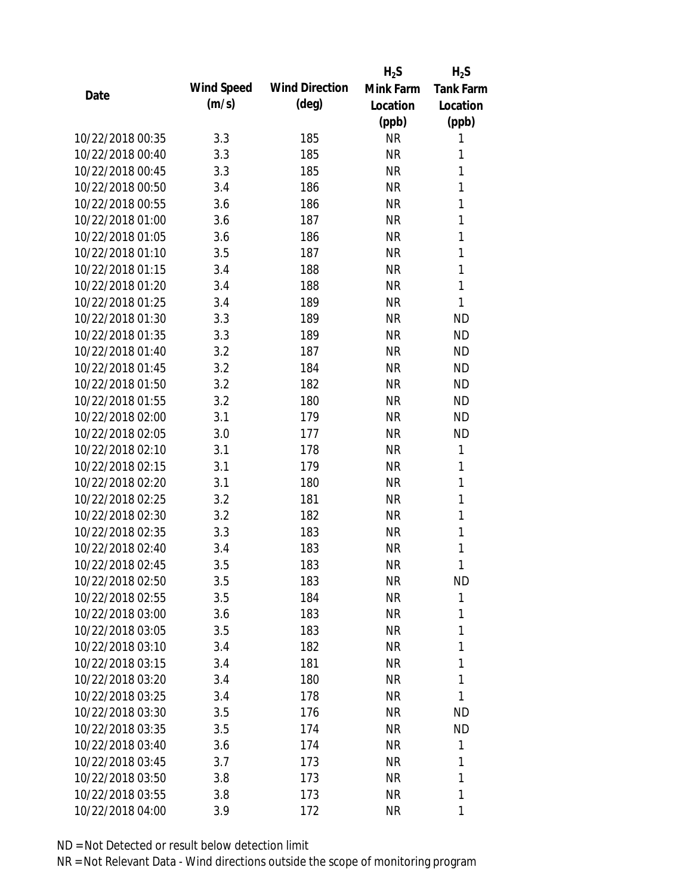| Date | Wind Speed (m/s) | Wind Direction (deg) | $H_2S$ Mink Farm Location (ppb) | $H_2S$ Tank Farm Location (ppb) |
|---|---|---|---|---|
| 10/22/2018 00:35 | 3.3 | 185 | NR | 1 |
| 10/22/2018 00:40 | 3.3 | 185 | NR | 1 |
| 10/22/2018 00:45 | 3.3 | 185 | NR | 1 |
| 10/22/2018 00:50 | 3.4 | 186 | NR | 1 |
| 10/22/2018 00:55 | 3.6 | 186 | NR | 1 |
| 10/22/2018 01:00 | 3.6 | 187 | NR | 1 |
| 10/22/2018 01:05 | 3.6 | 186 | NR | 1 |
| 10/22/2018 01:10 | 3.5 | 187 | NR | 1 |
| 10/22/2018 01:15 | 3.4 | 188 | NR | 1 |
| 10/22/2018 01:20 | 3.4 | 188 | NR | 1 |
| 10/22/2018 01:25 | 3.4 | 189 | NR | 1 |
| 10/22/2018 01:30 | 3.3 | 189 | NR | ND |
| 10/22/2018 01:35 | 3.3 | 189 | NR | ND |
| 10/22/2018 01:40 | 3.2 | 187 | NR | ND |
| 10/22/2018 01:45 | 3.2 | 184 | NR | ND |
| 10/22/2018 01:50 | 3.2 | 182 | NR | ND |
| 10/22/2018 01:55 | 3.2 | 180 | NR | ND |
| 10/22/2018 02:00 | 3.1 | 179 | NR | ND |
| 10/22/2018 02:05 | 3.0 | 177 | NR | ND |
| 10/22/2018 02:10 | 3.1 | 178 | NR | 1 |
| 10/22/2018 02:15 | 3.1 | 179 | NR | 1 |
| 10/22/2018 02:20 | 3.1 | 180 | NR | 1 |
| 10/22/2018 02:25 | 3.2 | 181 | NR | 1 |
| 10/22/2018 02:30 | 3.2 | 182 | NR | 1 |
| 10/22/2018 02:35 | 3.3 | 183 | NR | 1 |
| 10/22/2018 02:40 | 3.4 | 183 | NR | 1 |
| 10/22/2018 02:45 | 3.5 | 183 | NR | 1 |
| 10/22/2018 02:50 | 3.5 | 183 | NR | ND |
| 10/22/2018 02:55 | 3.5 | 184 | NR | 1 |
| 10/22/2018 03:00 | 3.6 | 183 | NR | 1 |
| 10/22/2018 03:05 | 3.5 | 183 | NR | 1 |
| 10/22/2018 03:10 | 3.4 | 182 | NR | 1 |
| 10/22/2018 03:15 | 3.4 | 181 | NR | 1 |
| 10/22/2018 03:20 | 3.4 | 180 | NR | 1 |
| 10/22/2018 03:25 | 3.4 | 178 | NR | 1 |
| 10/22/2018 03:30 | 3.5 | 176 | NR | ND |
| 10/22/2018 03:35 | 3.5 | 174 | NR | ND |
| 10/22/2018 03:40 | 3.6 | 174 | NR | 1 |
| 10/22/2018 03:45 | 3.7 | 173 | NR | 1 |
| 10/22/2018 03:50 | 3.8 | 173 | NR | 1 |
| 10/22/2018 03:55 | 3.8 | 173 | NR | 1 |
| 10/22/2018 04:00 | 3.9 | 172 | NR | 1 |

ND = Not Detected or result below detection limit

NR = Not Relevant Data - Wind directions outside the scope of monitoring program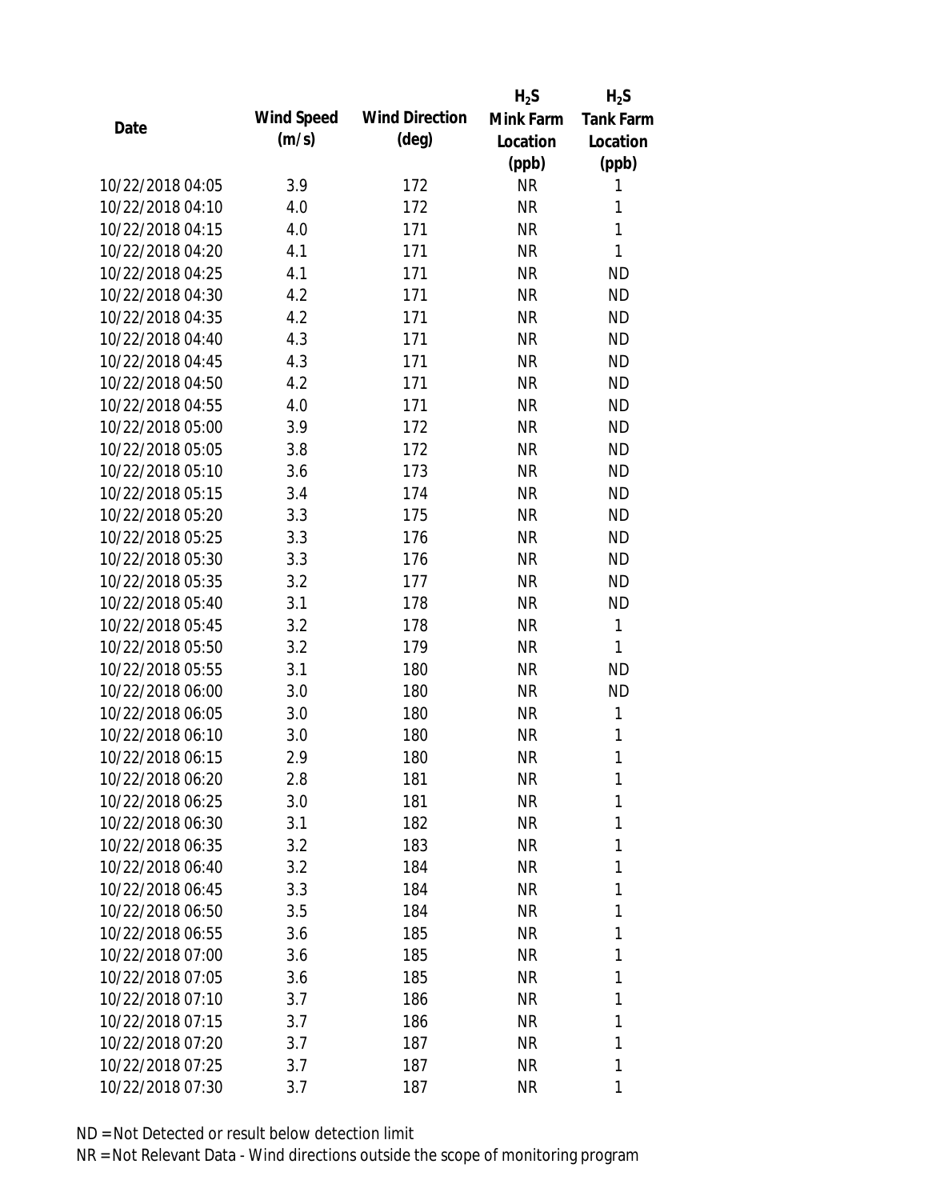| Date | Wind Speed (m/s) | Wind Direction (deg) | $H_2S$ Mink Farm Location (ppb) | $H_2S$ Tank Farm Location (ppb) |
|---|---|---|---|---|
| 10/22/2018 04:05 | 3.9 | 172 | NR | 1 |
| 10/22/2018 04:10 | 4.0 | 172 | NR | 1 |
| 10/22/2018 04:15 | 4.0 | 171 | NR | 1 |
| 10/22/2018 04:20 | 4.1 | 171 | NR | 1 |
| 10/22/2018 04:25 | 4.1 | 171 | NR | ND |
| 10/22/2018 04:30 | 4.2 | 171 | NR | ND |
| 10/22/2018 04:35 | 4.2 | 171 | NR | ND |
| 10/22/2018 04:40 | 4.3 | 171 | NR | ND |
| 10/22/2018 04:45 | 4.3 | 171 | NR | ND |
| 10/22/2018 04:50 | 4.2 | 171 | NR | ND |
| 10/22/2018 04:55 | 4.0 | 171 | NR | ND |
| 10/22/2018 05:00 | 3.9 | 172 | NR | ND |
| 10/22/2018 05:05 | 3.8 | 172 | NR | ND |
| 10/22/2018 05:10 | 3.6 | 173 | NR | ND |
| 10/22/2018 05:15 | 3.4 | 174 | NR | ND |
| 10/22/2018 05:20 | 3.3 | 175 | NR | ND |
| 10/22/2018 05:25 | 3.3 | 176 | NR | ND |
| 10/22/2018 05:30 | 3.3 | 176 | NR | ND |
| 10/22/2018 05:35 | 3.2 | 177 | NR | ND |
| 10/22/2018 05:40 | 3.1 | 178 | NR | ND |
| 10/22/2018 05:45 | 3.2 | 178 | NR | 1 |
| 10/22/2018 05:50 | 3.2 | 179 | NR | 1 |
| 10/22/2018 05:55 | 3.1 | 180 | NR | ND |
| 10/22/2018 06:00 | 3.0 | 180 | NR | ND |
| 10/22/2018 06:05 | 3.0 | 180 | NR | 1 |
| 10/22/2018 06:10 | 3.0 | 180 | NR | 1 |
| 10/22/2018 06:15 | 2.9 | 180 | NR | 1 |
| 10/22/2018 06:20 | 2.8 | 181 | NR | 1 |
| 10/22/2018 06:25 | 3.0 | 181 | NR | 1 |
| 10/22/2018 06:30 | 3.1 | 182 | NR | 1 |
| 10/22/2018 06:35 | 3.2 | 183 | NR | 1 |
| 10/22/2018 06:40 | 3.2 | 184 | NR | 1 |
| 10/22/2018 06:45 | 3.3 | 184 | NR | 1 |
| 10/22/2018 06:50 | 3.5 | 184 | NR | 1 |
| 10/22/2018 06:55 | 3.6 | 185 | NR | 1 |
| 10/22/2018 07:00 | 3.6 | 185 | NR | 1 |
| 10/22/2018 07:05 | 3.6 | 185 | NR | 1 |
| 10/22/2018 07:10 | 3.7 | 186 | NR | 1 |
| 10/22/2018 07:15 | 3.7 | 186 | NR | 1 |
| 10/22/2018 07:20 | 3.7 | 187 | NR | 1 |
| 10/22/2018 07:25 | 3.7 | 187 | NR | 1 |
| 10/22/2018 07:30 | 3.7 | 187 | NR | 1 |

ND = Not Detected or result below detection limit

NR = Not Relevant Data - Wind directions outside the scope of monitoring program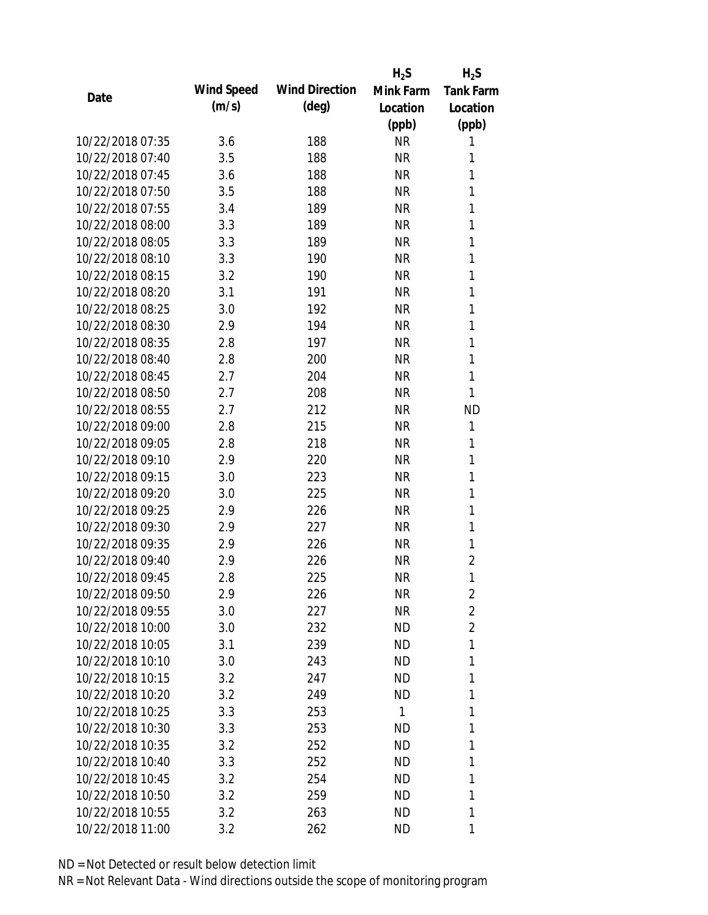| Date | Wind Speed (m/s) | Wind Direction (deg) | $H_2S$ Mink Farm Location (ppb) | $H_2S$ Tank Farm Location (ppb) |
|---|---|---|---|---|
| 10/22/2018 07:35 | 3.6 | 188 | NR | 1 |
| 10/22/2018 07:40 | 3.5 | 188 | NR | 1 |
| 10/22/2018 07:45 | 3.6 | 188 | NR | 1 |
| 10/22/2018 07:50 | 3.5 | 188 | NR | 1 |
| 10/22/2018 07:55 | 3.4 | 189 | NR | 1 |
| 10/22/2018 08:00 | 3.3 | 189 | NR | 1 |
| 10/22/2018 08:05 | 3.3 | 189 | NR | 1 |
| 10/22/2018 08:10 | 3.3 | 190 | NR | 1 |
| 10/22/2018 08:15 | 3.2 | 190 | NR | 1 |
| 10/22/2018 08:20 | 3.1 | 191 | NR | 1 |
| 10/22/2018 08:25 | 3.0 | 192 | NR | 1 |
| 10/22/2018 08:30 | 2.9 | 194 | NR | 1 |
| 10/22/2018 08:35 | 2.8 | 197 | NR | 1 |
| 10/22/2018 08:40 | 2.8 | 200 | NR | 1 |
| 10/22/2018 08:45 | 2.7 | 204 | NR | 1 |
| 10/22/2018 08:50 | 2.7 | 208 | NR | 1 |
| 10/22/2018 08:55 | 2.7 | 212 | NR | ND |
| 10/22/2018 09:00 | 2.8 | 215 | NR | 1 |
| 10/22/2018 09:05 | 2.8 | 218 | NR | 1 |
| 10/22/2018 09:10 | 2.9 | 220 | NR | 1 |
| 10/22/2018 09:15 | 3.0 | 223 | NR | 1 |
| 10/22/2018 09:20 | 3.0 | 225 | NR | 1 |
| 10/22/2018 09:25 | 2.9 | 226 | NR | 1 |
| 10/22/2018 09:30 | 2.9 | 227 | NR | 1 |
| 10/22/2018 09:35 | 2.9 | 226 | NR | 1 |
| 10/22/2018 09:40 | 2.9 | 226 | NR | 2 |
| 10/22/2018 09:45 | 2.8 | 225 | NR | 1 |
| 10/22/2018 09:50 | 2.9 | 226 | NR | 2 |
| 10/22/2018 09:55 | 3.0 | 227 | NR | 2 |
| 10/22/2018 10:00 | 3.0 | 232 | ND | 2 |
| 10/22/2018 10:05 | 3.1 | 239 | ND | 1 |
| 10/22/2018 10:10 | 3.0 | 243 | ND | 1 |
| 10/22/2018 10:15 | 3.2 | 247 | ND | 1 |
| 10/22/2018 10:20 | 3.2 | 249 | ND | 1 |
| 10/22/2018 10:25 | 3.3 | 253 | 1 | 1 |
| 10/22/2018 10:30 | 3.3 | 253 | ND | 1 |
| 10/22/2018 10:35 | 3.2 | 252 | ND | 1 |
| 10/22/2018 10:40 | 3.3 | 252 | ND | 1 |
| 10/22/2018 10:45 | 3.2 | 254 | ND | 1 |
| 10/22/2018 10:50 | 3.2 | 259 | ND | 1 |
| 10/22/2018 10:55 | 3.2 | 263 | ND | 1 |
| 10/22/2018 11:00 | 3.2 | 262 | ND | 1 |

ND = Not Detected or result below detection limit
NR = Not Relevant Data - Wind directions outside the scope of monitoring program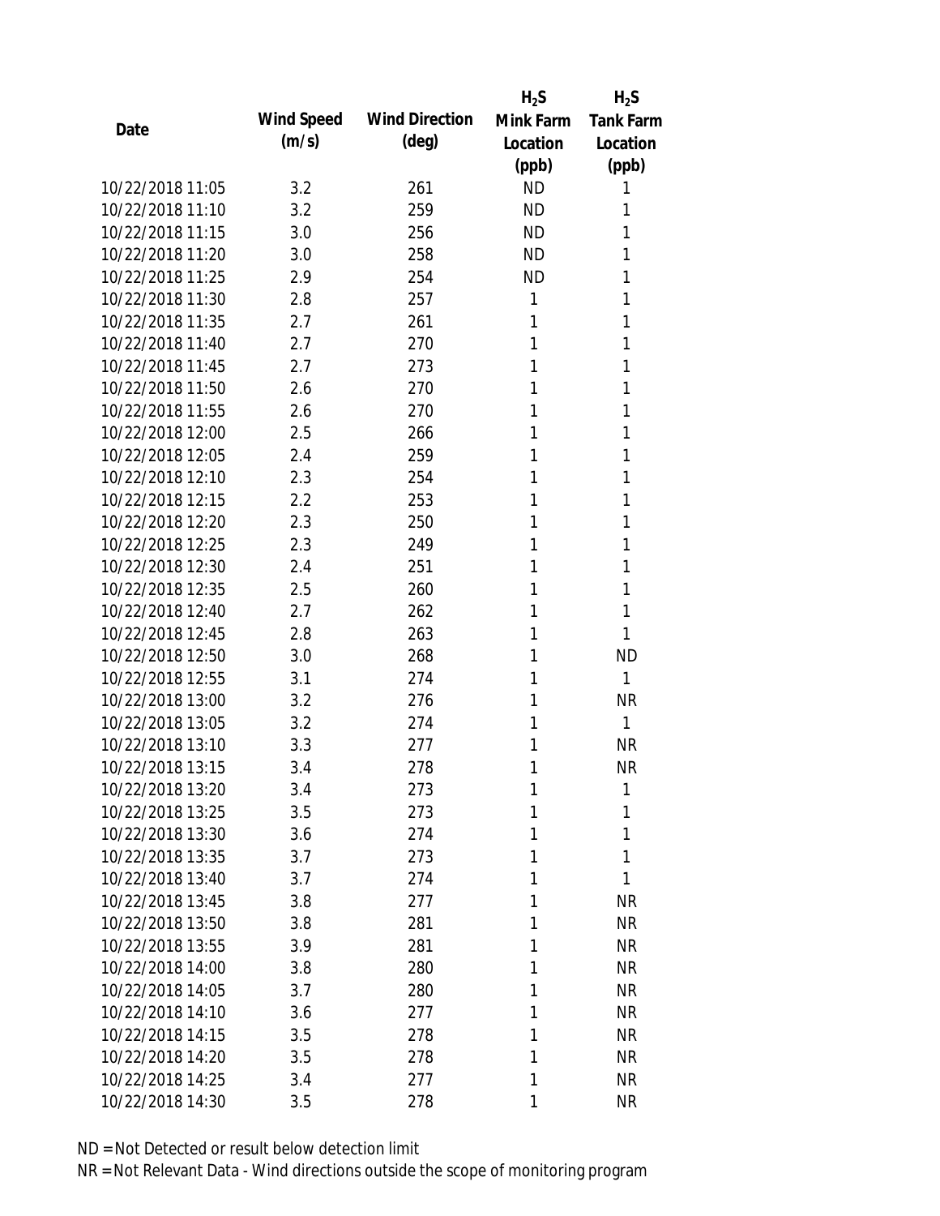| Date | Wind Speed (m/s) | Wind Direction (deg) | $H_2S$ Mink Farm Location (ppb) | $H_2S$ Tank Farm Location (ppb) |
|---|---|---|---|---|
| 10/22/2018 11:05 | 3.2 | 261 | ND | 1 |
| 10/22/2018 11:10 | 3.2 | 259 | ND | 1 |
| 10/22/2018 11:15 | 3.0 | 256 | ND | 1 |
| 10/22/2018 11:20 | 3.0 | 258 | ND | 1 |
| 10/22/2018 11:25 | 2.9 | 254 | ND | 1 |
| 10/22/2018 11:30 | 2.8 | 257 | 1 | 1 |
| 10/22/2018 11:35 | 2.7 | 261 | 1 | 1 |
| 10/22/2018 11:40 | 2.7 | 270 | 1 | 1 |
| 10/22/2018 11:45 | 2.7 | 273 | 1 | 1 |
| 10/22/2018 11:50 | 2.6 | 270 | 1 | 1 |
| 10/22/2018 11:55 | 2.6 | 270 | 1 | 1 |
| 10/22/2018 12:00 | 2.5 | 266 | 1 | 1 |
| 10/22/2018 12:05 | 2.4 | 259 | 1 | 1 |
| 10/22/2018 12:10 | 2.3 | 254 | 1 | 1 |
| 10/22/2018 12:15 | 2.2 | 253 | 1 | 1 |
| 10/22/2018 12:20 | 2.3 | 250 | 1 | 1 |
| 10/22/2018 12:25 | 2.3 | 249 | 1 | 1 |
| 10/22/2018 12:30 | 2.4 | 251 | 1 | 1 |
| 10/22/2018 12:35 | 2.5 | 260 | 1 | 1 |
| 10/22/2018 12:40 | 2.7 | 262 | 1 | 1 |
| 10/22/2018 12:45 | 2.8 | 263 | 1 | 1 |
| 10/22/2018 12:50 | 3.0 | 268 | 1 | ND |
| 10/22/2018 12:55 | 3.1 | 274 | 1 | 1 |
| 10/22/2018 13:00 | 3.2 | 276 | 1 | NR |
| 10/22/2018 13:05 | 3.2 | 274 | 1 | 1 |
| 10/22/2018 13:10 | 3.3 | 277 | 1 | NR |
| 10/22/2018 13:15 | 3.4 | 278 | 1 | NR |
| 10/22/2018 13:20 | 3.4 | 273 | 1 | 1 |
| 10/22/2018 13:25 | 3.5 | 273 | 1 | 1 |
| 10/22/2018 13:30 | 3.6 | 274 | 1 | 1 |
| 10/22/2018 13:35 | 3.7 | 273 | 1 | 1 |
| 10/22/2018 13:40 | 3.7 | 274 | 1 | 1 |
| 10/22/2018 13:45 | 3.8 | 277 | 1 | NR |
| 10/22/2018 13:50 | 3.8 | 281 | 1 | NR |
| 10/22/2018 13:55 | 3.9 | 281 | 1 | NR |
| 10/22/2018 14:00 | 3.8 | 280 | 1 | NR |
| 10/22/2018 14:05 | 3.7 | 280 | 1 | NR |
| 10/22/2018 14:10 | 3.6 | 277 | 1 | NR |
| 10/22/2018 14:15 | 3.5 | 278 | 1 | NR |
| 10/22/2018 14:20 | 3.5 | 278 | 1 | NR |
| 10/22/2018 14:25 | 3.4 | 277 | 1 | NR |
| 10/22/2018 14:30 | 3.5 | 278 | 1 | NR |

ND = Not Detected or result below detection limit

NR = Not Relevant Data - Wind directions outside the scope of monitoring program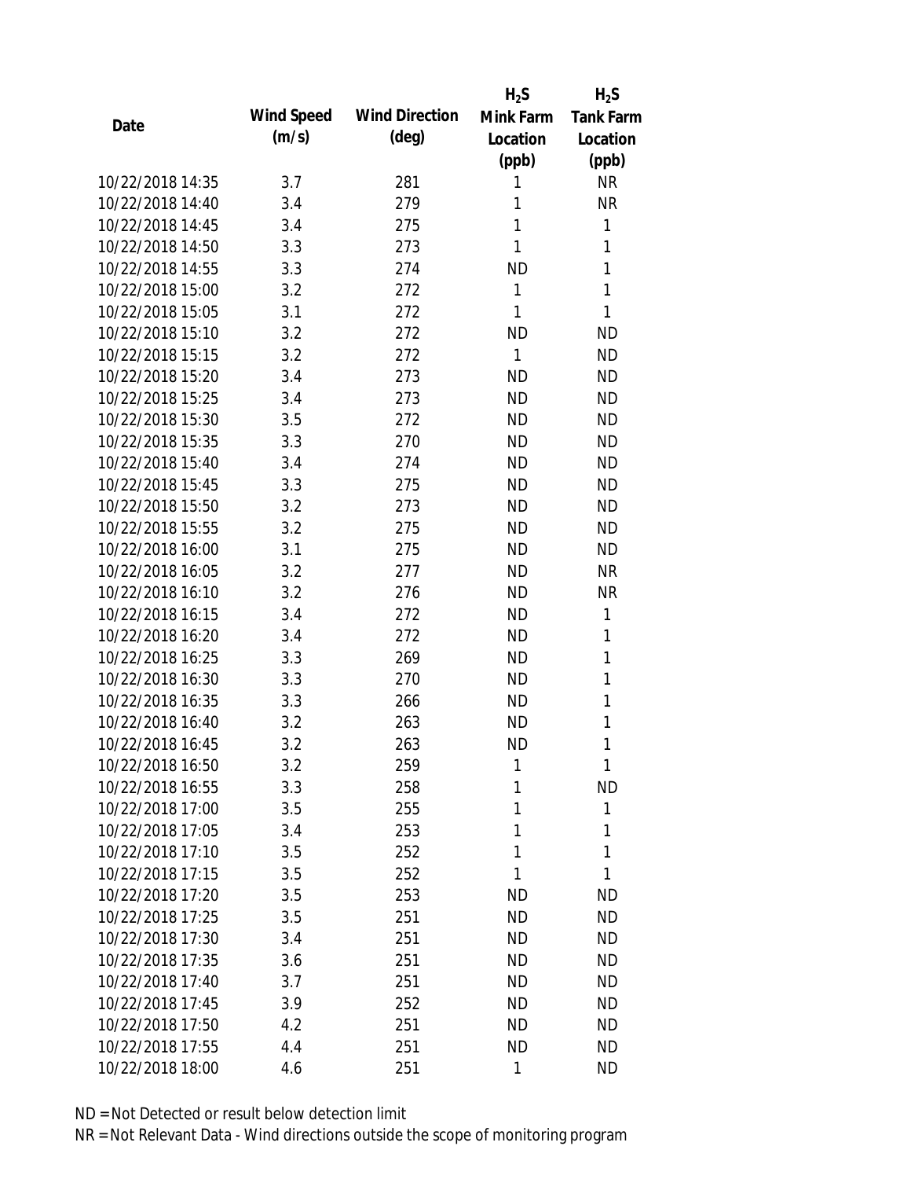| Date | Wind Speed (m/s) | Wind Direction (deg) | $H_2S$ Mink Farm Location (ppb) | $H_2S$ Tank Farm Location (ppb) |
|---|---|---|---|---|
| 10/22/2018 14:35 | 3.7 | 281 | 1 | NR |
| 10/22/2018 14:40 | 3.4 | 279 | 1 | NR |
| 10/22/2018 14:45 | 3.4 | 275 | 1 | 1 |
| 10/22/2018 14:50 | 3.3 | 273 | 1 | 1 |
| 10/22/2018 14:55 | 3.3 | 274 | ND | 1 |
| 10/22/2018 15:00 | 3.2 | 272 | 1 | 1 |
| 10/22/2018 15:05 | 3.1 | 272 | 1 | 1 |
| 10/22/2018 15:10 | 3.2 | 272 | ND | ND |
| 10/22/2018 15:15 | 3.2 | 272 | 1 | ND |
| 10/22/2018 15:20 | 3.4 | 273 | ND | ND |
| 10/22/2018 15:25 | 3.4 | 273 | ND | ND |
| 10/22/2018 15:30 | 3.5 | 272 | ND | ND |
| 10/22/2018 15:35 | 3.3 | 270 | ND | ND |
| 10/22/2018 15:40 | 3.4 | 274 | ND | ND |
| 10/22/2018 15:45 | 3.3 | 275 | ND | ND |
| 10/22/2018 15:50 | 3.2 | 273 | ND | ND |
| 10/22/2018 15:55 | 3.2 | 275 | ND | ND |
| 10/22/2018 16:00 | 3.1 | 275 | ND | ND |
| 10/22/2018 16:05 | 3.2 | 277 | ND | NR |
| 10/22/2018 16:10 | 3.2 | 276 | ND | NR |
| 10/22/2018 16:15 | 3.4 | 272 | ND | 1 |
| 10/22/2018 16:20 | 3.4 | 272 | ND | 1 |
| 10/22/2018 16:25 | 3.3 | 269 | ND | 1 |
| 10/22/2018 16:30 | 3.3 | 270 | ND | 1 |
| 10/22/2018 16:35 | 3.3 | 266 | ND | 1 |
| 10/22/2018 16:40 | 3.2 | 263 | ND | 1 |
| 10/22/2018 16:45 | 3.2 | 263 | ND | 1 |
| 10/22/2018 16:50 | 3.2 | 259 | 1 | 1 |
| 10/22/2018 16:55 | 3.3 | 258 | 1 | ND |
| 10/22/2018 17:00 | 3.5 | 255 | 1 | 1 |
| 10/22/2018 17:05 | 3.4 | 253 | 1 | 1 |
| 10/22/2018 17:10 | 3.5 | 252 | 1 | 1 |
| 10/22/2018 17:15 | 3.5 | 252 | 1 | 1 |
| 10/22/2018 17:20 | 3.5 | 253 | ND | ND |
| 10/22/2018 17:25 | 3.5 | 251 | ND | ND |
| 10/22/2018 17:30 | 3.4 | 251 | ND | ND |
| 10/22/2018 17:35 | 3.6 | 251 | ND | ND |
| 10/22/2018 17:40 | 3.7 | 251 | ND | ND |
| 10/22/2018 17:45 | 3.9 | 252 | ND | ND |
| 10/22/2018 17:50 | 4.2 | 251 | ND | ND |
| 10/22/2018 17:55 | 4.4 | 251 | ND | ND |
| 10/22/2018 18:00 | 4.6 | 251 | 1 | ND |

ND = Not Detected or result below detection limit

NR = Not Relevant Data - Wind directions outside the scope of monitoring program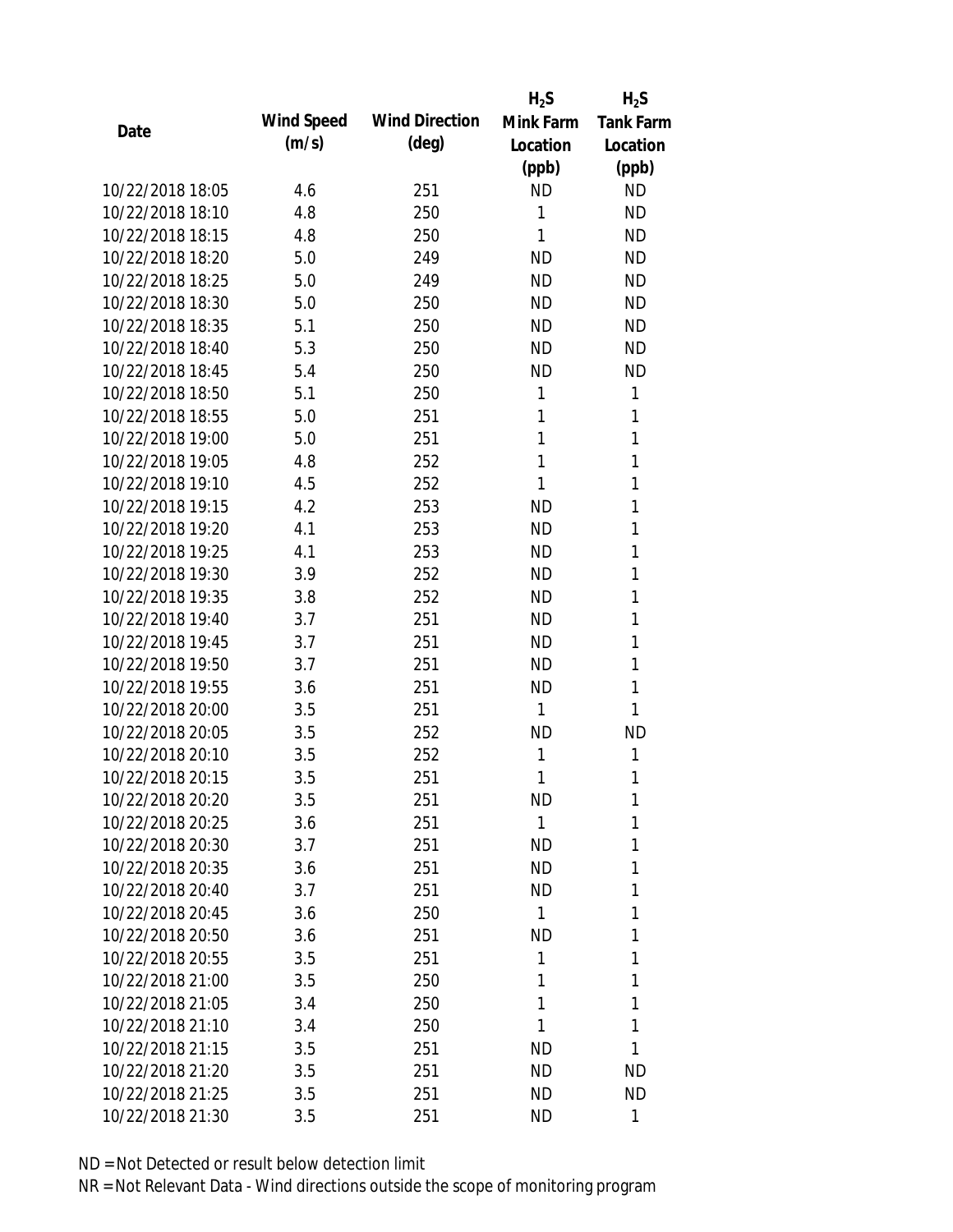| Date | Wind Speed (m/s) | Wind Direction (deg) | $H_2S$ Mink Farm Location (ppb) | $H_2S$ Tank Farm Location (ppb) |
|---|---|---|---|---|
| 10/22/2018 18:05 | 4.6 | 251 | ND | ND |
| 10/22/2018 18:10 | 4.8 | 250 | 1 | ND |
| 10/22/2018 18:15 | 4.8 | 250 | 1 | ND |
| 10/22/2018 18:20 | 5.0 | 249 | ND | ND |
| 10/22/2018 18:25 | 5.0 | 249 | ND | ND |
| 10/22/2018 18:30 | 5.0 | 250 | ND | ND |
| 10/22/2018 18:35 | 5.1 | 250 | ND | ND |
| 10/22/2018 18:40 | 5.3 | 250 | ND | ND |
| 10/22/2018 18:45 | 5.4 | 250 | ND | ND |
| 10/22/2018 18:50 | 5.1 | 250 | 1 | 1 |
| 10/22/2018 18:55 | 5.0 | 251 | 1 | 1 |
| 10/22/2018 19:00 | 5.0 | 251 | 1 | 1 |
| 10/22/2018 19:05 | 4.8 | 252 | 1 | 1 |
| 10/22/2018 19:10 | 4.5 | 252 | 1 | 1 |
| 10/22/2018 19:15 | 4.2 | 253 | ND | 1 |
| 10/22/2018 19:20 | 4.1 | 253 | ND | 1 |
| 10/22/2018 19:25 | 4.1 | 253 | ND | 1 |
| 10/22/2018 19:30 | 3.9 | 252 | ND | 1 |
| 10/22/2018 19:35 | 3.8 | 252 | ND | 1 |
| 10/22/2018 19:40 | 3.7 | 251 | ND | 1 |
| 10/22/2018 19:45 | 3.7 | 251 | ND | 1 |
| 10/22/2018 19:50 | 3.7 | 251 | ND | 1 |
| 10/22/2018 19:55 | 3.6 | 251 | ND | 1 |
| 10/22/2018 20:00 | 3.5 | 251 | 1 | 1 |
| 10/22/2018 20:05 | 3.5 | 252 | ND | ND |
| 10/22/2018 20:10 | 3.5 | 252 | 1 | 1 |
| 10/22/2018 20:15 | 3.5 | 251 | 1 | 1 |
| 10/22/2018 20:20 | 3.5 | 251 | ND | 1 |
| 10/22/2018 20:25 | 3.6 | 251 | 1 | 1 |
| 10/22/2018 20:30 | 3.7 | 251 | ND | 1 |
| 10/22/2018 20:35 | 3.6 | 251 | ND | 1 |
| 10/22/2018 20:40 | 3.7 | 251 | ND | 1 |
| 10/22/2018 20:45 | 3.6 | 250 | 1 | 1 |
| 10/22/2018 20:50 | 3.6 | 251 | ND | 1 |
| 10/22/2018 20:55 | 3.5 | 251 | 1 | 1 |
| 10/22/2018 21:00 | 3.5 | 250 | 1 | 1 |
| 10/22/2018 21:05 | 3.4 | 250 | 1 | 1 |
| 10/22/2018 21:10 | 3.4 | 250 | 1 | 1 |
| 10/22/2018 21:15 | 3.5 | 251 | ND | 1 |
| 10/22/2018 21:20 | 3.5 | 251 | ND | ND |
| 10/22/2018 21:25 | 3.5 | 251 | ND | ND |
| 10/22/2018 21:30 | 3.5 | 251 | ND | 1 |

ND = Not Detected or result below detection limit

NR = Not Relevant Data - Wind directions outside the scope of monitoring program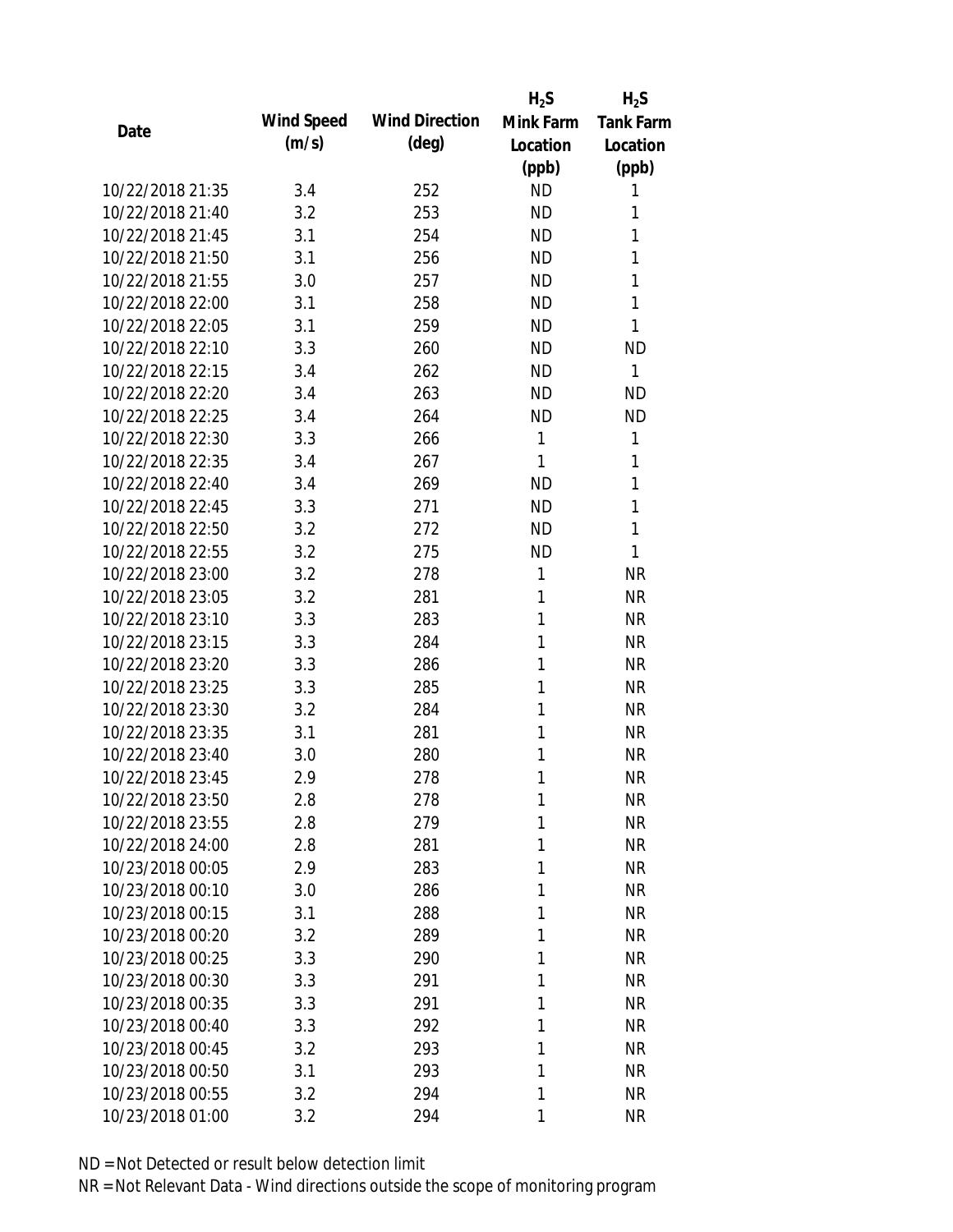| Date | Wind Speed (m/s) | Wind Direction (deg) | $H_2S$ Mink Farm Location (ppb) | $H_2S$ Tank Farm Location (ppb) |
|---|---|---|---|---|
| 10/22/2018 21:35 | 3.4 | 252 | ND | 1 |
| 10/22/2018 21:40 | 3.2 | 253 | ND | 1 |
| 10/22/2018 21:45 | 3.1 | 254 | ND | 1 |
| 10/22/2018 21:50 | 3.1 | 256 | ND | 1 |
| 10/22/2018 21:55 | 3.0 | 257 | ND | 1 |
| 10/22/2018 22:00 | 3.1 | 258 | ND | 1 |
| 10/22/2018 22:05 | 3.1 | 259 | ND | 1 |
| 10/22/2018 22:10 | 3.3 | 260 | ND | ND |
| 10/22/2018 22:15 | 3.4 | 262 | ND | 1 |
| 10/22/2018 22:20 | 3.4 | 263 | ND | ND |
| 10/22/2018 22:25 | 3.4 | 264 | ND | ND |
| 10/22/2018 22:30 | 3.3 | 266 | 1 | 1 |
| 10/22/2018 22:35 | 3.4 | 267 | 1 | 1 |
| 10/22/2018 22:40 | 3.4 | 269 | ND | 1 |
| 10/22/2018 22:45 | 3.3 | 271 | ND | 1 |
| 10/22/2018 22:50 | 3.2 | 272 | ND | 1 |
| 10/22/2018 22:55 | 3.2 | 275 | ND | 1 |
| 10/22/2018 23:00 | 3.2 | 278 | 1 | NR |
| 10/22/2018 23:05 | 3.2 | 281 | 1 | NR |
| 10/22/2018 23:10 | 3.3 | 283 | 1 | NR |
| 10/22/2018 23:15 | 3.3 | 284 | 1 | NR |
| 10/22/2018 23:20 | 3.3 | 286 | 1 | NR |
| 10/22/2018 23:25 | 3.3 | 285 | 1 | NR |
| 10/22/2018 23:30 | 3.2 | 284 | 1 | NR |
| 10/22/2018 23:35 | 3.1 | 281 | 1 | NR |
| 10/22/2018 23:40 | 3.0 | 280 | 1 | NR |
| 10/22/2018 23:45 | 2.9 | 278 | 1 | NR |
| 10/22/2018 23:50 | 2.8 | 278 | 1 | NR |
| 10/22/2018 23:55 | 2.8 | 279 | 1 | NR |
| 10/22/2018 24:00 | 2.8 | 281 | 1 | NR |
| 10/23/2018 00:05 | 2.9 | 283 | 1 | NR |
| 10/23/2018 00:10 | 3.0 | 286 | 1 | NR |
| 10/23/2018 00:15 | 3.1 | 288 | 1 | NR |
| 10/23/2018 00:20 | 3.2 | 289 | 1 | NR |
| 10/23/2018 00:25 | 3.3 | 290 | 1 | NR |
| 10/23/2018 00:30 | 3.3 | 291 | 1 | NR |
| 10/23/2018 00:35 | 3.3 | 291 | 1 | NR |
| 10/23/2018 00:40 | 3.3 | 292 | 1 | NR |
| 10/23/2018 00:45 | 3.2 | 293 | 1 | NR |
| 10/23/2018 00:50 | 3.1 | 293 | 1 | NR |
| 10/23/2018 00:55 | 3.2 | 294 | 1 | NR |
| 10/23/2018 01:00 | 3.2 | 294 | 1 | NR |

ND = Not Detected or result below detection limit

NR = Not Relevant Data - Wind directions outside the scope of monitoring program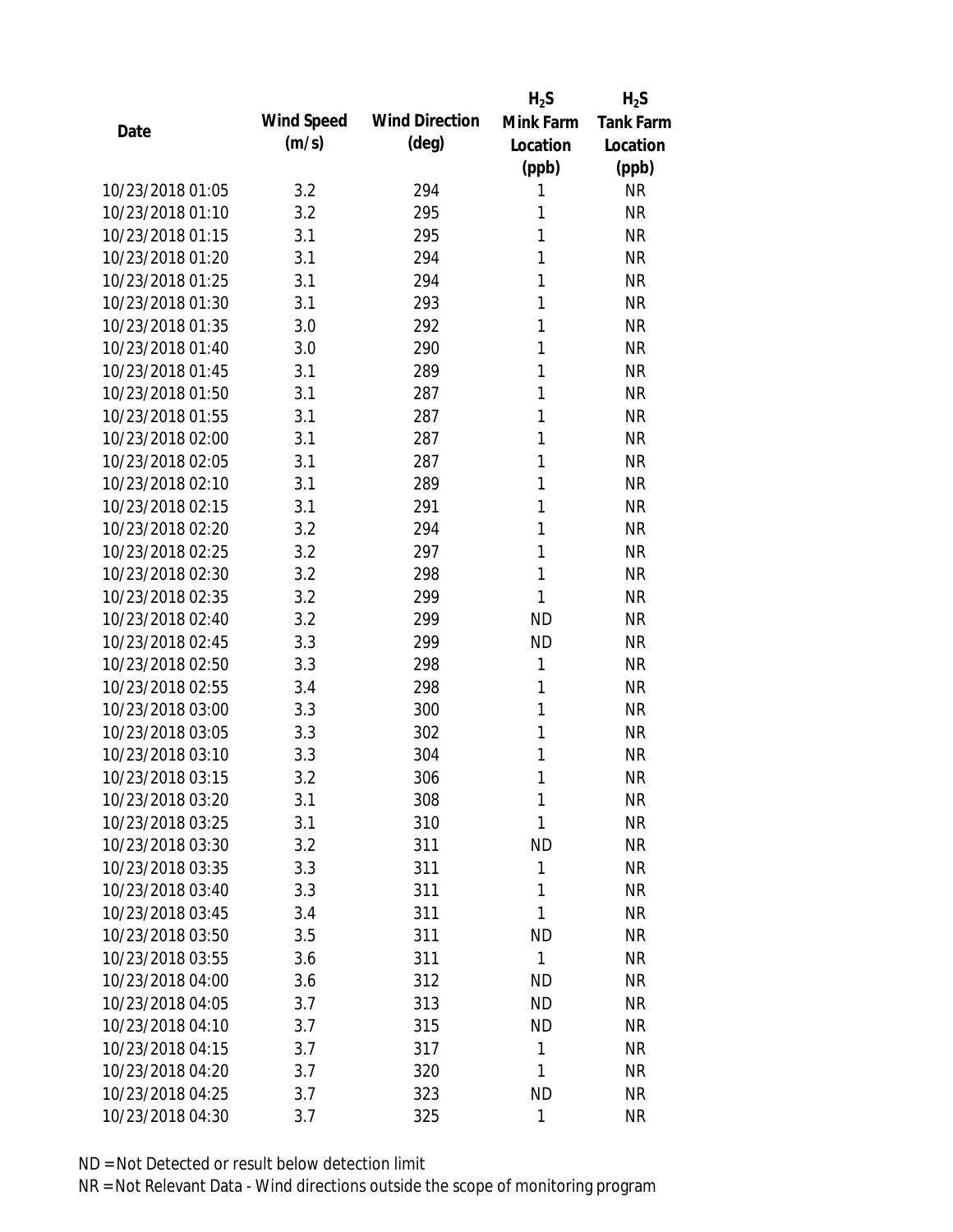| Date | Wind Speed (m/s) | Wind Direction (deg) | $H_2S$ Mink Farm Location (ppb) | $H_2S$ Tank Farm Location (ppb) |
|---|---|---|---|---|
| 10/23/2018 01:05 | 3.2 | 294 | 1 | NR |
| 10/23/2018 01:10 | 3.2 | 295 | 1 | NR |
| 10/23/2018 01:15 | 3.1 | 295 | 1 | NR |
| 10/23/2018 01:20 | 3.1 | 294 | 1 | NR |
| 10/23/2018 01:25 | 3.1 | 294 | 1 | NR |
| 10/23/2018 01:30 | 3.1 | 293 | 1 | NR |
| 10/23/2018 01:35 | 3.0 | 292 | 1 | NR |
| 10/23/2018 01:40 | 3.0 | 290 | 1 | NR |
| 10/23/2018 01:45 | 3.1 | 289 | 1 | NR |
| 10/23/2018 01:50 | 3.1 | 287 | 1 | NR |
| 10/23/2018 01:55 | 3.1 | 287 | 1 | NR |
| 10/23/2018 02:00 | 3.1 | 287 | 1 | NR |
| 10/23/2018 02:05 | 3.1 | 287 | 1 | NR |
| 10/23/2018 02:10 | 3.1 | 289 | 1 | NR |
| 10/23/2018 02:15 | 3.1 | 291 | 1 | NR |
| 10/23/2018 02:20 | 3.2 | 294 | 1 | NR |
| 10/23/2018 02:25 | 3.2 | 297 | 1 | NR |
| 10/23/2018 02:30 | 3.2 | 298 | 1 | NR |
| 10/23/2018 02:35 | 3.2 | 299 | 1 | NR |
| 10/23/2018 02:40 | 3.2 | 299 | ND | NR |
| 10/23/2018 02:45 | 3.3 | 299 | ND | NR |
| 10/23/2018 02:50 | 3.3 | 298 | 1 | NR |
| 10/23/2018 02:55 | 3.4 | 298 | 1 | NR |
| 10/23/2018 03:00 | 3.3 | 300 | 1 | NR |
| 10/23/2018 03:05 | 3.3 | 302 | 1 | NR |
| 10/23/2018 03:10 | 3.3 | 304 | 1 | NR |
| 10/23/2018 03:15 | 3.2 | 306 | 1 | NR |
| 10/23/2018 03:20 | 3.1 | 308 | 1 | NR |
| 10/23/2018 03:25 | 3.1 | 310 | 1 | NR |
| 10/23/2018 03:30 | 3.2 | 311 | ND | NR |
| 10/23/2018 03:35 | 3.3 | 311 | 1 | NR |
| 10/23/2018 03:40 | 3.3 | 311 | 1 | NR |
| 10/23/2018 03:45 | 3.4 | 311 | 1 | NR |
| 10/23/2018 03:50 | 3.5 | 311 | ND | NR |
| 10/23/2018 03:55 | 3.6 | 311 | 1 | NR |
| 10/23/2018 04:00 | 3.6 | 312 | ND | NR |
| 10/23/2018 04:05 | 3.7 | 313 | ND | NR |
| 10/23/2018 04:10 | 3.7 | 315 | ND | NR |
| 10/23/2018 04:15 | 3.7 | 317 | 1 | NR |
| 10/23/2018 04:20 | 3.7 | 320 | 1 | NR |
| 10/23/2018 04:25 | 3.7 | 323 | ND | NR |
| 10/23/2018 04:30 | 3.7 | 325 | 1 | NR |

ND = Not Detected or result below detection limit
NR = Not Relevant Data - Wind directions outside the scope of monitoring program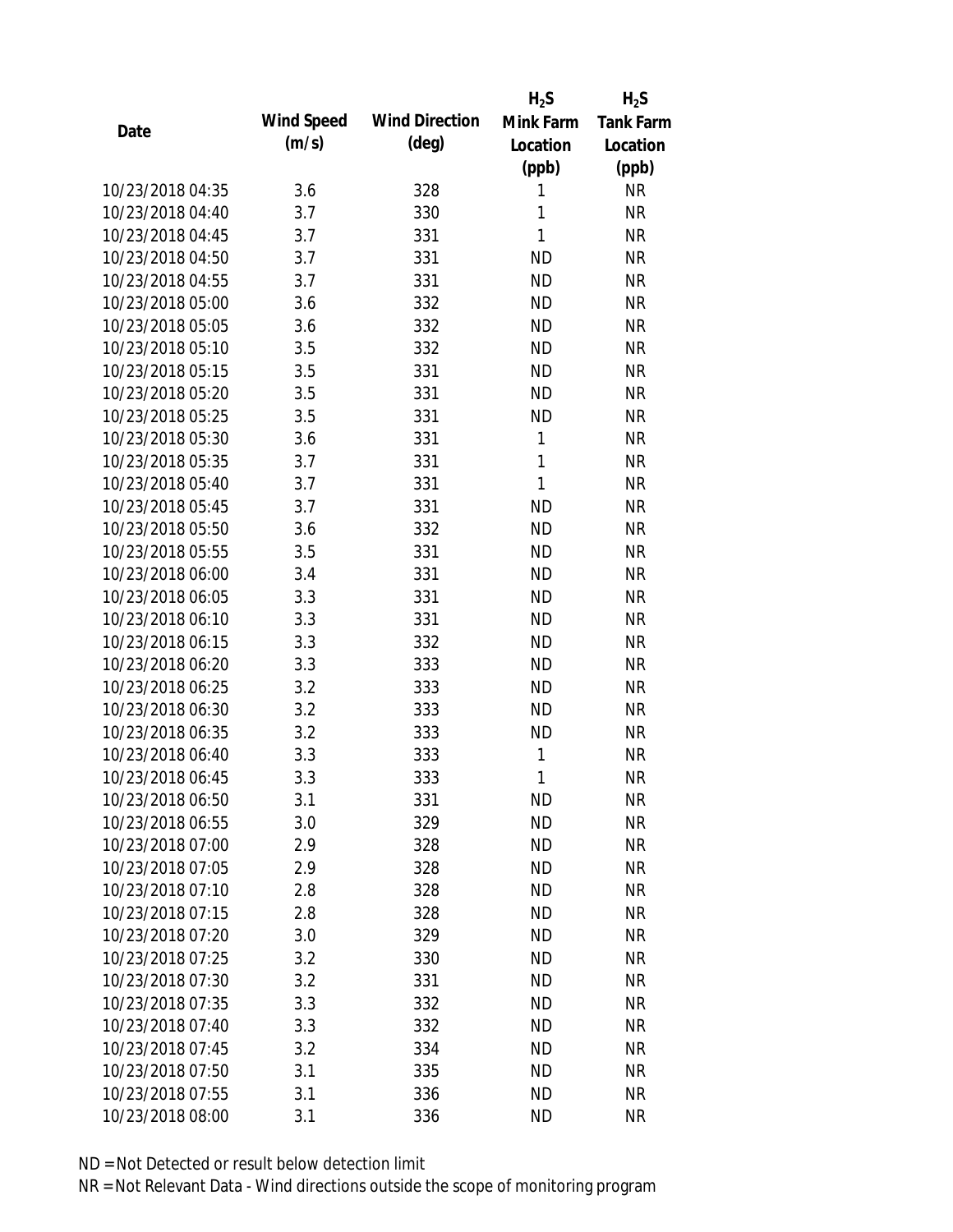| Date | Wind Speed (m/s) | Wind Direction (deg) | $H_2S$ Mink Farm Location (ppb) | $H_2S$ Tank Farm Location (ppb) |
| --- | --- | --- | --- | --- |
| 10/23/2018 04:35 | 3.6 | 328 | 1 | NR |
| 10/23/2018 04:40 | 3.7 | 330 | 1 | NR |
| 10/23/2018 04:45 | 3.7 | 331 | 1 | NR |
| 10/23/2018 04:50 | 3.7 | 331 | ND | NR |
| 10/23/2018 04:55 | 3.7 | 331 | ND | NR |
| 10/23/2018 05:00 | 3.6 | 332 | ND | NR |
| 10/23/2018 05:05 | 3.6 | 332 | ND | NR |
| 10/23/2018 05:10 | 3.5 | 332 | ND | NR |
| 10/23/2018 05:15 | 3.5 | 331 | ND | NR |
| 10/23/2018 05:20 | 3.5 | 331 | ND | NR |
| 10/23/2018 05:25 | 3.5 | 331 | ND | NR |
| 10/23/2018 05:30 | 3.6 | 331 | 1 | NR |
| 10/23/2018 05:35 | 3.7 | 331 | 1 | NR |
| 10/23/2018 05:40 | 3.7 | 331 | 1 | NR |
| 10/23/2018 05:45 | 3.7 | 331 | ND | NR |
| 10/23/2018 05:50 | 3.6 | 332 | ND | NR |
| 10/23/2018 05:55 | 3.5 | 331 | ND | NR |
| 10/23/2018 06:00 | 3.4 | 331 | ND | NR |
| 10/23/2018 06:05 | 3.3 | 331 | ND | NR |
| 10/23/2018 06:10 | 3.3 | 331 | ND | NR |
| 10/23/2018 06:15 | 3.3 | 332 | ND | NR |
| 10/23/2018 06:20 | 3.3 | 333 | ND | NR |
| 10/23/2018 06:25 | 3.2 | 333 | ND | NR |
| 10/23/2018 06:30 | 3.2 | 333 | ND | NR |
| 10/23/2018 06:35 | 3.2 | 333 | ND | NR |
| 10/23/2018 06:40 | 3.3 | 333 | 1 | NR |
| 10/23/2018 06:45 | 3.3 | 333 | 1 | NR |
| 10/23/2018 06:50 | 3.1 | 331 | ND | NR |
| 10/23/2018 06:55 | 3.0 | 329 | ND | NR |
| 10/23/2018 07:00 | 2.9 | 328 | ND | NR |
| 10/23/2018 07:05 | 2.9 | 328 | ND | NR |
| 10/23/2018 07:10 | 2.8 | 328 | ND | NR |
| 10/23/2018 07:15 | 2.8 | 328 | ND | NR |
| 10/23/2018 07:20 | 3.0 | 329 | ND | NR |
| 10/23/2018 07:25 | 3.2 | 330 | ND | NR |
| 10/23/2018 07:30 | 3.2 | 331 | ND | NR |
| 10/23/2018 07:35 | 3.3 | 332 | ND | NR |
| 10/23/2018 07:40 | 3.3 | 332 | ND | NR |
| 10/23/2018 07:45 | 3.2 | 334 | ND | NR |
| 10/23/2018 07:50 | 3.1 | 335 | ND | NR |
| 10/23/2018 07:55 | 3.1 | 336 | ND | NR |
| 10/23/2018 08:00 | 3.1 | 336 | ND | NR |

ND = Not Detected or result below detection limit

NR = Not Relevant Data - Wind directions outside the scope of monitoring program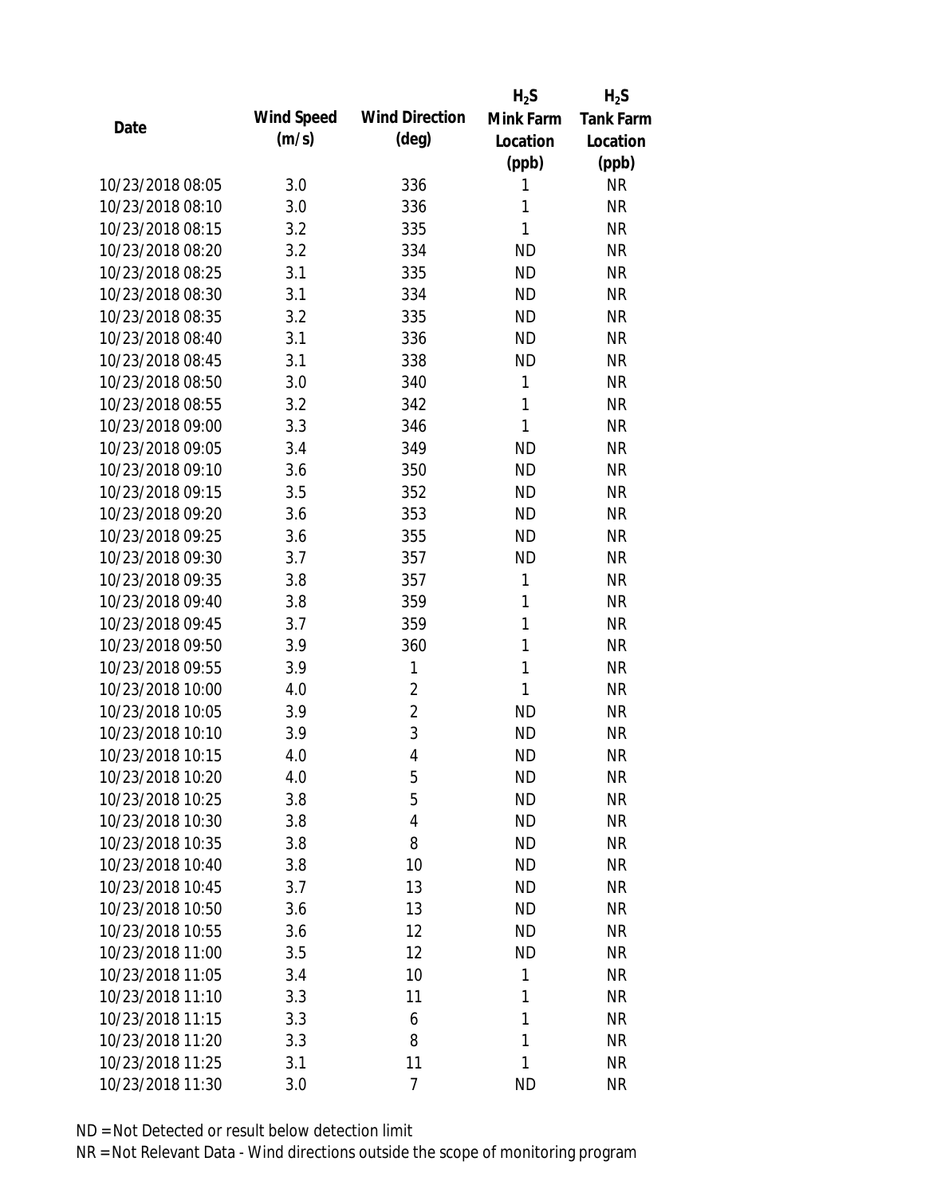| Date | Wind Speed (m/s) | Wind Direction (deg) | $H_2S$ Mink Farm Location (ppb) | $H_2S$ Tank Farm Location (ppb) |
|---|---|---|---|---|
| 10/23/2018 08:05 | 3.0 | 336 | 1 | NR |
| 10/23/2018 08:10 | 3.0 | 336 | 1 | NR |
| 10/23/2018 08:15 | 3.2 | 335 | 1 | NR |
| 10/23/2018 08:20 | 3.2 | 334 | ND | NR |
| 10/23/2018 08:25 | 3.1 | 335 | ND | NR |
| 10/23/2018 08:30 | 3.1 | 334 | ND | NR |
| 10/23/2018 08:35 | 3.2 | 335 | ND | NR |
| 10/23/2018 08:40 | 3.1 | 336 | ND | NR |
| 10/23/2018 08:45 | 3.1 | 338 | ND | NR |
| 10/23/2018 08:50 | 3.0 | 340 | 1 | NR |
| 10/23/2018 08:55 | 3.2 | 342 | 1 | NR |
| 10/23/2018 09:00 | 3.3 | 346 | 1 | NR |
| 10/23/2018 09:05 | 3.4 | 349 | ND | NR |
| 10/23/2018 09:10 | 3.6 | 350 | ND | NR |
| 10/23/2018 09:15 | 3.5 | 352 | ND | NR |
| 10/23/2018 09:20 | 3.6 | 353 | ND | NR |
| 10/23/2018 09:25 | 3.6 | 355 | ND | NR |
| 10/23/2018 09:30 | 3.7 | 357 | ND | NR |
| 10/23/2018 09:35 | 3.8 | 357 | 1 | NR |
| 10/23/2018 09:40 | 3.8 | 359 | 1 | NR |
| 10/23/2018 09:45 | 3.7 | 359 | 1 | NR |
| 10/23/2018 09:50 | 3.9 | 360 | 1 | NR |
| 10/23/2018 09:55 | 3.9 | 1 | 1 | NR |
| 10/23/2018 10:00 | 4.0 | 2 | 1 | NR |
| 10/23/2018 10:05 | 3.9 | 2 | ND | NR |
| 10/23/2018 10:10 | 3.9 | 3 | ND | NR |
| 10/23/2018 10:15 | 4.0 | 4 | ND | NR |
| 10/23/2018 10:20 | 4.0 | 5 | ND | NR |
| 10/23/2018 10:25 | 3.8 | 5 | ND | NR |
| 10/23/2018 10:30 | 3.8 | 4 | ND | NR |
| 10/23/2018 10:35 | 3.8 | 8 | ND | NR |
| 10/23/2018 10:40 | 3.8 | 10 | ND | NR |
| 10/23/2018 10:45 | 3.7 | 13 | ND | NR |
| 10/23/2018 10:50 | 3.6 | 13 | ND | NR |
| 10/23/2018 10:55 | 3.6 | 12 | ND | NR |
| 10/23/2018 11:00 | 3.5 | 12 | ND | NR |
| 10/23/2018 11:05 | 3.4 | 10 | 1 | NR |
| 10/23/2018 11:10 | 3.3 | 11 | 1 | NR |
| 10/23/2018 11:15 | 3.3 | 6 | 1 | NR |
| 10/23/2018 11:20 | 3.3 | 8 | 1 | NR |
| 10/23/2018 11:25 | 3.1 | 11 | 1 | NR |
| 10/23/2018 11:30 | 3.0 | 7 | ND | NR |

ND = Not Detected or result below detection limit

NR = Not Relevant Data - Wind directions outside the scope of monitoring program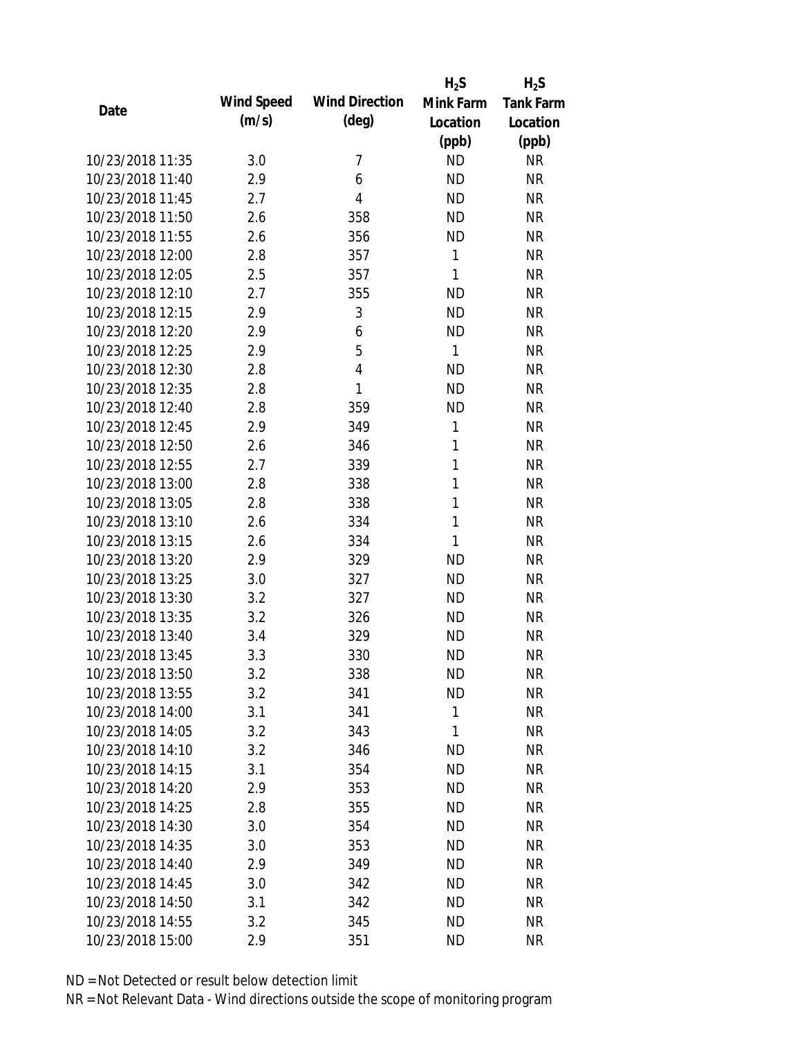| Date | Wind Speed (m/s) | Wind Direction (deg) | $H_2S$ Mink Farm Location (ppb) | $H_2S$ Tank Farm Location (ppb) |
| --- | --- | --- | --- | --- |
| 10/23/2018 11:35 | 3.0 | 7 | ND | NR |
| 10/23/2018 11:40 | 2.9 | 6 | ND | NR |
| 10/23/2018 11:45 | 2.7 | 4 | ND | NR |
| 10/23/2018 11:50 | 2.6 | 358 | ND | NR |
| 10/23/2018 11:55 | 2.6 | 356 | ND | NR |
| 10/23/2018 12:00 | 2.8 | 357 | 1 | NR |
| 10/23/2018 12:05 | 2.5 | 357 | 1 | NR |
| 10/23/2018 12:10 | 2.7 | 355 | ND | NR |
| 10/23/2018 12:15 | 2.9 | 3 | ND | NR |
| 10/23/2018 12:20 | 2.9 | 6 | ND | NR |
| 10/23/2018 12:25 | 2.9 | 5 | 1 | NR |
| 10/23/2018 12:30 | 2.8 | 4 | ND | NR |
| 10/23/2018 12:35 | 2.8 | 1 | ND | NR |
| 10/23/2018 12:40 | 2.8 | 359 | ND | NR |
| 10/23/2018 12:45 | 2.9 | 349 | 1 | NR |
| 10/23/2018 12:50 | 2.6 | 346 | 1 | NR |
| 10/23/2018 12:55 | 2.7 | 339 | 1 | NR |
| 10/23/2018 13:00 | 2.8 | 338 | 1 | NR |
| 10/23/2018 13:05 | 2.8 | 338 | 1 | NR |
| 10/23/2018 13:10 | 2.6 | 334 | 1 | NR |
| 10/23/2018 13:15 | 2.6 | 334 | 1 | NR |
| 10/23/2018 13:20 | 2.9 | 329 | ND | NR |
| 10/23/2018 13:25 | 3.0 | 327 | ND | NR |
| 10/23/2018 13:30 | 3.2 | 327 | ND | NR |
| 10/23/2018 13:35 | 3.2 | 326 | ND | NR |
| 10/23/2018 13:40 | 3.4 | 329 | ND | NR |
| 10/23/2018 13:45 | 3.3 | 330 | ND | NR |
| 10/23/2018 13:50 | 3.2 | 338 | ND | NR |
| 10/23/2018 13:55 | 3.2 | 341 | ND | NR |
| 10/23/2018 14:00 | 3.1 | 341 | 1 | NR |
| 10/23/2018 14:05 | 3.2 | 343 | 1 | NR |
| 10/23/2018 14:10 | 3.2 | 346 | ND | NR |
| 10/23/2018 14:15 | 3.1 | 354 | ND | NR |
| 10/23/2018 14:20 | 2.9 | 353 | ND | NR |
| 10/23/2018 14:25 | 2.8 | 355 | ND | NR |
| 10/23/2018 14:30 | 3.0 | 354 | ND | NR |
| 10/23/2018 14:35 | 3.0 | 353 | ND | NR |
| 10/23/2018 14:40 | 2.9 | 349 | ND | NR |
| 10/23/2018 14:45 | 3.0 | 342 | ND | NR |
| 10/23/2018 14:50 | 3.1 | 342 | ND | NR |
| 10/23/2018 14:55 | 3.2 | 345 | ND | NR |
| 10/23/2018 15:00 | 2.9 | 351 | ND | NR |

ND = Not Detected or result below detection limit

NR = Not Relevant Data - Wind directions outside the scope of monitoring program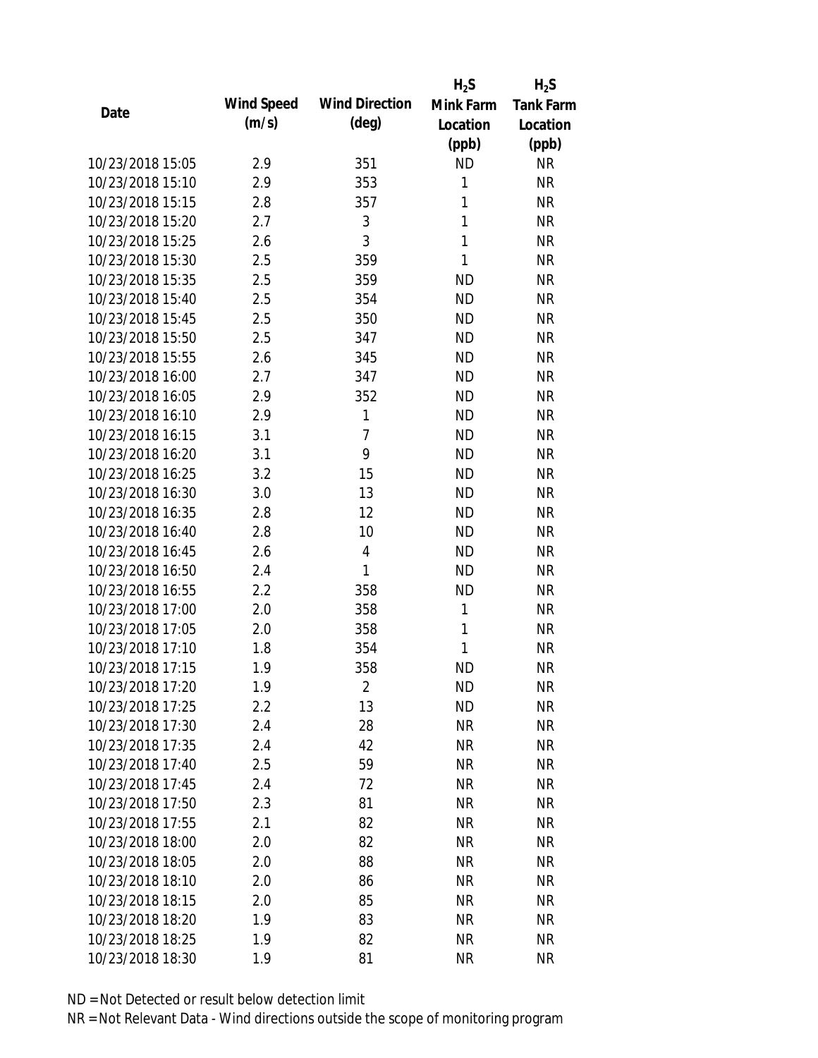| Date | Wind Speed (m/s) | Wind Direction (deg) | $H_2S$ Mink Farm Location (ppb) | $H_2S$ Tank Farm Location (ppb) |
|---|---|---|---|---|
| 10/23/2018 15:05 | 2.9 | 351 | ND | NR |
| 10/23/2018 15:10 | 2.9 | 353 | 1 | NR |
| 10/23/2018 15:15 | 2.8 | 357 | 1 | NR |
| 10/23/2018 15:20 | 2.7 | 3 | 1 | NR |
| 10/23/2018 15:25 | 2.6 | 3 | 1 | NR |
| 10/23/2018 15:30 | 2.5 | 359 | 1 | NR |
| 10/23/2018 15:35 | 2.5 | 359 | ND | NR |
| 10/23/2018 15:40 | 2.5 | 354 | ND | NR |
| 10/23/2018 15:45 | 2.5 | 350 | ND | NR |
| 10/23/2018 15:50 | 2.5 | 347 | ND | NR |
| 10/23/2018 15:55 | 2.6 | 345 | ND | NR |
| 10/23/2018 16:00 | 2.7 | 347 | ND | NR |
| 10/23/2018 16:05 | 2.9 | 352 | ND | NR |
| 10/23/2018 16:10 | 2.9 | 1 | ND | NR |
| 10/23/2018 16:15 | 3.1 | 7 | ND | NR |
| 10/23/2018 16:20 | 3.1 | 9 | ND | NR |
| 10/23/2018 16:25 | 3.2 | 15 | ND | NR |
| 10/23/2018 16:30 | 3.0 | 13 | ND | NR |
| 10/23/2018 16:35 | 2.8 | 12 | ND | NR |
| 10/23/2018 16:40 | 2.8 | 10 | ND | NR |
| 10/23/2018 16:45 | 2.6 | 4 | ND | NR |
| 10/23/2018 16:50 | 2.4 | 1 | ND | NR |
| 10/23/2018 16:55 | 2.2 | 358 | ND | NR |
| 10/23/2018 17:00 | 2.0 | 358 | 1 | NR |
| 10/23/2018 17:05 | 2.0 | 358 | 1 | NR |
| 10/23/2018 17:10 | 1.8 | 354 | 1 | NR |
| 10/23/2018 17:15 | 1.9 | 358 | ND | NR |
| 10/23/2018 17:20 | 1.9 | 2 | ND | NR |
| 10/23/2018 17:25 | 2.2 | 13 | ND | NR |
| 10/23/2018 17:30 | 2.4 | 28 | NR | NR |
| 10/23/2018 17:35 | 2.4 | 42 | NR | NR |
| 10/23/2018 17:40 | 2.5 | 59 | NR | NR |
| 10/23/2018 17:45 | 2.4 | 72 | NR | NR |
| 10/23/2018 17:50 | 2.3 | 81 | NR | NR |
| 10/23/2018 17:55 | 2.1 | 82 | NR | NR |
| 10/23/2018 18:00 | 2.0 | 82 | NR | NR |
| 10/23/2018 18:05 | 2.0 | 88 | NR | NR |
| 10/23/2018 18:10 | 2.0 | 86 | NR | NR |
| 10/23/2018 18:15 | 2.0 | 85 | NR | NR |
| 10/23/2018 18:20 | 1.9 | 83 | NR | NR |
| 10/23/2018 18:25 | 1.9 | 82 | NR | NR |
| 10/23/2018 18:30 | 1.9 | 81 | NR | NR |

ND = Not Detected or result below detection limit

NR = Not Relevant Data - Wind directions outside the scope of monitoring program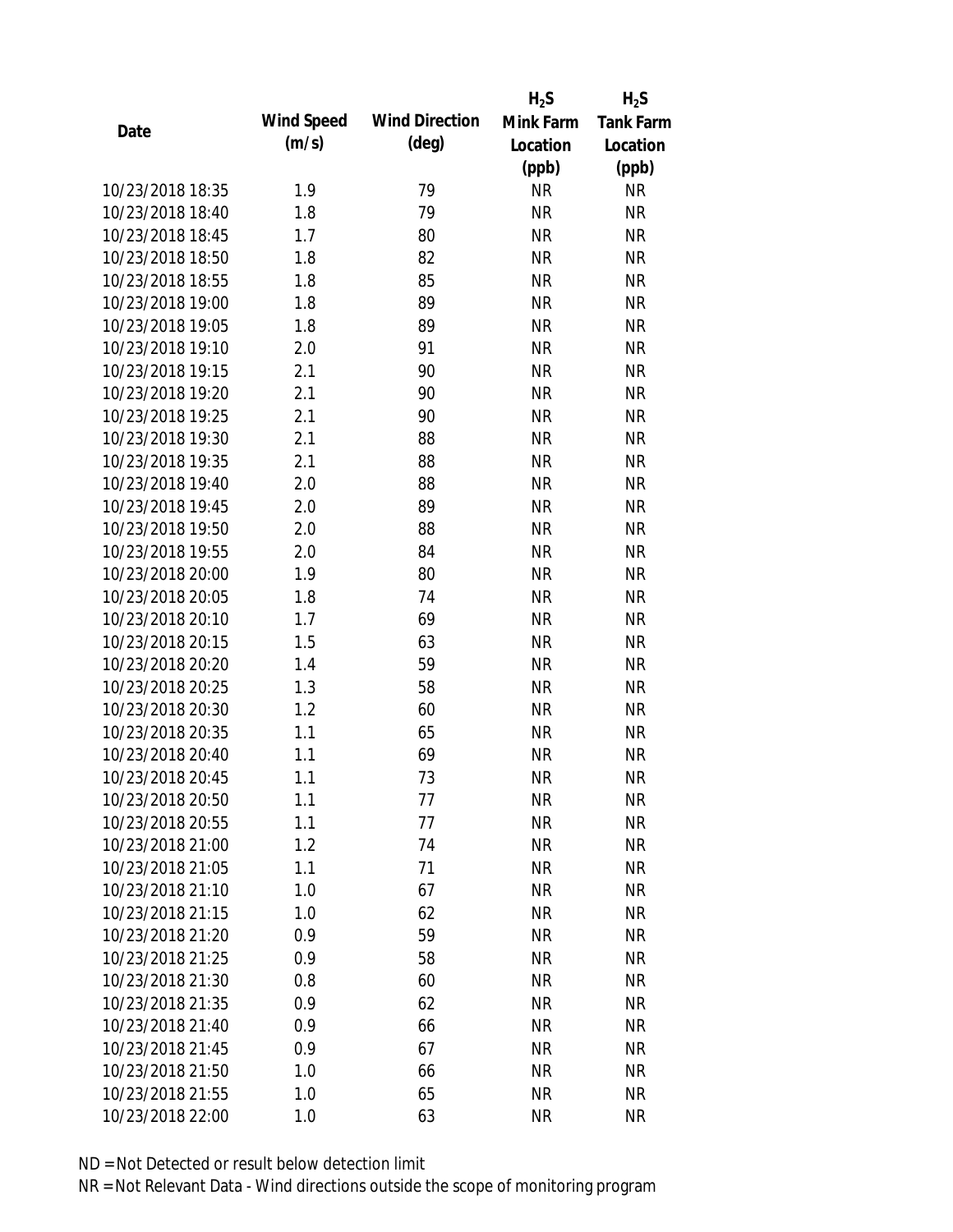| Date | Wind Speed (m/s) | Wind Direction (deg) | $H_2S$ Mink Farm Location (ppb) | $H_2S$ Tank Farm Location (ppb) |
|---|---|---|---|---|
| 10/23/2018 18:35 | 1.9 | 79 | NR | NR |
| 10/23/2018 18:40 | 1.8 | 79 | NR | NR |
| 10/23/2018 18:45 | 1.7 | 80 | NR | NR |
| 10/23/2018 18:50 | 1.8 | 82 | NR | NR |
| 10/23/2018 18:55 | 1.8 | 85 | NR | NR |
| 10/23/2018 19:00 | 1.8 | 89 | NR | NR |
| 10/23/2018 19:05 | 1.8 | 89 | NR | NR |
| 10/23/2018 19:10 | 2.0 | 91 | NR | NR |
| 10/23/2018 19:15 | 2.1 | 90 | NR | NR |
| 10/23/2018 19:20 | 2.1 | 90 | NR | NR |
| 10/23/2018 19:25 | 2.1 | 90 | NR | NR |
| 10/23/2018 19:30 | 2.1 | 88 | NR | NR |
| 10/23/2018 19:35 | 2.1 | 88 | NR | NR |
| 10/23/2018 19:40 | 2.0 | 88 | NR | NR |
| 10/23/2018 19:45 | 2.0 | 89 | NR | NR |
| 10/23/2018 19:50 | 2.0 | 88 | NR | NR |
| 10/23/2018 19:55 | 2.0 | 84 | NR | NR |
| 10/23/2018 20:00 | 1.9 | 80 | NR | NR |
| 10/23/2018 20:05 | 1.8 | 74 | NR | NR |
| 10/23/2018 20:10 | 1.7 | 69 | NR | NR |
| 10/23/2018 20:15 | 1.5 | 63 | NR | NR |
| 10/23/2018 20:20 | 1.4 | 59 | NR | NR |
| 10/23/2018 20:25 | 1.3 | 58 | NR | NR |
| 10/23/2018 20:30 | 1.2 | 60 | NR | NR |
| 10/23/2018 20:35 | 1.1 | 65 | NR | NR |
| 10/23/2018 20:40 | 1.1 | 69 | NR | NR |
| 10/23/2018 20:45 | 1.1 | 73 | NR | NR |
| 10/23/2018 20:50 | 1.1 | 77 | NR | NR |
| 10/23/2018 20:55 | 1.1 | 77 | NR | NR |
| 10/23/2018 21:00 | 1.2 | 74 | NR | NR |
| 10/23/2018 21:05 | 1.1 | 71 | NR | NR |
| 10/23/2018 21:10 | 1.0 | 67 | NR | NR |
| 10/23/2018 21:15 | 1.0 | 62 | NR | NR |
| 10/23/2018 21:20 | 0.9 | 59 | NR | NR |
| 10/23/2018 21:25 | 0.9 | 58 | NR | NR |
| 10/23/2018 21:30 | 0.8 | 60 | NR | NR |
| 10/23/2018 21:35 | 0.9 | 62 | NR | NR |
| 10/23/2018 21:40 | 0.9 | 66 | NR | NR |
| 10/23/2018 21:45 | 0.9 | 67 | NR | NR |
| 10/23/2018 21:50 | 1.0 | 66 | NR | NR |
| 10/23/2018 21:55 | 1.0 | 65 | NR | NR |
| 10/23/2018 22:00 | 1.0 | 63 | NR | NR |

ND = Not Detected or result below detection limit

NR = Not Relevant Data - Wind directions outside the scope of monitoring program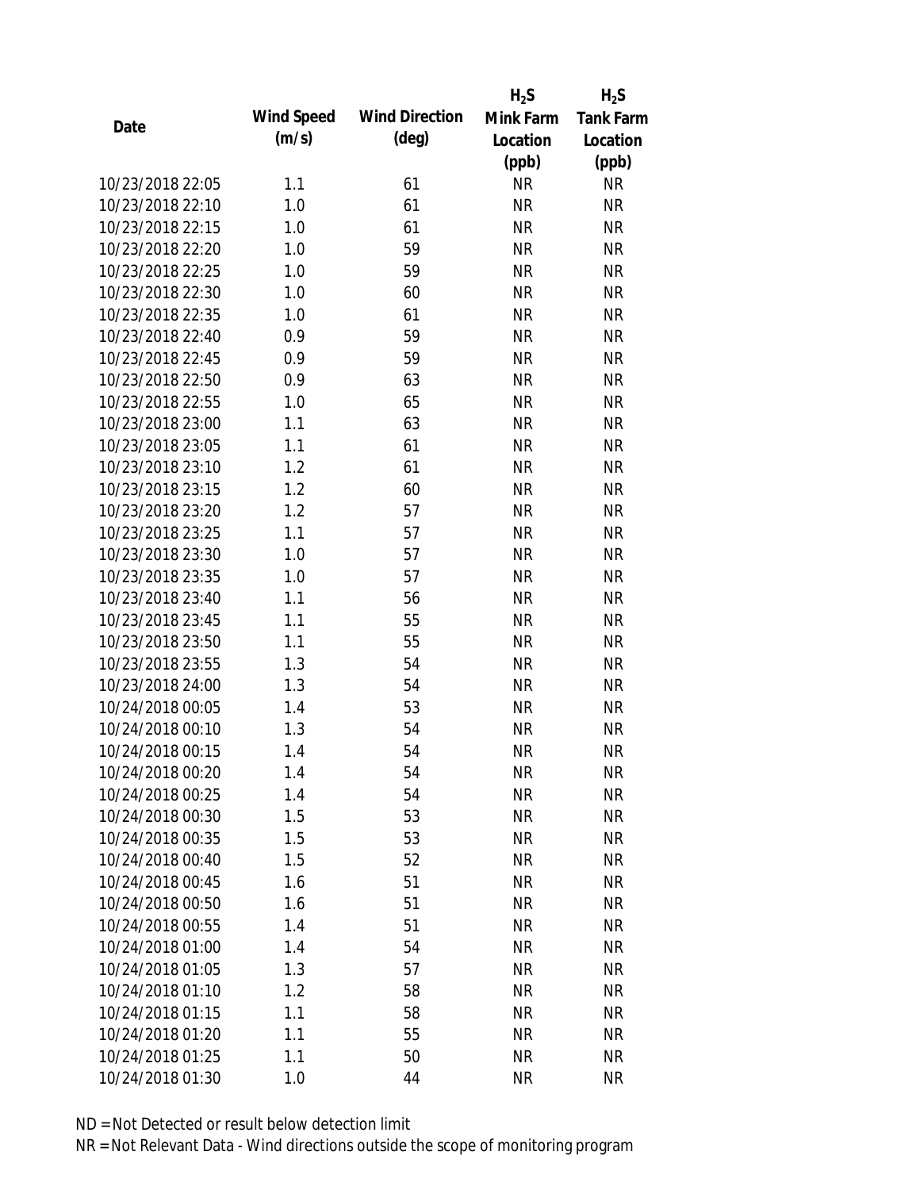| Date | Wind Speed (m/s) | Wind Direction (deg) | $H_2S$ Mink Farm Location (ppb) | $H_2S$ Tank Farm Location (ppb) |
|---|---|---|---|---|
| 10/23/2018 22:05 | 1.1 | 61 | NR | NR |
| 10/23/2018 22:10 | 1.0 | 61 | NR | NR |
| 10/23/2018 22:15 | 1.0 | 61 | NR | NR |
| 10/23/2018 22:20 | 1.0 | 59 | NR | NR |
| 10/23/2018 22:25 | 1.0 | 59 | NR | NR |
| 10/23/2018 22:30 | 1.0 | 60 | NR | NR |
| 10/23/2018 22:35 | 1.0 | 61 | NR | NR |
| 10/23/2018 22:40 | 0.9 | 59 | NR | NR |
| 10/23/2018 22:45 | 0.9 | 59 | NR | NR |
| 10/23/2018 22:50 | 0.9 | 63 | NR | NR |
| 10/23/2018 22:55 | 1.0 | 65 | NR | NR |
| 10/23/2018 23:00 | 1.1 | 63 | NR | NR |
| 10/23/2018 23:05 | 1.1 | 61 | NR | NR |
| 10/23/2018 23:10 | 1.2 | 61 | NR | NR |
| 10/23/2018 23:15 | 1.2 | 60 | NR | NR |
| 10/23/2018 23:20 | 1.2 | 57 | NR | NR |
| 10/23/2018 23:25 | 1.1 | 57 | NR | NR |
| 10/23/2018 23:30 | 1.0 | 57 | NR | NR |
| 10/23/2018 23:35 | 1.0 | 57 | NR | NR |
| 10/23/2018 23:40 | 1.1 | 56 | NR | NR |
| 10/23/2018 23:45 | 1.1 | 55 | NR | NR |
| 10/23/2018 23:50 | 1.1 | 55 | NR | NR |
| 10/23/2018 23:55 | 1.3 | 54 | NR | NR |
| 10/23/2018 24:00 | 1.3 | 54 | NR | NR |
| 10/24/2018 00:05 | 1.4 | 53 | NR | NR |
| 10/24/2018 00:10 | 1.3 | 54 | NR | NR |
| 10/24/2018 00:15 | 1.4 | 54 | NR | NR |
| 10/24/2018 00:20 | 1.4 | 54 | NR | NR |
| 10/24/2018 00:25 | 1.4 | 54 | NR | NR |
| 10/24/2018 00:30 | 1.5 | 53 | NR | NR |
| 10/24/2018 00:35 | 1.5 | 53 | NR | NR |
| 10/24/2018 00:40 | 1.5 | 52 | NR | NR |
| 10/24/2018 00:45 | 1.6 | 51 | NR | NR |
| 10/24/2018 00:50 | 1.6 | 51 | NR | NR |
| 10/24/2018 00:55 | 1.4 | 51 | NR | NR |
| 10/24/2018 01:00 | 1.4 | 54 | NR | NR |
| 10/24/2018 01:05 | 1.3 | 57 | NR | NR |
| 10/24/2018 01:10 | 1.2 | 58 | NR | NR |
| 10/24/2018 01:15 | 1.1 | 58 | NR | NR |
| 10/24/2018 01:20 | 1.1 | 55 | NR | NR |
| 10/24/2018 01:25 | 1.1 | 50 | NR | NR |
| 10/24/2018 01:30 | 1.0 | 44 | NR | NR |

ND = Not Detected or result below detection limit
NR = Not Relevant Data - Wind directions outside the scope of monitoring program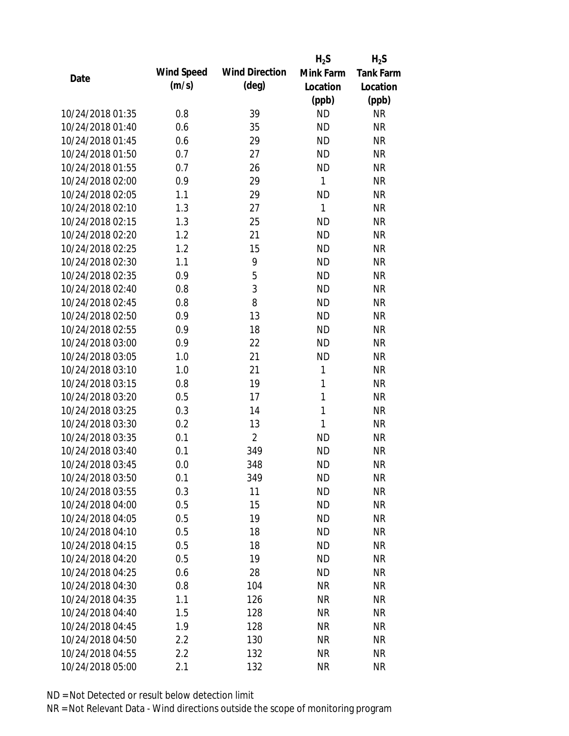| Date | Wind Speed (m/s) | Wind Direction (deg) | $H_2S$ Mink Farm Location (ppb) | $H_2S$ Tank Farm Location (ppb) |
|---|---|---|---|---|
| 10/24/2018 01:35 | 0.8 | 39 | ND | NR |
| 10/24/2018 01:40 | 0.6 | 35 | ND | NR |
| 10/24/2018 01:45 | 0.6 | 29 | ND | NR |
| 10/24/2018 01:50 | 0.7 | 27 | ND | NR |
| 10/24/2018 01:55 | 0.7 | 26 | ND | NR |
| 10/24/2018 02:00 | 0.9 | 29 | 1 | NR |
| 10/24/2018 02:05 | 1.1 | 29 | ND | NR |
| 10/24/2018 02:10 | 1.3 | 27 | 1 | NR |
| 10/24/2018 02:15 | 1.3 | 25 | ND | NR |
| 10/24/2018 02:20 | 1.2 | 21 | ND | NR |
| 10/24/2018 02:25 | 1.2 | 15 | ND | NR |
| 10/24/2018 02:30 | 1.1 | 9 | ND | NR |
| 10/24/2018 02:35 | 0.9 | 5 | ND | NR |
| 10/24/2018 02:40 | 0.8 | 3 | ND | NR |
| 10/24/2018 02:45 | 0.8 | 8 | ND | NR |
| 10/24/2018 02:50 | 0.9 | 13 | ND | NR |
| 10/24/2018 02:55 | 0.9 | 18 | ND | NR |
| 10/24/2018 03:00 | 0.9 | 22 | ND | NR |
| 10/24/2018 03:05 | 1.0 | 21 | ND | NR |
| 10/24/2018 03:10 | 1.0 | 21 | 1 | NR |
| 10/24/2018 03:15 | 0.8 | 19 | 1 | NR |
| 10/24/2018 03:20 | 0.5 | 17 | 1 | NR |
| 10/24/2018 03:25 | 0.3 | 14 | 1 | NR |
| 10/24/2018 03:30 | 0.2 | 13 | 1 | NR |
| 10/24/2018 03:35 | 0.1 | 2 | ND | NR |
| 10/24/2018 03:40 | 0.1 | 349 | ND | NR |
| 10/24/2018 03:45 | 0.0 | 348 | ND | NR |
| 10/24/2018 03:50 | 0.1 | 349 | ND | NR |
| 10/24/2018 03:55 | 0.3 | 11 | ND | NR |
| 10/24/2018 04:00 | 0.5 | 15 | ND | NR |
| 10/24/2018 04:05 | 0.5 | 19 | ND | NR |
| 10/24/2018 04:10 | 0.5 | 18 | ND | NR |
| 10/24/2018 04:15 | 0.5 | 18 | ND | NR |
| 10/24/2018 04:20 | 0.5 | 19 | ND | NR |
| 10/24/2018 04:25 | 0.6 | 28 | ND | NR |
| 10/24/2018 04:30 | 0.8 | 104 | NR | NR |
| 10/24/2018 04:35 | 1.1 | 126 | NR | NR |
| 10/24/2018 04:40 | 1.5 | 128 | NR | NR |
| 10/24/2018 04:45 | 1.9 | 128 | NR | NR |
| 10/24/2018 04:50 | 2.2 | 130 | NR | NR |
| 10/24/2018 04:55 | 2.2 | 132 | NR | NR |
| 10/24/2018 05:00 | 2.1 | 132 | NR | NR |

ND = Not Detected or result below detection limit

NR = Not Relevant Data - Wind directions outside the scope of monitoring program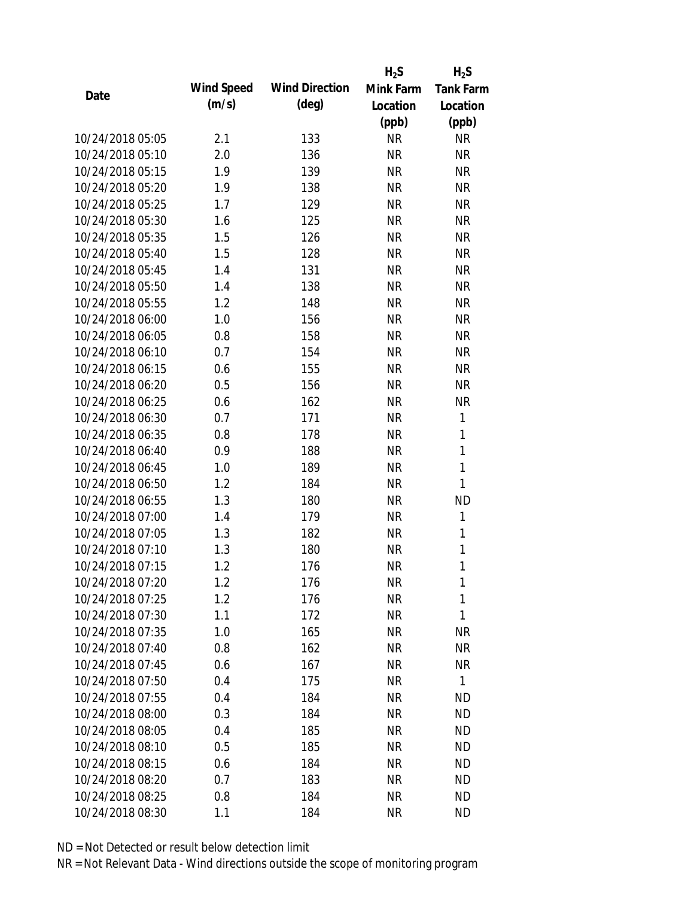| Date | Wind Speed (m/s) | Wind Direction (deg) | $H_2S$ Mink Farm Location (ppb) | $H_2S$ Tank Farm Location (ppb) |
|---|---|---|---|---|
| 10/24/2018 05:05 | 2.1 | 133 | NR | NR |
| 10/24/2018 05:10 | 2.0 | 136 | NR | NR |
| 10/24/2018 05:15 | 1.9 | 139 | NR | NR |
| 10/24/2018 05:20 | 1.9 | 138 | NR | NR |
| 10/24/2018 05:25 | 1.7 | 129 | NR | NR |
| 10/24/2018 05:30 | 1.6 | 125 | NR | NR |
| 10/24/2018 05:35 | 1.5 | 126 | NR | NR |
| 10/24/2018 05:40 | 1.5 | 128 | NR | NR |
| 10/24/2018 05:45 | 1.4 | 131 | NR | NR |
| 10/24/2018 05:50 | 1.4 | 138 | NR | NR |
| 10/24/2018 05:55 | 1.2 | 148 | NR | NR |
| 10/24/2018 06:00 | 1.0 | 156 | NR | NR |
| 10/24/2018 06:05 | 0.8 | 158 | NR | NR |
| 10/24/2018 06:10 | 0.7 | 154 | NR | NR |
| 10/24/2018 06:15 | 0.6 | 155 | NR | NR |
| 10/24/2018 06:20 | 0.5 | 156 | NR | NR |
| 10/24/2018 06:25 | 0.6 | 162 | NR | NR |
| 10/24/2018 06:30 | 0.7 | 171 | NR | 1 |
| 10/24/2018 06:35 | 0.8 | 178 | NR | 1 |
| 10/24/2018 06:40 | 0.9 | 188 | NR | 1 |
| 10/24/2018 06:45 | 1.0 | 189 | NR | 1 |
| 10/24/2018 06:50 | 1.2 | 184 | NR | 1 |
| 10/24/2018 06:55 | 1.3 | 180 | NR | ND |
| 10/24/2018 07:00 | 1.4 | 179 | NR | 1 |
| 10/24/2018 07:05 | 1.3 | 182 | NR | 1 |
| 10/24/2018 07:10 | 1.3 | 180 | NR | 1 |
| 10/24/2018 07:15 | 1.2 | 176 | NR | 1 |
| 10/24/2018 07:20 | 1.2 | 176 | NR | 1 |
| 10/24/2018 07:25 | 1.2 | 176 | NR | 1 |
| 10/24/2018 07:30 | 1.1 | 172 | NR | 1 |
| 10/24/2018 07:35 | 1.0 | 165 | NR | NR |
| 10/24/2018 07:40 | 0.8 | 162 | NR | NR |
| 10/24/2018 07:45 | 0.6 | 167 | NR | NR |
| 10/24/2018 07:50 | 0.4 | 175 | NR | 1 |
| 10/24/2018 07:55 | 0.4 | 184 | NR | ND |
| 10/24/2018 08:00 | 0.3 | 184 | NR | ND |
| 10/24/2018 08:05 | 0.4 | 185 | NR | ND |
| 10/24/2018 08:10 | 0.5 | 185 | NR | ND |
| 10/24/2018 08:15 | 0.6 | 184 | NR | ND |
| 10/24/2018 08:20 | 0.7 | 183 | NR | ND |
| 10/24/2018 08:25 | 0.8 | 184 | NR | ND |
| 10/24/2018 08:30 | 1.1 | 184 | NR | ND |

ND = Not Detected or result below detection limit

NR = Not Relevant Data - Wind directions outside the scope of monitoring program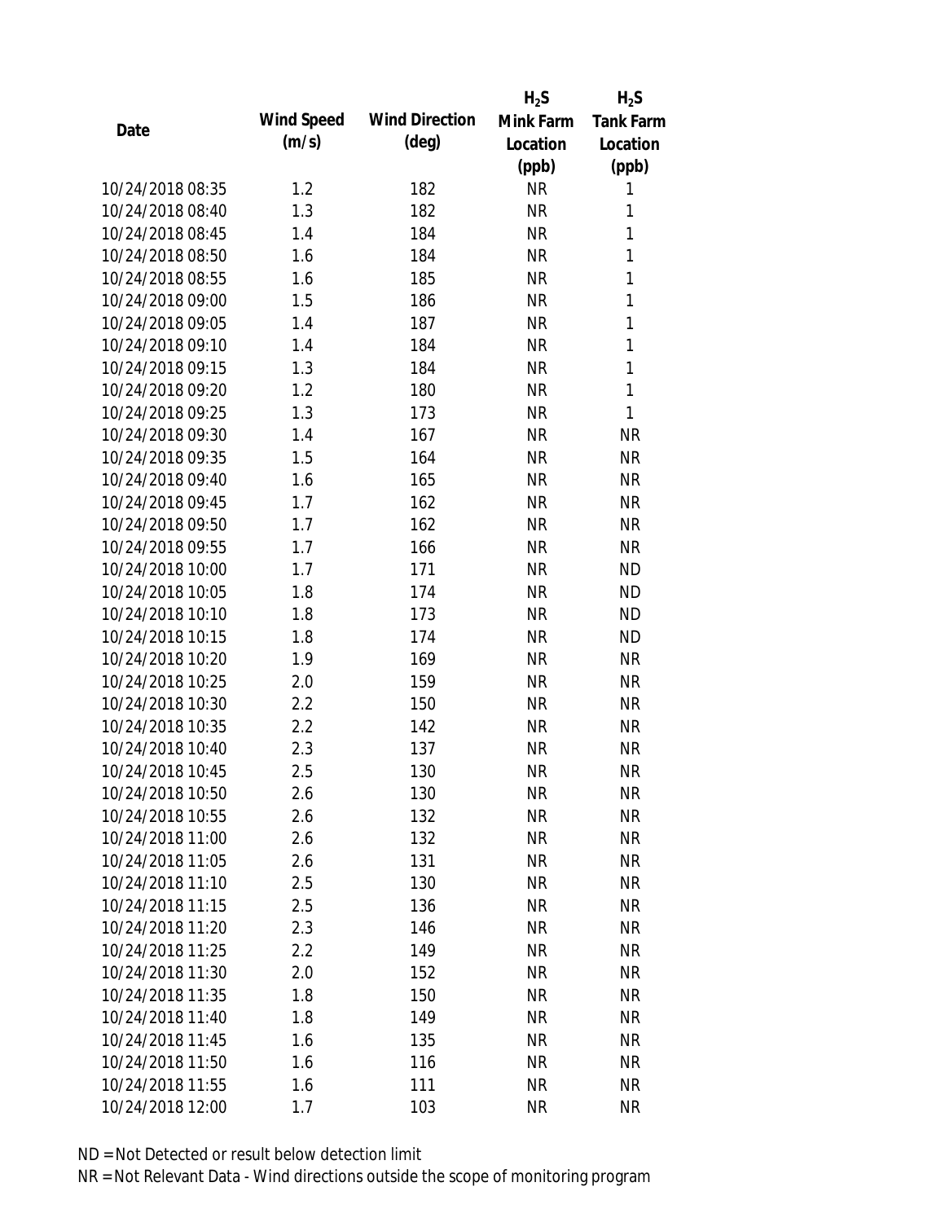| Date | Wind Speed (m/s) | Wind Direction (deg) | $H_2S$ Mink Farm Location (ppb) | $H_2S$ Tank Farm Location (ppb) |
|---|---|---|---|---|
| 10/24/2018 08:35 | 1.2 | 182 | NR | 1 |
| 10/24/2018 08:40 | 1.3 | 182 | NR | 1 |
| 10/24/2018 08:45 | 1.4 | 184 | NR | 1 |
| 10/24/2018 08:50 | 1.6 | 184 | NR | 1 |
| 10/24/2018 08:55 | 1.6 | 185 | NR | 1 |
| 10/24/2018 09:00 | 1.5 | 186 | NR | 1 |
| 10/24/2018 09:05 | 1.4 | 187 | NR | 1 |
| 10/24/2018 09:10 | 1.4 | 184 | NR | 1 |
| 10/24/2018 09:15 | 1.3 | 184 | NR | 1 |
| 10/24/2018 09:20 | 1.2 | 180 | NR | 1 |
| 10/24/2018 09:25 | 1.3 | 173 | NR | 1 |
| 10/24/2018 09:30 | 1.4 | 167 | NR | NR |
| 10/24/2018 09:35 | 1.5 | 164 | NR | NR |
| 10/24/2018 09:40 | 1.6 | 165 | NR | NR |
| 10/24/2018 09:45 | 1.7 | 162 | NR | NR |
| 10/24/2018 09:50 | 1.7 | 162 | NR | NR |
| 10/24/2018 09:55 | 1.7 | 166 | NR | NR |
| 10/24/2018 10:00 | 1.7 | 171 | NR | ND |
| 10/24/2018 10:05 | 1.8 | 174 | NR | ND |
| 10/24/2018 10:10 | 1.8 | 173 | NR | ND |
| 10/24/2018 10:15 | 1.8 | 174 | NR | ND |
| 10/24/2018 10:20 | 1.9 | 169 | NR | NR |
| 10/24/2018 10:25 | 2.0 | 159 | NR | NR |
| 10/24/2018 10:30 | 2.2 | 150 | NR | NR |
| 10/24/2018 10:35 | 2.2 | 142 | NR | NR |
| 10/24/2018 10:40 | 2.3 | 137 | NR | NR |
| 10/24/2018 10:45 | 2.5 | 130 | NR | NR |
| 10/24/2018 10:50 | 2.6 | 130 | NR | NR |
| 10/24/2018 10:55 | 2.6 | 132 | NR | NR |
| 10/24/2018 11:00 | 2.6 | 132 | NR | NR |
| 10/24/2018 11:05 | 2.6 | 131 | NR | NR |
| 10/24/2018 11:10 | 2.5 | 130 | NR | NR |
| 10/24/2018 11:15 | 2.5 | 136 | NR | NR |
| 10/24/2018 11:20 | 2.3 | 146 | NR | NR |
| 10/24/2018 11:25 | 2.2 | 149 | NR | NR |
| 10/24/2018 11:30 | 2.0 | 152 | NR | NR |
| 10/24/2018 11:35 | 1.8 | 150 | NR | NR |
| 10/24/2018 11:40 | 1.8 | 149 | NR | NR |
| 10/24/2018 11:45 | 1.6 | 135 | NR | NR |
| 10/24/2018 11:50 | 1.6 | 116 | NR | NR |
| 10/24/2018 11:55 | 1.6 | 111 | NR | NR |
| 10/24/2018 12:00 | 1.7 | 103 | NR | NR |

ND = Not Detected or result below detection limit

NR = Not Relevant Data - Wind directions outside the scope of monitoring program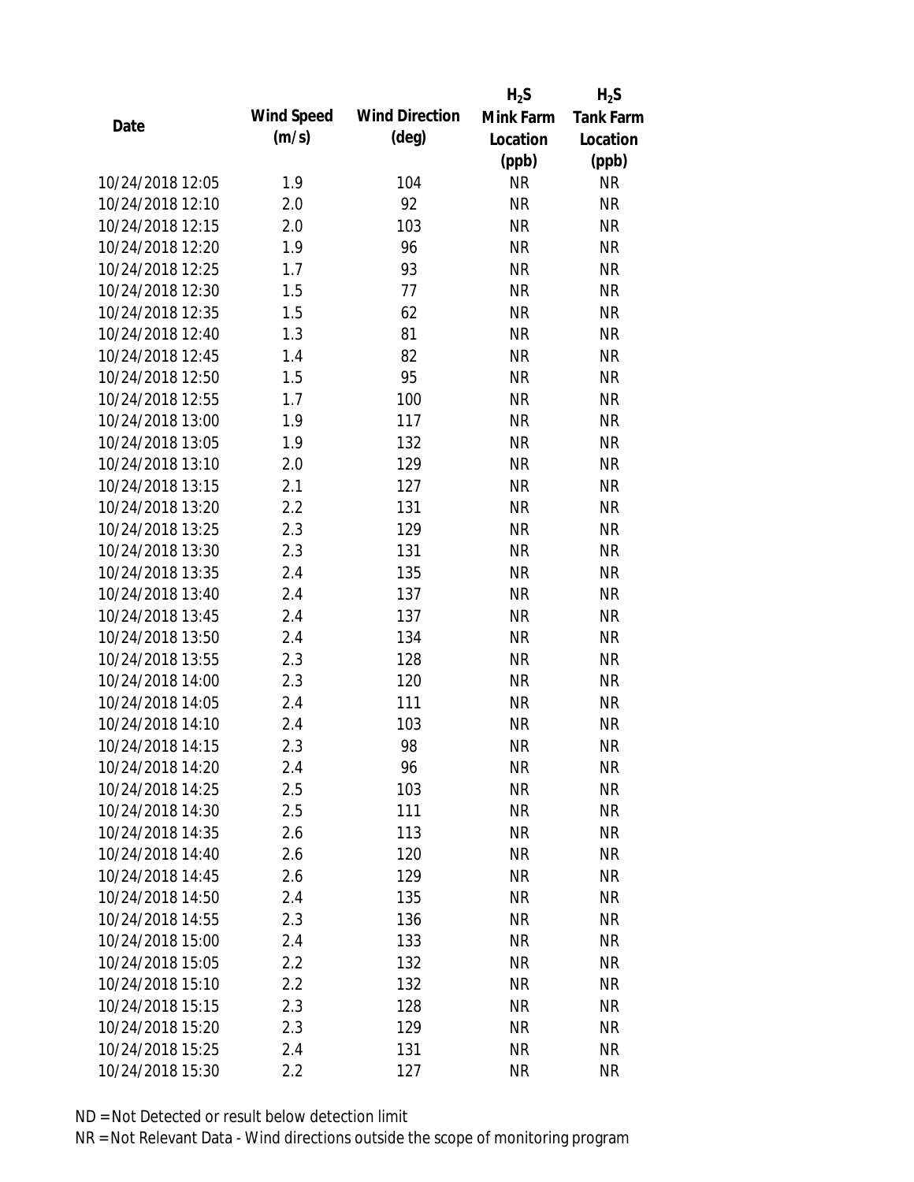| Date | Wind Speed (m/s) | Wind Direction (deg) | $H_2S$ Mink Farm Location (ppb) | $H_2S$ Tank Farm Location (ppb) |
|---|---|---|---|---|
| 10/24/2018 12:05 | 1.9 | 104 | NR | NR |
| 10/24/2018 12:10 | 2.0 | 92 | NR | NR |
| 10/24/2018 12:15 | 2.0 | 103 | NR | NR |
| 10/24/2018 12:20 | 1.9 | 96 | NR | NR |
| 10/24/2018 12:25 | 1.7 | 93 | NR | NR |
| 10/24/2018 12:30 | 1.5 | 77 | NR | NR |
| 10/24/2018 12:35 | 1.5 | 62 | NR | NR |
| 10/24/2018 12:40 | 1.3 | 81 | NR | NR |
| 10/24/2018 12:45 | 1.4 | 82 | NR | NR |
| 10/24/2018 12:50 | 1.5 | 95 | NR | NR |
| 10/24/2018 12:55 | 1.7 | 100 | NR | NR |
| 10/24/2018 13:00 | 1.9 | 117 | NR | NR |
| 10/24/2018 13:05 | 1.9 | 132 | NR | NR |
| 10/24/2018 13:10 | 2.0 | 129 | NR | NR |
| 10/24/2018 13:15 | 2.1 | 127 | NR | NR |
| 10/24/2018 13:20 | 2.2 | 131 | NR | NR |
| 10/24/2018 13:25 | 2.3 | 129 | NR | NR |
| 10/24/2018 13:30 | 2.3 | 131 | NR | NR |
| 10/24/2018 13:35 | 2.4 | 135 | NR | NR |
| 10/24/2018 13:40 | 2.4 | 137 | NR | NR |
| 10/24/2018 13:45 | 2.4 | 137 | NR | NR |
| 10/24/2018 13:50 | 2.4 | 134 | NR | NR |
| 10/24/2018 13:55 | 2.3 | 128 | NR | NR |
| 10/24/2018 14:00 | 2.3 | 120 | NR | NR |
| 10/24/2018 14:05 | 2.4 | 111 | NR | NR |
| 10/24/2018 14:10 | 2.4 | 103 | NR | NR |
| 10/24/2018 14:15 | 2.3 | 98 | NR | NR |
| 10/24/2018 14:20 | 2.4 | 96 | NR | NR |
| 10/24/2018 14:25 | 2.5 | 103 | NR | NR |
| 10/24/2018 14:30 | 2.5 | 111 | NR | NR |
| 10/24/2018 14:35 | 2.6 | 113 | NR | NR |
| 10/24/2018 14:40 | 2.6 | 120 | NR | NR |
| 10/24/2018 14:45 | 2.6 | 129 | NR | NR |
| 10/24/2018 14:50 | 2.4 | 135 | NR | NR |
| 10/24/2018 14:55 | 2.3 | 136 | NR | NR |
| 10/24/2018 15:00 | 2.4 | 133 | NR | NR |
| 10/24/2018 15:05 | 2.2 | 132 | NR | NR |
| 10/24/2018 15:10 | 2.2 | 132 | NR | NR |
| 10/24/2018 15:15 | 2.3 | 128 | NR | NR |
| 10/24/2018 15:20 | 2.3 | 129 | NR | NR |
| 10/24/2018 15:25 | 2.4 | 131 | NR | NR |
| 10/24/2018 15:30 | 2.2 | 127 | NR | NR |

ND = Not Detected or result below detection limit

NR = Not Relevant Data - Wind directions outside the scope of monitoring program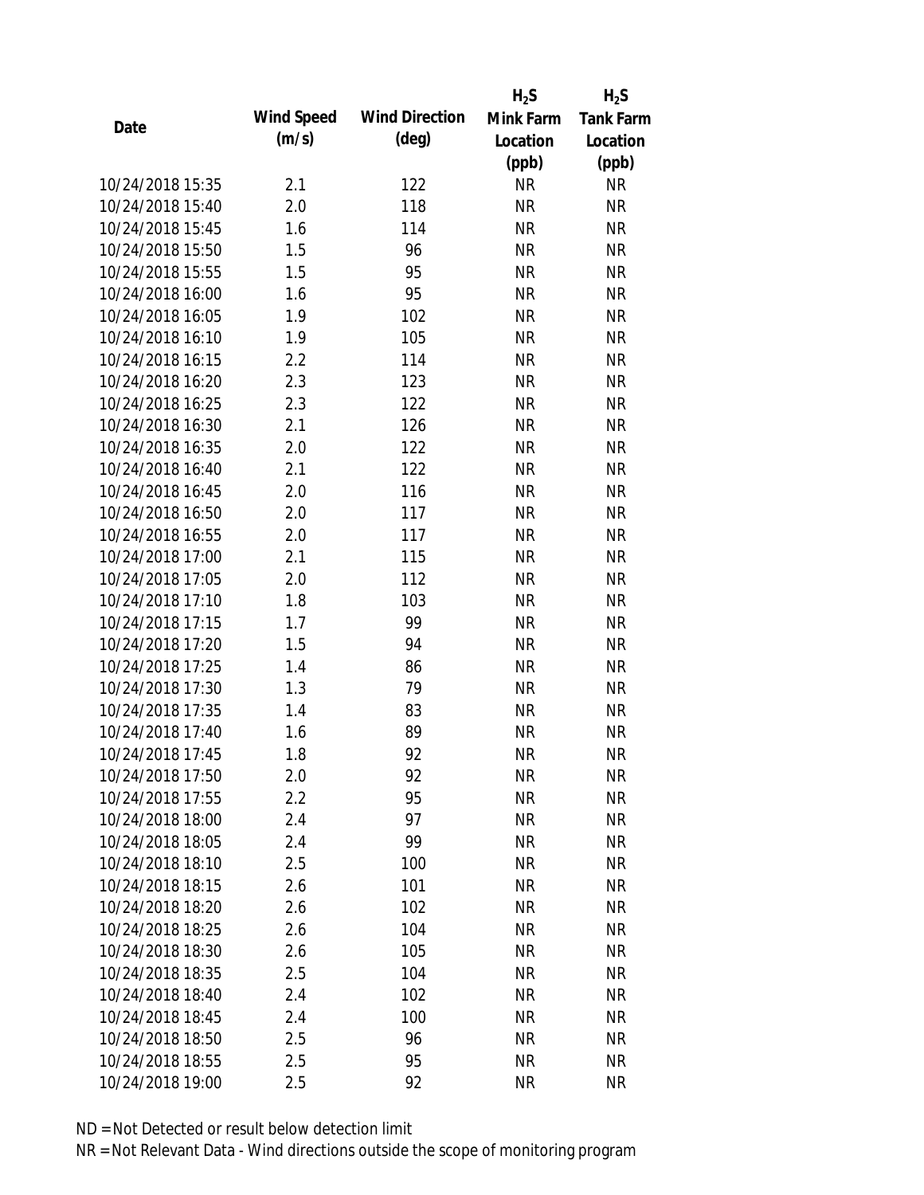| Date | Wind Speed (m/s) | Wind Direction (deg) | $H_2S$ Mink Farm Location (ppb) | $H_2S$ Tank Farm Location (ppb) |
|---|---|---|---|---|
| 10/24/2018 15:35 | 2.1 | 122 | NR | NR |
| 10/24/2018 15:40 | 2.0 | 118 | NR | NR |
| 10/24/2018 15:45 | 1.6 | 114 | NR | NR |
| 10/24/2018 15:50 | 1.5 | 96 | NR | NR |
| 10/24/2018 15:55 | 1.5 | 95 | NR | NR |
| 10/24/2018 16:00 | 1.6 | 95 | NR | NR |
| 10/24/2018 16:05 | 1.9 | 102 | NR | NR |
| 10/24/2018 16:10 | 1.9 | 105 | NR | NR |
| 10/24/2018 16:15 | 2.2 | 114 | NR | NR |
| 10/24/2018 16:20 | 2.3 | 123 | NR | NR |
| 10/24/2018 16:25 | 2.3 | 122 | NR | NR |
| 10/24/2018 16:30 | 2.1 | 126 | NR | NR |
| 10/24/2018 16:35 | 2.0 | 122 | NR | NR |
| 10/24/2018 16:40 | 2.1 | 122 | NR | NR |
| 10/24/2018 16:45 | 2.0 | 116 | NR | NR |
| 10/24/2018 16:50 | 2.0 | 117 | NR | NR |
| 10/24/2018 16:55 | 2.0 | 117 | NR | NR |
| 10/24/2018 17:00 | 2.1 | 115 | NR | NR |
| 10/24/2018 17:05 | 2.0 | 112 | NR | NR |
| 10/24/2018 17:10 | 1.8 | 103 | NR | NR |
| 10/24/2018 17:15 | 1.7 | 99 | NR | NR |
| 10/24/2018 17:20 | 1.5 | 94 | NR | NR |
| 10/24/2018 17:25 | 1.4 | 86 | NR | NR |
| 10/24/2018 17:30 | 1.3 | 79 | NR | NR |
| 10/24/2018 17:35 | 1.4 | 83 | NR | NR |
| 10/24/2018 17:40 | 1.6 | 89 | NR | NR |
| 10/24/2018 17:45 | 1.8 | 92 | NR | NR |
| 10/24/2018 17:50 | 2.0 | 92 | NR | NR |
| 10/24/2018 17:55 | 2.2 | 95 | NR | NR |
| 10/24/2018 18:00 | 2.4 | 97 | NR | NR |
| 10/24/2018 18:05 | 2.4 | 99 | NR | NR |
| 10/24/2018 18:10 | 2.5 | 100 | NR | NR |
| 10/24/2018 18:15 | 2.6 | 101 | NR | NR |
| 10/24/2018 18:20 | 2.6 | 102 | NR | NR |
| 10/24/2018 18:25 | 2.6 | 104 | NR | NR |
| 10/24/2018 18:30 | 2.6 | 105 | NR | NR |
| 10/24/2018 18:35 | 2.5 | 104 | NR | NR |
| 10/24/2018 18:40 | 2.4 | 102 | NR | NR |
| 10/24/2018 18:45 | 2.4 | 100 | NR | NR |
| 10/24/2018 18:50 | 2.5 | 96 | NR | NR |
| 10/24/2018 18:55 | 2.5 | 95 | NR | NR |
| 10/24/2018 19:00 | 2.5 | 92 | NR | NR |

ND = Not Detected or result below detection limit

NR = Not Relevant Data - Wind directions outside the scope of monitoring program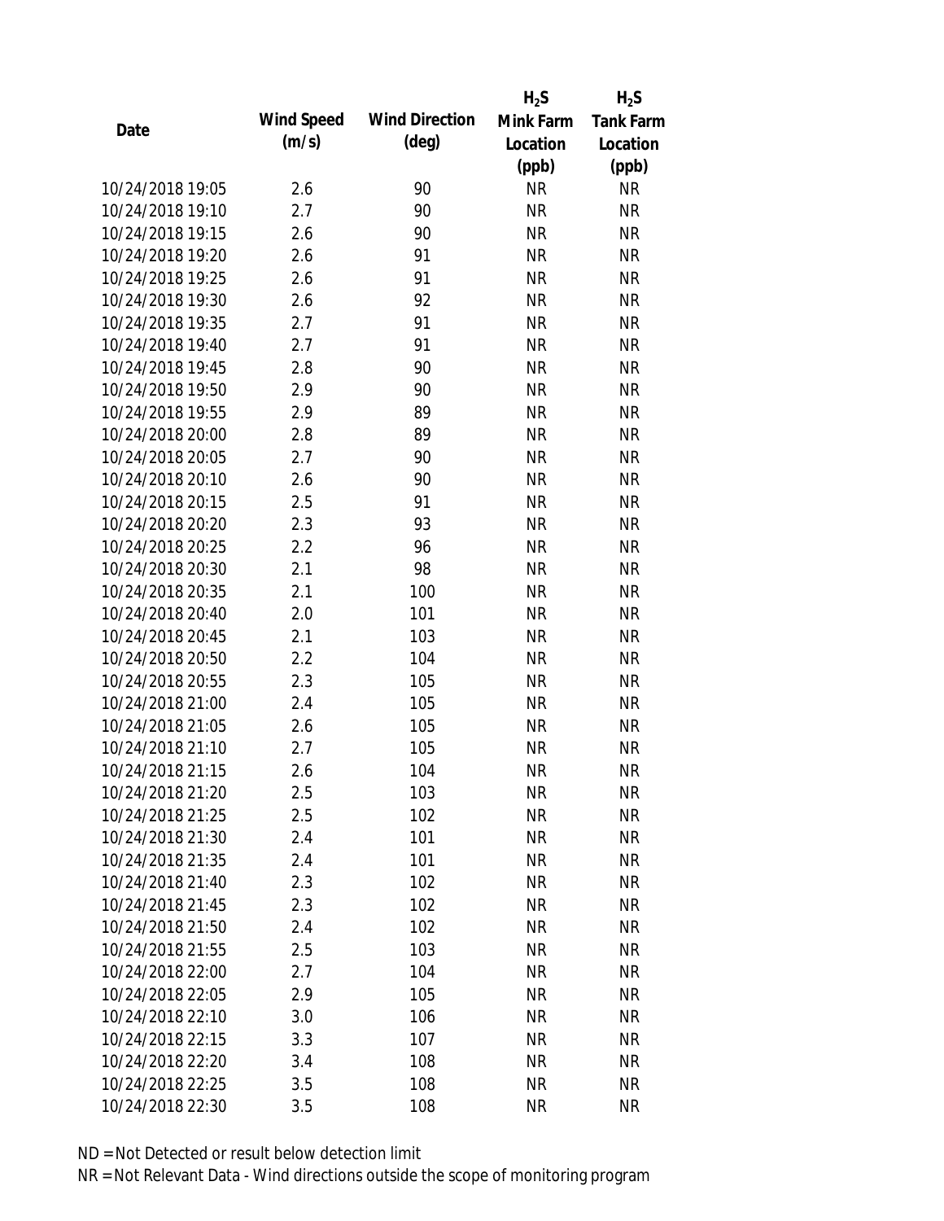| Date | Wind Speed (m/s) | Wind Direction (deg) | $H_2S$ Mink Farm Location (ppb) | $H_2S$ Tank Farm Location (ppb) |
|---|---|---|---|---|
| 10/24/2018 19:05 | 2.6 | 90 | NR | NR |
| 10/24/2018 19:10 | 2.7 | 90 | NR | NR |
| 10/24/2018 19:15 | 2.6 | 90 | NR | NR |
| 10/24/2018 19:20 | 2.6 | 91 | NR | NR |
| 10/24/2018 19:25 | 2.6 | 91 | NR | NR |
| 10/24/2018 19:30 | 2.6 | 92 | NR | NR |
| 10/24/2018 19:35 | 2.7 | 91 | NR | NR |
| 10/24/2018 19:40 | 2.7 | 91 | NR | NR |
| 10/24/2018 19:45 | 2.8 | 90 | NR | NR |
| 10/24/2018 19:50 | 2.9 | 90 | NR | NR |
| 10/24/2018 19:55 | 2.9 | 89 | NR | NR |
| 10/24/2018 20:00 | 2.8 | 89 | NR | NR |
| 10/24/2018 20:05 | 2.7 | 90 | NR | NR |
| 10/24/2018 20:10 | 2.6 | 90 | NR | NR |
| 10/24/2018 20:15 | 2.5 | 91 | NR | NR |
| 10/24/2018 20:20 | 2.3 | 93 | NR | NR |
| 10/24/2018 20:25 | 2.2 | 96 | NR | NR |
| 10/24/2018 20:30 | 2.1 | 98 | NR | NR |
| 10/24/2018 20:35 | 2.1 | 100 | NR | NR |
| 10/24/2018 20:40 | 2.0 | 101 | NR | NR |
| 10/24/2018 20:45 | 2.1 | 103 | NR | NR |
| 10/24/2018 20:50 | 2.2 | 104 | NR | NR |
| 10/24/2018 20:55 | 2.3 | 105 | NR | NR |
| 10/24/2018 21:00 | 2.4 | 105 | NR | NR |
| 10/24/2018 21:05 | 2.6 | 105 | NR | NR |
| 10/24/2018 21:10 | 2.7 | 105 | NR | NR |
| 10/24/2018 21:15 | 2.6 | 104 | NR | NR |
| 10/24/2018 21:20 | 2.5 | 103 | NR | NR |
| 10/24/2018 21:25 | 2.5 | 102 | NR | NR |
| 10/24/2018 21:30 | 2.4 | 101 | NR | NR |
| 10/24/2018 21:35 | 2.4 | 101 | NR | NR |
| 10/24/2018 21:40 | 2.3 | 102 | NR | NR |
| 10/24/2018 21:45 | 2.3 | 102 | NR | NR |
| 10/24/2018 21:50 | 2.4 | 102 | NR | NR |
| 10/24/2018 21:55 | 2.5 | 103 | NR | NR |
| 10/24/2018 22:00 | 2.7 | 104 | NR | NR |
| 10/24/2018 22:05 | 2.9 | 105 | NR | NR |
| 10/24/2018 22:10 | 3.0 | 106 | NR | NR |
| 10/24/2018 22:15 | 3.3 | 107 | NR | NR |
| 10/24/2018 22:20 | 3.4 | 108 | NR | NR |
| 10/24/2018 22:25 | 3.5 | 108 | NR | NR |
| 10/24/2018 22:30 | 3.5 | 108 | NR | NR |

ND = Not Detected or result below detection limit

NR = Not Relevant Data - Wind directions outside the scope of monitoring program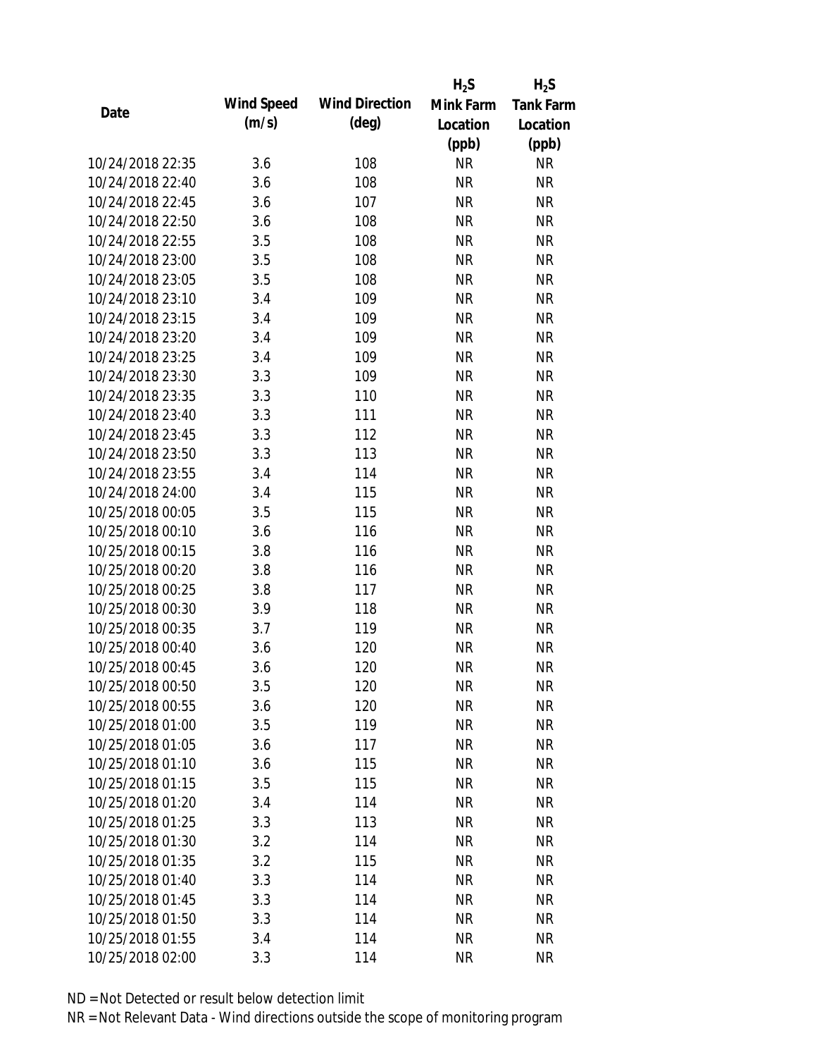| Date | Wind Speed (m/s) | Wind Direction (deg) | $H_2S$ Mink Farm Location (ppb) | $H_2S$ Tank Farm Location (ppb) |
|---|---|---|---|---|
| 10/24/2018 22:35 | 3.6 | 108 | NR | NR |
| 10/24/2018 22:40 | 3.6 | 108 | NR | NR |
| 10/24/2018 22:45 | 3.6 | 107 | NR | NR |
| 10/24/2018 22:50 | 3.6 | 108 | NR | NR |
| 10/24/2018 22:55 | 3.5 | 108 | NR | NR |
| 10/24/2018 23:00 | 3.5 | 108 | NR | NR |
| 10/24/2018 23:05 | 3.5 | 108 | NR | NR |
| 10/24/2018 23:10 | 3.4 | 109 | NR | NR |
| 10/24/2018 23:15 | 3.4 | 109 | NR | NR |
| 10/24/2018 23:20 | 3.4 | 109 | NR | NR |
| 10/24/2018 23:25 | 3.4 | 109 | NR | NR |
| 10/24/2018 23:30 | 3.3 | 109 | NR | NR |
| 10/24/2018 23:35 | 3.3 | 110 | NR | NR |
| 10/24/2018 23:40 | 3.3 | 111 | NR | NR |
| 10/24/2018 23:45 | 3.3 | 112 | NR | NR |
| 10/24/2018 23:50 | 3.3 | 113 | NR | NR |
| 10/24/2018 23:55 | 3.4 | 114 | NR | NR |
| 10/24/2018 24:00 | 3.4 | 115 | NR | NR |
| 10/25/2018 00:05 | 3.5 | 115 | NR | NR |
| 10/25/2018 00:10 | 3.6 | 116 | NR | NR |
| 10/25/2018 00:15 | 3.8 | 116 | NR | NR |
| 10/25/2018 00:20 | 3.8 | 116 | NR | NR |
| 10/25/2018 00:25 | 3.8 | 117 | NR | NR |
| 10/25/2018 00:30 | 3.9 | 118 | NR | NR |
| 10/25/2018 00:35 | 3.7 | 119 | NR | NR |
| 10/25/2018 00:40 | 3.6 | 120 | NR | NR |
| 10/25/2018 00:45 | 3.6 | 120 | NR | NR |
| 10/25/2018 00:50 | 3.5 | 120 | NR | NR |
| 10/25/2018 00:55 | 3.6 | 120 | NR | NR |
| 10/25/2018 01:00 | 3.5 | 119 | NR | NR |
| 10/25/2018 01:05 | 3.6 | 117 | NR | NR |
| 10/25/2018 01:10 | 3.6 | 115 | NR | NR |
| 10/25/2018 01:15 | 3.5 | 115 | NR | NR |
| 10/25/2018 01:20 | 3.4 | 114 | NR | NR |
| 10/25/2018 01:25 | 3.3 | 113 | NR | NR |
| 10/25/2018 01:30 | 3.2 | 114 | NR | NR |
| 10/25/2018 01:35 | 3.2 | 115 | NR | NR |
| 10/25/2018 01:40 | 3.3 | 114 | NR | NR |
| 10/25/2018 01:45 | 3.3 | 114 | NR | NR |
| 10/25/2018 01:50 | 3.3 | 114 | NR | NR |
| 10/25/2018 01:55 | 3.4 | 114 | NR | NR |
| 10/25/2018 02:00 | 3.3 | 114 | NR | NR |

ND = Not Detected or result below detection limit

NR = Not Relevant Data - Wind directions outside the scope of monitoring program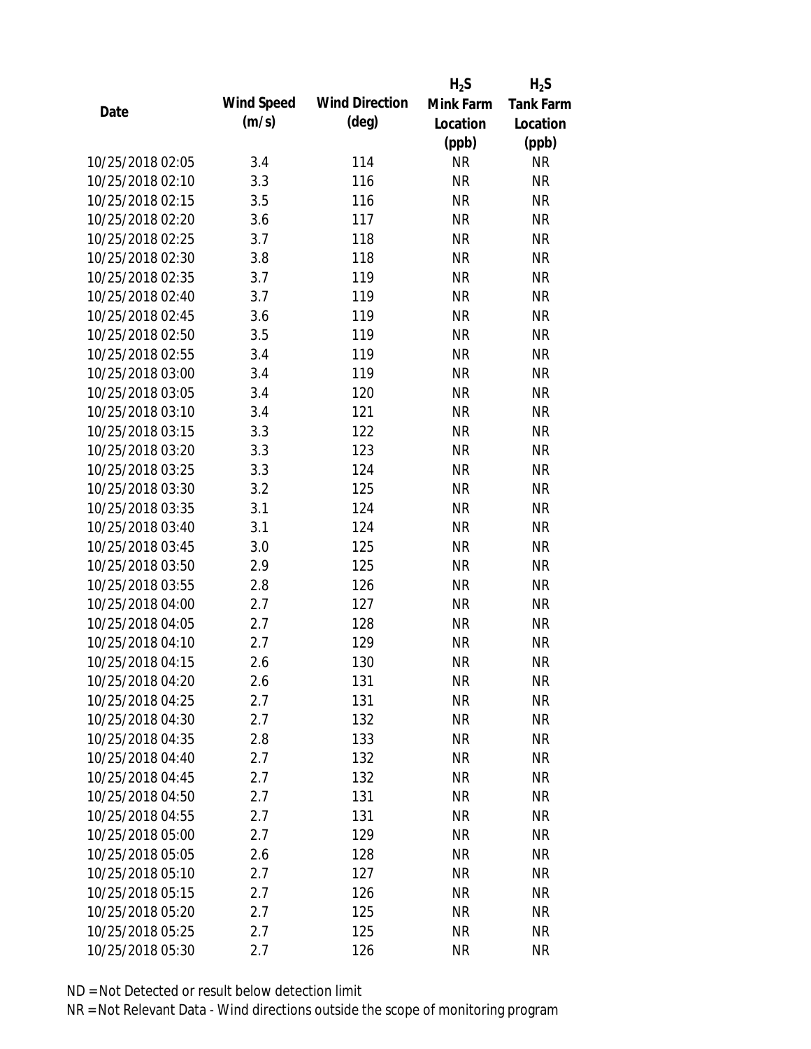| Date | Wind Speed (m/s) | Wind Direction (deg) | $H_2S$ Mink Farm Location (ppb) | $H_2S$ Tank Farm Location (ppb) |
|---|---|---|---|---|
| 10/25/2018 02:05 | 3.4 | 114 | NR | NR |
| 10/25/2018 02:10 | 3.3 | 116 | NR | NR |
| 10/25/2018 02:15 | 3.5 | 116 | NR | NR |
| 10/25/2018 02:20 | 3.6 | 117 | NR | NR |
| 10/25/2018 02:25 | 3.7 | 118 | NR | NR |
| 10/25/2018 02:30 | 3.8 | 118 | NR | NR |
| 10/25/2018 02:35 | 3.7 | 119 | NR | NR |
| 10/25/2018 02:40 | 3.7 | 119 | NR | NR |
| 10/25/2018 02:45 | 3.6 | 119 | NR | NR |
| 10/25/2018 02:50 | 3.5 | 119 | NR | NR |
| 10/25/2018 02:55 | 3.4 | 119 | NR | NR |
| 10/25/2018 03:00 | 3.4 | 119 | NR | NR |
| 10/25/2018 03:05 | 3.4 | 120 | NR | NR |
| 10/25/2018 03:10 | 3.4 | 121 | NR | NR |
| 10/25/2018 03:15 | 3.3 | 122 | NR | NR |
| 10/25/2018 03:20 | 3.3 | 123 | NR | NR |
| 10/25/2018 03:25 | 3.3 | 124 | NR | NR |
| 10/25/2018 03:30 | 3.2 | 125 | NR | NR |
| 10/25/2018 03:35 | 3.1 | 124 | NR | NR |
| 10/25/2018 03:40 | 3.1 | 124 | NR | NR |
| 10/25/2018 03:45 | 3.0 | 125 | NR | NR |
| 10/25/2018 03:50 | 2.9 | 125 | NR | NR |
| 10/25/2018 03:55 | 2.8 | 126 | NR | NR |
| 10/25/2018 04:00 | 2.7 | 127 | NR | NR |
| 10/25/2018 04:05 | 2.7 | 128 | NR | NR |
| 10/25/2018 04:10 | 2.7 | 129 | NR | NR |
| 10/25/2018 04:15 | 2.6 | 130 | NR | NR |
| 10/25/2018 04:20 | 2.6 | 131 | NR | NR |
| 10/25/2018 04:25 | 2.7 | 131 | NR | NR |
| 10/25/2018 04:30 | 2.7 | 132 | NR | NR |
| 10/25/2018 04:35 | 2.8 | 133 | NR | NR |
| 10/25/2018 04:40 | 2.7 | 132 | NR | NR |
| 10/25/2018 04:45 | 2.7 | 132 | NR | NR |
| 10/25/2018 04:50 | 2.7 | 131 | NR | NR |
| 10/25/2018 04:55 | 2.7 | 131 | NR | NR |
| 10/25/2018 05:00 | 2.7 | 129 | NR | NR |
| 10/25/2018 05:05 | 2.6 | 128 | NR | NR |
| 10/25/2018 05:10 | 2.7 | 127 | NR | NR |
| 10/25/2018 05:15 | 2.7 | 126 | NR | NR |
| 10/25/2018 05:20 | 2.7 | 125 | NR | NR |
| 10/25/2018 05:25 | 2.7 | 125 | NR | NR |
| 10/25/2018 05:30 | 2.7 | 126 | NR | NR |

ND = Not Detected or result below detection limit

NR = Not Relevant Data - Wind directions outside the scope of monitoring program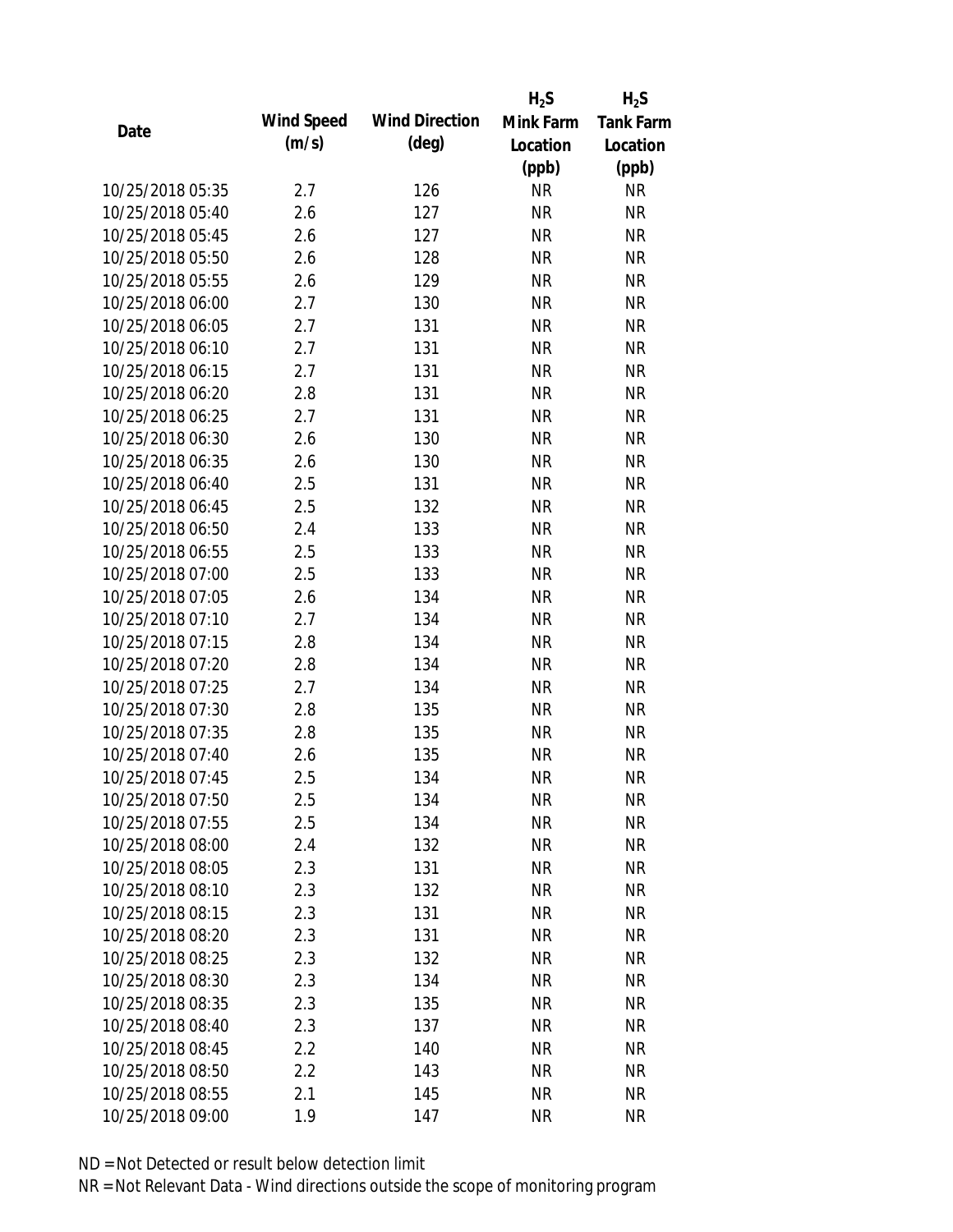| Date | Wind Speed (m/s) | Wind Direction (deg) | $H_2S$ Mink Farm Location (ppb) | $H_2S$ Tank Farm Location (ppb) |
|---|---|---|---|---|
| 10/25/2018 05:35 | 2.7 | 126 | NR | NR |
| 10/25/2018 05:40 | 2.6 | 127 | NR | NR |
| 10/25/2018 05:45 | 2.6 | 127 | NR | NR |
| 10/25/2018 05:50 | 2.6 | 128 | NR | NR |
| 10/25/2018 05:55 | 2.6 | 129 | NR | NR |
| 10/25/2018 06:00 | 2.7 | 130 | NR | NR |
| 10/25/2018 06:05 | 2.7 | 131 | NR | NR |
| 10/25/2018 06:10 | 2.7 | 131 | NR | NR |
| 10/25/2018 06:15 | 2.7 | 131 | NR | NR |
| 10/25/2018 06:20 | 2.8 | 131 | NR | NR |
| 10/25/2018 06:25 | 2.7 | 131 | NR | NR |
| 10/25/2018 06:30 | 2.6 | 130 | NR | NR |
| 10/25/2018 06:35 | 2.6 | 130 | NR | NR |
| 10/25/2018 06:40 | 2.5 | 131 | NR | NR |
| 10/25/2018 06:45 | 2.5 | 132 | NR | NR |
| 10/25/2018 06:50 | 2.4 | 133 | NR | NR |
| 10/25/2018 06:55 | 2.5 | 133 | NR | NR |
| 10/25/2018 07:00 | 2.5 | 133 | NR | NR |
| 10/25/2018 07:05 | 2.6 | 134 | NR | NR |
| 10/25/2018 07:10 | 2.7 | 134 | NR | NR |
| 10/25/2018 07:15 | 2.8 | 134 | NR | NR |
| 10/25/2018 07:20 | 2.8 | 134 | NR | NR |
| 10/25/2018 07:25 | 2.7 | 134 | NR | NR |
| 10/25/2018 07:30 | 2.8 | 135 | NR | NR |
| 10/25/2018 07:35 | 2.8 | 135 | NR | NR |
| 10/25/2018 07:40 | 2.6 | 135 | NR | NR |
| 10/25/2018 07:45 | 2.5 | 134 | NR | NR |
| 10/25/2018 07:50 | 2.5 | 134 | NR | NR |
| 10/25/2018 07:55 | 2.5 | 134 | NR | NR |
| 10/25/2018 08:00 | 2.4 | 132 | NR | NR |
| 10/25/2018 08:05 | 2.3 | 131 | NR | NR |
| 10/25/2018 08:10 | 2.3 | 132 | NR | NR |
| 10/25/2018 08:15 | 2.3 | 131 | NR | NR |
| 10/25/2018 08:20 | 2.3 | 131 | NR | NR |
| 10/25/2018 08:25 | 2.3 | 132 | NR | NR |
| 10/25/2018 08:30 | 2.3 | 134 | NR | NR |
| 10/25/2018 08:35 | 2.3 | 135 | NR | NR |
| 10/25/2018 08:40 | 2.3 | 137 | NR | NR |
| 10/25/2018 08:45 | 2.2 | 140 | NR | NR |
| 10/25/2018 08:50 | 2.2 | 143 | NR | NR |
| 10/25/2018 08:55 | 2.1 | 145 | NR | NR |
| 10/25/2018 09:00 | 1.9 | 147 | NR | NR |

ND = Not Detected or result below detection limit

NR = Not Relevant Data - Wind directions outside the scope of monitoring program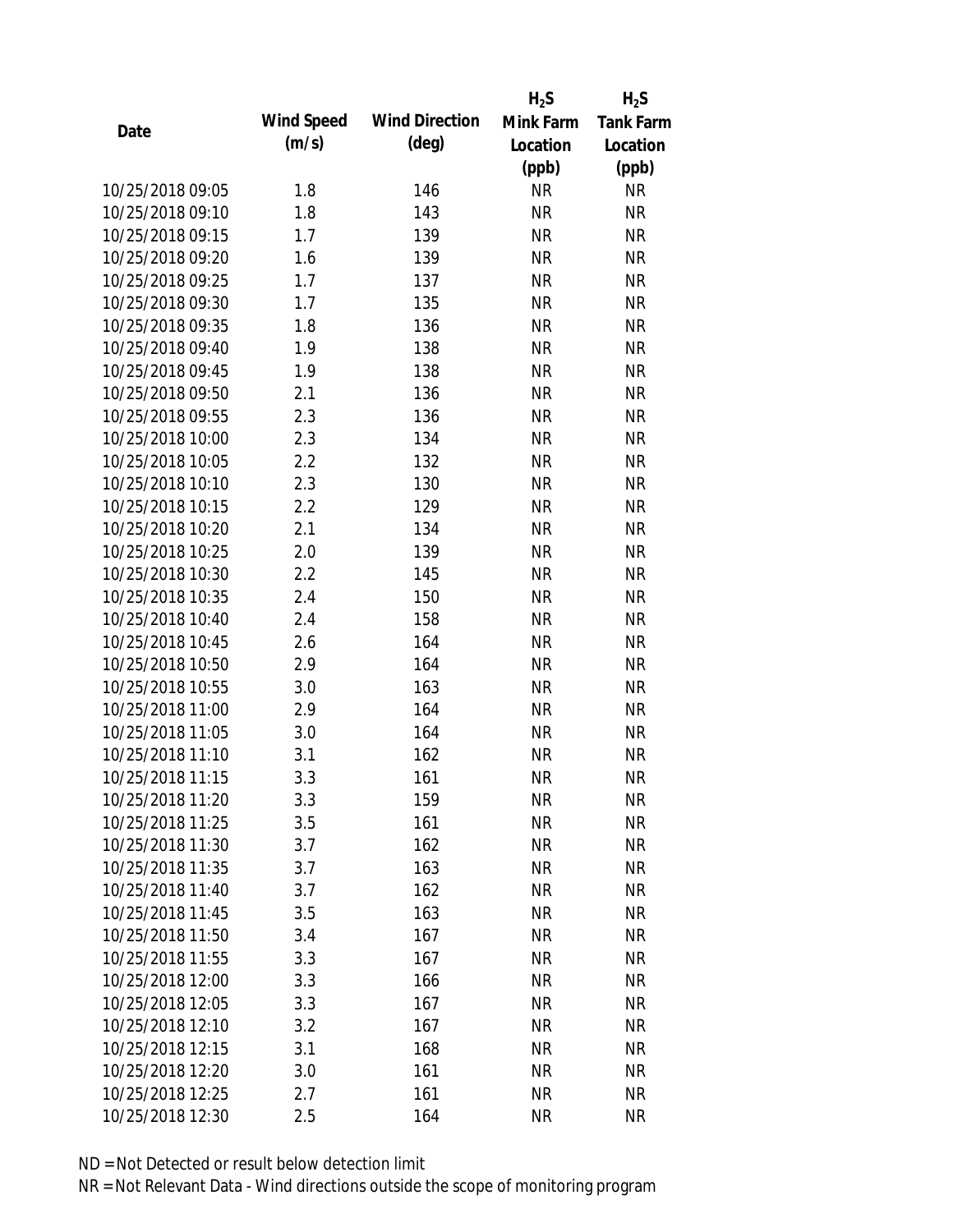| Date | Wind Speed (m/s) | Wind Direction (deg) | $H_2S$ Mink Farm Location (ppb) | $H_2S$ Tank Farm Location (ppb) |
|---|---|---|---|---|
| 10/25/2018 09:05 | 1.8 | 146 | NR | NR |
| 10/25/2018 09:10 | 1.8 | 143 | NR | NR |
| 10/25/2018 09:15 | 1.7 | 139 | NR | NR |
| 10/25/2018 09:20 | 1.6 | 139 | NR | NR |
| 10/25/2018 09:25 | 1.7 | 137 | NR | NR |
| 10/25/2018 09:30 | 1.7 | 135 | NR | NR |
| 10/25/2018 09:35 | 1.8 | 136 | NR | NR |
| 10/25/2018 09:40 | 1.9 | 138 | NR | NR |
| 10/25/2018 09:45 | 1.9 | 138 | NR | NR |
| 10/25/2018 09:50 | 2.1 | 136 | NR | NR |
| 10/25/2018 09:55 | 2.3 | 136 | NR | NR |
| 10/25/2018 10:00 | 2.3 | 134 | NR | NR |
| 10/25/2018 10:05 | 2.2 | 132 | NR | NR |
| 10/25/2018 10:10 | 2.3 | 130 | NR | NR |
| 10/25/2018 10:15 | 2.2 | 129 | NR | NR |
| 10/25/2018 10:20 | 2.1 | 134 | NR | NR |
| 10/25/2018 10:25 | 2.0 | 139 | NR | NR |
| 10/25/2018 10:30 | 2.2 | 145 | NR | NR |
| 10/25/2018 10:35 | 2.4 | 150 | NR | NR |
| 10/25/2018 10:40 | 2.4 | 158 | NR | NR |
| 10/25/2018 10:45 | 2.6 | 164 | NR | NR |
| 10/25/2018 10:50 | 2.9 | 164 | NR | NR |
| 10/25/2018 10:55 | 3.0 | 163 | NR | NR |
| 10/25/2018 11:00 | 2.9 | 164 | NR | NR |
| 10/25/2018 11:05 | 3.0 | 164 | NR | NR |
| 10/25/2018 11:10 | 3.1 | 162 | NR | NR |
| 10/25/2018 11:15 | 3.3 | 161 | NR | NR |
| 10/25/2018 11:20 | 3.3 | 159 | NR | NR |
| 10/25/2018 11:25 | 3.5 | 161 | NR | NR |
| 10/25/2018 11:30 | 3.7 | 162 | NR | NR |
| 10/25/2018 11:35 | 3.7 | 163 | NR | NR |
| 10/25/2018 11:40 | 3.7 | 162 | NR | NR |
| 10/25/2018 11:45 | 3.5 | 163 | NR | NR |
| 10/25/2018 11:50 | 3.4 | 167 | NR | NR |
| 10/25/2018 11:55 | 3.3 | 167 | NR | NR |
| 10/25/2018 12:00 | 3.3 | 166 | NR | NR |
| 10/25/2018 12:05 | 3.3 | 167 | NR | NR |
| 10/25/2018 12:10 | 3.2 | 167 | NR | NR |
| 10/25/2018 12:15 | 3.1 | 168 | NR | NR |
| 10/25/2018 12:20 | 3.0 | 161 | NR | NR |
| 10/25/2018 12:25 | 2.7 | 161 | NR | NR |
| 10/25/2018 12:30 | 2.5 | 164 | NR | NR |

ND = Not Detected or result below detection limit

NR = Not Relevant Data - Wind directions outside the scope of monitoring program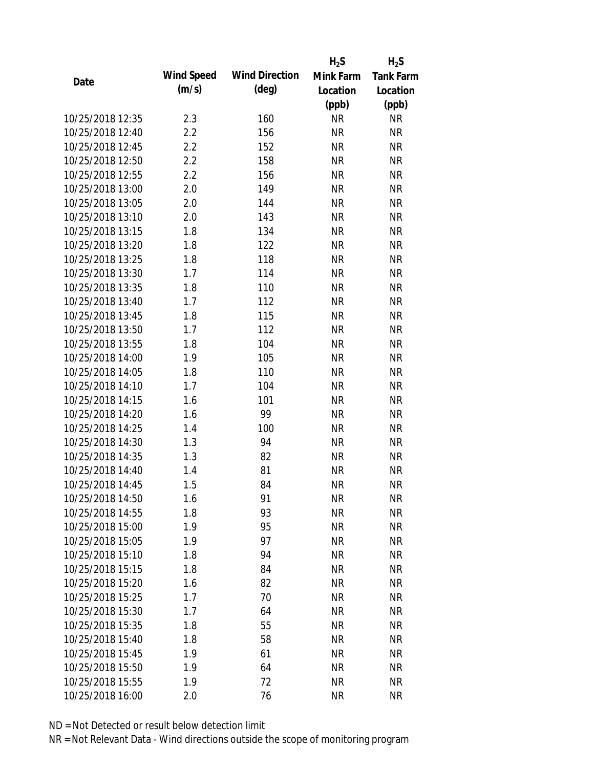| Date | Wind Speed (m/s) | Wind Direction (deg) | $H_2S$ Mink Farm Location (ppb) | $H_2S$ Tank Farm Location (ppb) |
|---|---|---|---|---|
| 10/25/2018 12:35 | 2.3 | 160 | NR | NR |
| 10/25/2018 12:40 | 2.2 | 156 | NR | NR |
| 10/25/2018 12:45 | 2.2 | 152 | NR | NR |
| 10/25/2018 12:50 | 2.2 | 158 | NR | NR |
| 10/25/2018 12:55 | 2.2 | 156 | NR | NR |
| 10/25/2018 13:00 | 2.0 | 149 | NR | NR |
| 10/25/2018 13:05 | 2.0 | 144 | NR | NR |
| 10/25/2018 13:10 | 2.0 | 143 | NR | NR |
| 10/25/2018 13:15 | 1.8 | 134 | NR | NR |
| 10/25/2018 13:20 | 1.8 | 122 | NR | NR |
| 10/25/2018 13:25 | 1.8 | 118 | NR | NR |
| 10/25/2018 13:30 | 1.7 | 114 | NR | NR |
| 10/25/2018 13:35 | 1.8 | 110 | NR | NR |
| 10/25/2018 13:40 | 1.7 | 112 | NR | NR |
| 10/25/2018 13:45 | 1.8 | 115 | NR | NR |
| 10/25/2018 13:50 | 1.7 | 112 | NR | NR |
| 10/25/2018 13:55 | 1.8 | 104 | NR | NR |
| 10/25/2018 14:00 | 1.9 | 105 | NR | NR |
| 10/25/2018 14:05 | 1.8 | 110 | NR | NR |
| 10/25/2018 14:10 | 1.7 | 104 | NR | NR |
| 10/25/2018 14:15 | 1.6 | 101 | NR | NR |
| 10/25/2018 14:20 | 1.6 | 99 | NR | NR |
| 10/25/2018 14:25 | 1.4 | 100 | NR | NR |
| 10/25/2018 14:30 | 1.3 | 94 | NR | NR |
| 10/25/2018 14:35 | 1.3 | 82 | NR | NR |
| 10/25/2018 14:40 | 1.4 | 81 | NR | NR |
| 10/25/2018 14:45 | 1.5 | 84 | NR | NR |
| 10/25/2018 14:50 | 1.6 | 91 | NR | NR |
| 10/25/2018 14:55 | 1.8 | 93 | NR | NR |
| 10/25/2018 15:00 | 1.9 | 95 | NR | NR |
| 10/25/2018 15:05 | 1.9 | 97 | NR | NR |
| 10/25/2018 15:10 | 1.8 | 94 | NR | NR |
| 10/25/2018 15:15 | 1.8 | 84 | NR | NR |
| 10/25/2018 15:20 | 1.6 | 82 | NR | NR |
| 10/25/2018 15:25 | 1.7 | 70 | NR | NR |
| 10/25/2018 15:30 | 1.7 | 64 | NR | NR |
| 10/25/2018 15:35 | 1.8 | 55 | NR | NR |
| 10/25/2018 15:40 | 1.8 | 58 | NR | NR |
| 10/25/2018 15:45 | 1.9 | 61 | NR | NR |
| 10/25/2018 15:50 | 1.9 | 64 | NR | NR |
| 10/25/2018 15:55 | 1.9 | 72 | NR | NR |
| 10/25/2018 16:00 | 2.0 | 76 | NR | NR |

ND = Not Detected or result below detection limit

NR = Not Relevant Data - Wind directions outside the scope of monitoring program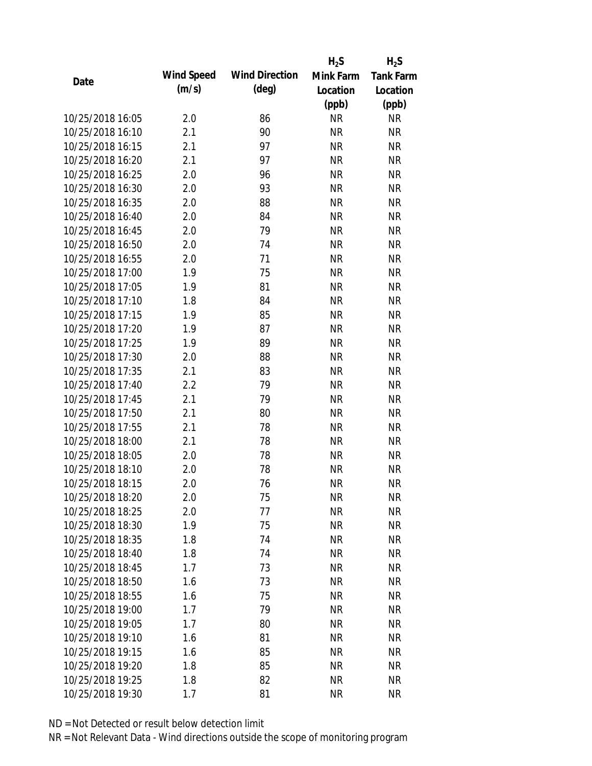| Date | Wind Speed (m/s) | Wind Direction (deg) | $H_2S$ Mink Farm Location (ppb) | $H_2S$ Tank Farm Location (ppb) |
| --- | --- | --- | --- | --- |
| 10/25/2018 16:05 | 2.0 | 86 | NR | NR |
| 10/25/2018 16:10 | 2.1 | 90 | NR | NR |
| 10/25/2018 16:15 | 2.1 | 97 | NR | NR |
| 10/25/2018 16:20 | 2.1 | 97 | NR | NR |
| 10/25/2018 16:25 | 2.0 | 96 | NR | NR |
| 10/25/2018 16:30 | 2.0 | 93 | NR | NR |
| 10/25/2018 16:35 | 2.0 | 88 | NR | NR |
| 10/25/2018 16:40 | 2.0 | 84 | NR | NR |
| 10/25/2018 16:45 | 2.0 | 79 | NR | NR |
| 10/25/2018 16:50 | 2.0 | 74 | NR | NR |
| 10/25/2018 16:55 | 2.0 | 71 | NR | NR |
| 10/25/2018 17:00 | 1.9 | 75 | NR | NR |
| 10/25/2018 17:05 | 1.9 | 81 | NR | NR |
| 10/25/2018 17:10 | 1.8 | 84 | NR | NR |
| 10/25/2018 17:15 | 1.9 | 85 | NR | NR |
| 10/25/2018 17:20 | 1.9 | 87 | NR | NR |
| 10/25/2018 17:25 | 1.9 | 89 | NR | NR |
| 10/25/2018 17:30 | 2.0 | 88 | NR | NR |
| 10/25/2018 17:35 | 2.1 | 83 | NR | NR |
| 10/25/2018 17:40 | 2.2 | 79 | NR | NR |
| 10/25/2018 17:45 | 2.1 | 79 | NR | NR |
| 10/25/2018 17:50 | 2.1 | 80 | NR | NR |
| 10/25/2018 17:55 | 2.1 | 78 | NR | NR |
| 10/25/2018 18:00 | 2.1 | 78 | NR | NR |
| 10/25/2018 18:05 | 2.0 | 78 | NR | NR |
| 10/25/2018 18:10 | 2.0 | 78 | NR | NR |
| 10/25/2018 18:15 | 2.0 | 76 | NR | NR |
| 10/25/2018 18:20 | 2.0 | 75 | NR | NR |
| 10/25/2018 18:25 | 2.0 | 77 | NR | NR |
| 10/25/2018 18:30 | 1.9 | 75 | NR | NR |
| 10/25/2018 18:35 | 1.8 | 74 | NR | NR |
| 10/25/2018 18:40 | 1.8 | 74 | NR | NR |
| 10/25/2018 18:45 | 1.7 | 73 | NR | NR |
| 10/25/2018 18:50 | 1.6 | 73 | NR | NR |
| 10/25/2018 18:55 | 1.6 | 75 | NR | NR |
| 10/25/2018 19:00 | 1.7 | 79 | NR | NR |
| 10/25/2018 19:05 | 1.7 | 80 | NR | NR |
| 10/25/2018 19:10 | 1.6 | 81 | NR | NR |
| 10/25/2018 19:15 | 1.6 | 85 | NR | NR |
| 10/25/2018 19:20 | 1.8 | 85 | NR | NR |
| 10/25/2018 19:25 | 1.8 | 82 | NR | NR |
| 10/25/2018 19:30 | 1.7 | 81 | NR | NR |

ND = Not Detected or result below detection limit

NR = Not Relevant Data - Wind directions outside the scope of monitoring program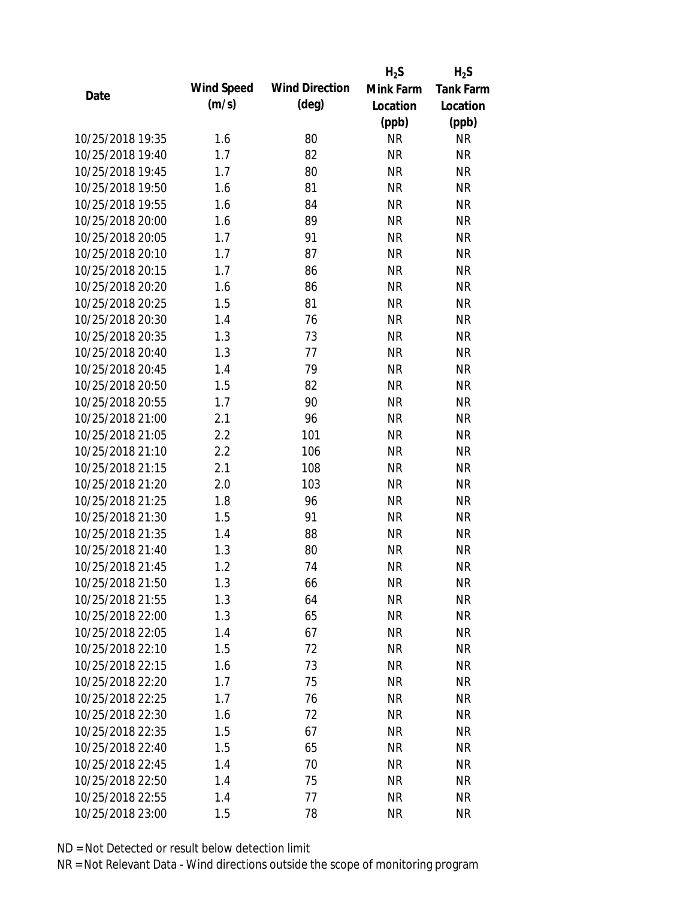| Date | Wind Speed (m/s) | Wind Direction (deg) | $H_2S$ Mink Farm Location (ppb) | $H_2S$ Tank Farm Location (ppb) |
|---|---|---|---|---|
| 10/25/2018 19:35 | 1.6 | 80 | NR | NR |
| 10/25/2018 19:40 | 1.7 | 82 | NR | NR |
| 10/25/2018 19:45 | 1.7 | 80 | NR | NR |
| 10/25/2018 19:50 | 1.6 | 81 | NR | NR |
| 10/25/2018 19:55 | 1.6 | 84 | NR | NR |
| 10/25/2018 20:00 | 1.6 | 89 | NR | NR |
| 10/25/2018 20:05 | 1.7 | 91 | NR | NR |
| 10/25/2018 20:10 | 1.7 | 87 | NR | NR |
| 10/25/2018 20:15 | 1.7 | 86 | NR | NR |
| 10/25/2018 20:20 | 1.6 | 86 | NR | NR |
| 10/25/2018 20:25 | 1.5 | 81 | NR | NR |
| 10/25/2018 20:30 | 1.4 | 76 | NR | NR |
| 10/25/2018 20:35 | 1.3 | 73 | NR | NR |
| 10/25/2018 20:40 | 1.3 | 77 | NR | NR |
| 10/25/2018 20:45 | 1.4 | 79 | NR | NR |
| 10/25/2018 20:50 | 1.5 | 82 | NR | NR |
| 10/25/2018 20:55 | 1.7 | 90 | NR | NR |
| 10/25/2018 21:00 | 2.1 | 96 | NR | NR |
| 10/25/2018 21:05 | 2.2 | 101 | NR | NR |
| 10/25/2018 21:10 | 2.2 | 106 | NR | NR |
| 10/25/2018 21:15 | 2.1 | 108 | NR | NR |
| 10/25/2018 21:20 | 2.0 | 103 | NR | NR |
| 10/25/2018 21:25 | 1.8 | 96 | NR | NR |
| 10/25/2018 21:30 | 1.5 | 91 | NR | NR |
| 10/25/2018 21:35 | 1.4 | 88 | NR | NR |
| 10/25/2018 21:40 | 1.3 | 80 | NR | NR |
| 10/25/2018 21:45 | 1.2 | 74 | NR | NR |
| 10/25/2018 21:50 | 1.3 | 66 | NR | NR |
| 10/25/2018 21:55 | 1.3 | 64 | NR | NR |
| 10/25/2018 22:00 | 1.3 | 65 | NR | NR |
| 10/25/2018 22:05 | 1.4 | 67 | NR | NR |
| 10/25/2018 22:10 | 1.5 | 72 | NR | NR |
| 10/25/2018 22:15 | 1.6 | 73 | NR | NR |
| 10/25/2018 22:20 | 1.7 | 75 | NR | NR |
| 10/25/2018 22:25 | 1.7 | 76 | NR | NR |
| 10/25/2018 22:30 | 1.6 | 72 | NR | NR |
| 10/25/2018 22:35 | 1.5 | 67 | NR | NR |
| 10/25/2018 22:40 | 1.5 | 65 | NR | NR |
| 10/25/2018 22:45 | 1.4 | 70 | NR | NR |
| 10/25/2018 22:50 | 1.4 | 75 | NR | NR |
| 10/25/2018 22:55 | 1.4 | 77 | NR | NR |
| 10/25/2018 23:00 | 1.5 | 78 | NR | NR |

ND = Not Detected or result below detection limit

NR = Not Relevant Data - Wind directions outside the scope of monitoring program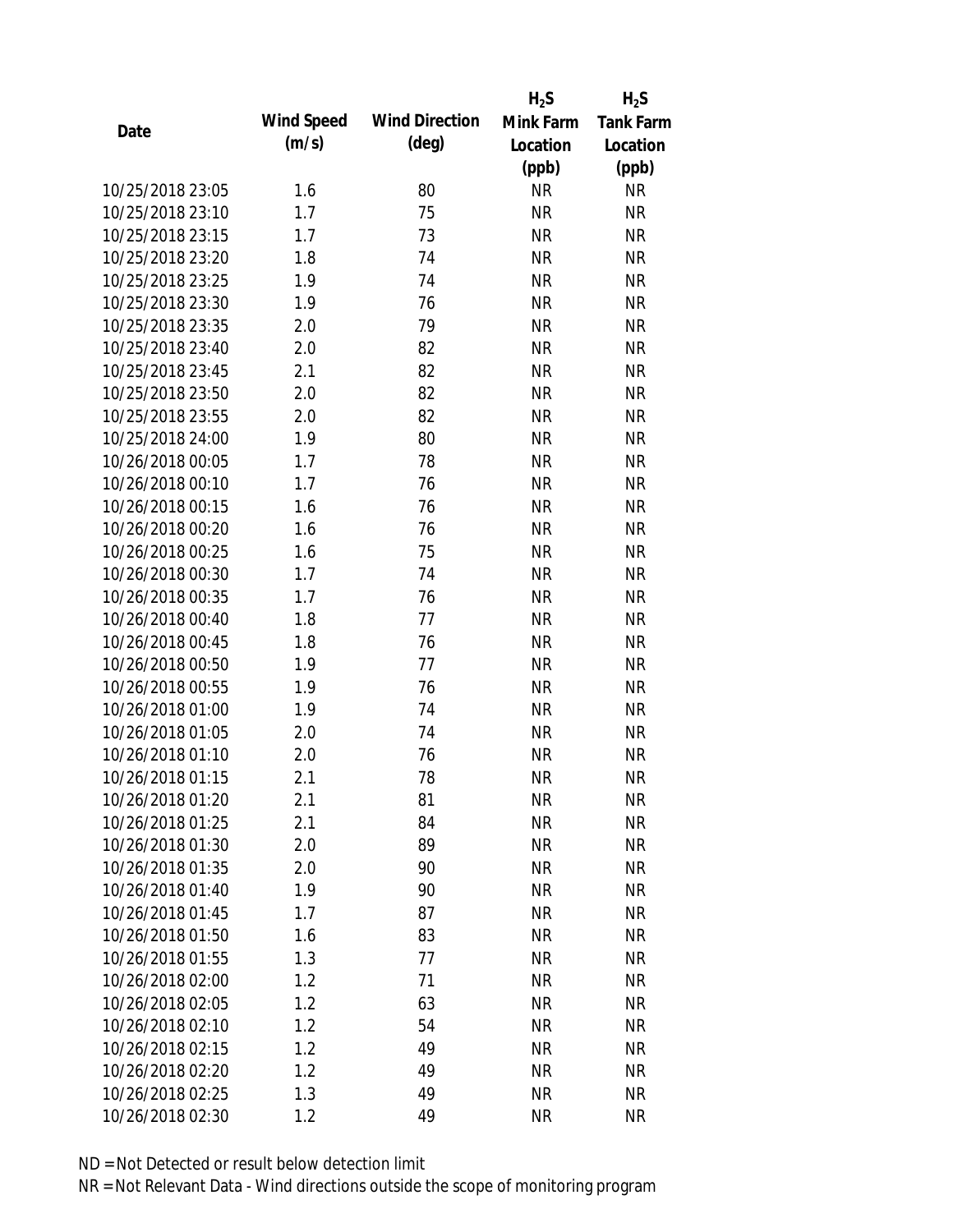| Date | Wind Speed (m/s) | Wind Direction (deg) | $H_2S$ Mink Farm Location (ppb) | $H_2S$ Tank Farm Location (ppb) |
|---|---|---|---|---|
| 10/25/2018 23:05 | 1.6 | 80 | NR | NR |
| 10/25/2018 23:10 | 1.7 | 75 | NR | NR |
| 10/25/2018 23:15 | 1.7 | 73 | NR | NR |
| 10/25/2018 23:20 | 1.8 | 74 | NR | NR |
| 10/25/2018 23:25 | 1.9 | 74 | NR | NR |
| 10/25/2018 23:30 | 1.9 | 76 | NR | NR |
| 10/25/2018 23:35 | 2.0 | 79 | NR | NR |
| 10/25/2018 23:40 | 2.0 | 82 | NR | NR |
| 10/25/2018 23:45 | 2.1 | 82 | NR | NR |
| 10/25/2018 23:50 | 2.0 | 82 | NR | NR |
| 10/25/2018 23:55 | 2.0 | 82 | NR | NR |
| 10/25/2018 24:00 | 1.9 | 80 | NR | NR |
| 10/26/2018 00:05 | 1.7 | 78 | NR | NR |
| 10/26/2018 00:10 | 1.7 | 76 | NR | NR |
| 10/26/2018 00:15 | 1.6 | 76 | NR | NR |
| 10/26/2018 00:20 | 1.6 | 76 | NR | NR |
| 10/26/2018 00:25 | 1.6 | 75 | NR | NR |
| 10/26/2018 00:30 | 1.7 | 74 | NR | NR |
| 10/26/2018 00:35 | 1.7 | 76 | NR | NR |
| 10/26/2018 00:40 | 1.8 | 77 | NR | NR |
| 10/26/2018 00:45 | 1.8 | 76 | NR | NR |
| 10/26/2018 00:50 | 1.9 | 77 | NR | NR |
| 10/26/2018 00:55 | 1.9 | 76 | NR | NR |
| 10/26/2018 01:00 | 1.9 | 74 | NR | NR |
| 10/26/2018 01:05 | 2.0 | 74 | NR | NR |
| 10/26/2018 01:10 | 2.0 | 76 | NR | NR |
| 10/26/2018 01:15 | 2.1 | 78 | NR | NR |
| 10/26/2018 01:20 | 2.1 | 81 | NR | NR |
| 10/26/2018 01:25 | 2.1 | 84 | NR | NR |
| 10/26/2018 01:30 | 2.0 | 89 | NR | NR |
| 10/26/2018 01:35 | 2.0 | 90 | NR | NR |
| 10/26/2018 01:40 | 1.9 | 90 | NR | NR |
| 10/26/2018 01:45 | 1.7 | 87 | NR | NR |
| 10/26/2018 01:50 | 1.6 | 83 | NR | NR |
| 10/26/2018 01:55 | 1.3 | 77 | NR | NR |
| 10/26/2018 02:00 | 1.2 | 71 | NR | NR |
| 10/26/2018 02:05 | 1.2 | 63 | NR | NR |
| 10/26/2018 02:10 | 1.2 | 54 | NR | NR |
| 10/26/2018 02:15 | 1.2 | 49 | NR | NR |
| 10/26/2018 02:20 | 1.2 | 49 | NR | NR |
| 10/26/2018 02:25 | 1.3 | 49 | NR | NR |
| 10/26/2018 02:30 | 1.2 | 49 | NR | NR |

ND = Not Detected or result below detection limit

NR = Not Relevant Data - Wind directions outside the scope of monitoring program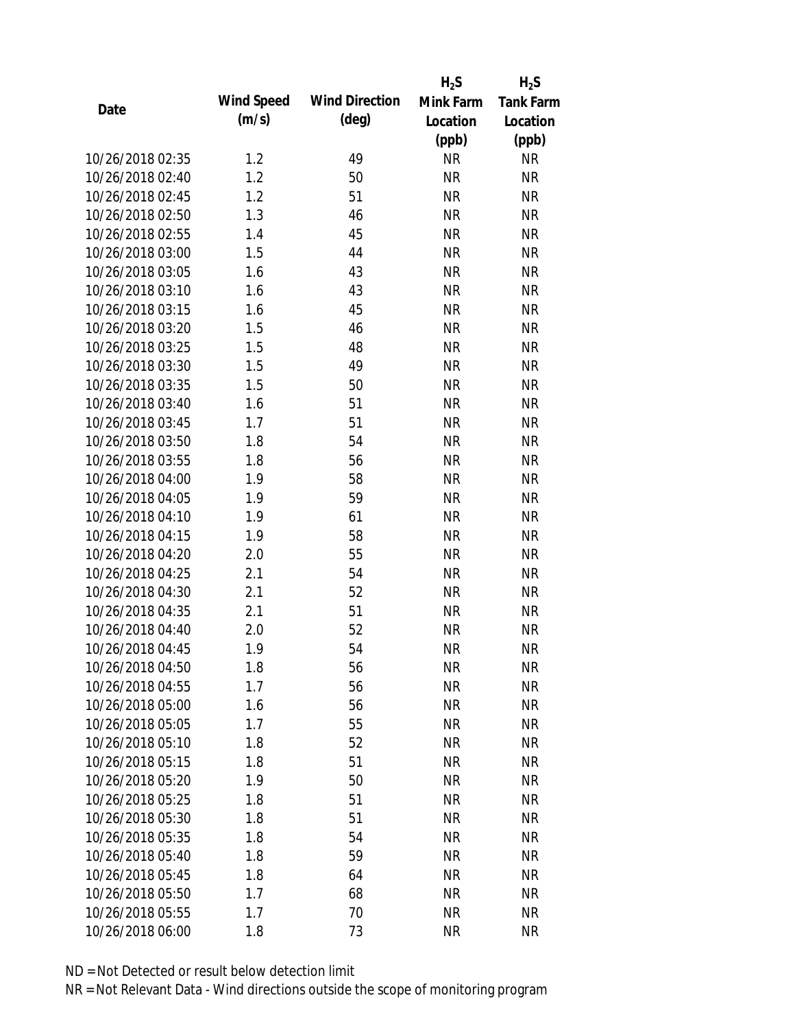| Date | Wind Speed (m/s) | Wind Direction (deg) | $H_2S$ Mink Farm Location (ppb) | $H_2S$ Tank Farm Location (ppb) |
|---|---|---|---|---|
| 10/26/2018 02:35 | 1.2 | 49 | NR | NR |
| 10/26/2018 02:40 | 1.2 | 50 | NR | NR |
| 10/26/2018 02:45 | 1.2 | 51 | NR | NR |
| 10/26/2018 02:50 | 1.3 | 46 | NR | NR |
| 10/26/2018 02:55 | 1.4 | 45 | NR | NR |
| 10/26/2018 03:00 | 1.5 | 44 | NR | NR |
| 10/26/2018 03:05 | 1.6 | 43 | NR | NR |
| 10/26/2018 03:10 | 1.6 | 43 | NR | NR |
| 10/26/2018 03:15 | 1.6 | 45 | NR | NR |
| 10/26/2018 03:20 | 1.5 | 46 | NR | NR |
| 10/26/2018 03:25 | 1.5 | 48 | NR | NR |
| 10/26/2018 03:30 | 1.5 | 49 | NR | NR |
| 10/26/2018 03:35 | 1.5 | 50 | NR | NR |
| 10/26/2018 03:40 | 1.6 | 51 | NR | NR |
| 10/26/2018 03:45 | 1.7 | 51 | NR | NR |
| 10/26/2018 03:50 | 1.8 | 54 | NR | NR |
| 10/26/2018 03:55 | 1.8 | 56 | NR | NR |
| 10/26/2018 04:00 | 1.9 | 58 | NR | NR |
| 10/26/2018 04:05 | 1.9 | 59 | NR | NR |
| 10/26/2018 04:10 | 1.9 | 61 | NR | NR |
| 10/26/2018 04:15 | 1.9 | 58 | NR | NR |
| 10/26/2018 04:20 | 2.0 | 55 | NR | NR |
| 10/26/2018 04:25 | 2.1 | 54 | NR | NR |
| 10/26/2018 04:30 | 2.1 | 52 | NR | NR |
| 10/26/2018 04:35 | 2.1 | 51 | NR | NR |
| 10/26/2018 04:40 | 2.0 | 52 | NR | NR |
| 10/26/2018 04:45 | 1.9 | 54 | NR | NR |
| 10/26/2018 04:50 | 1.8 | 56 | NR | NR |
| 10/26/2018 04:55 | 1.7 | 56 | NR | NR |
| 10/26/2018 05:00 | 1.6 | 56 | NR | NR |
| 10/26/2018 05:05 | 1.7 | 55 | NR | NR |
| 10/26/2018 05:10 | 1.8 | 52 | NR | NR |
| 10/26/2018 05:15 | 1.8 | 51 | NR | NR |
| 10/26/2018 05:20 | 1.9 | 50 | NR | NR |
| 10/26/2018 05:25 | 1.8 | 51 | NR | NR |
| 10/26/2018 05:30 | 1.8 | 51 | NR | NR |
| 10/26/2018 05:35 | 1.8 | 54 | NR | NR |
| 10/26/2018 05:40 | 1.8 | 59 | NR | NR |
| 10/26/2018 05:45 | 1.8 | 64 | NR | NR |
| 10/26/2018 05:50 | 1.7 | 68 | NR | NR |
| 10/26/2018 05:55 | 1.7 | 70 | NR | NR |
| 10/26/2018 06:00 | 1.8 | 73 | NR | NR |

ND = Not Detected or result below detection limit

NR = Not Relevant Data - Wind directions outside the scope of monitoring program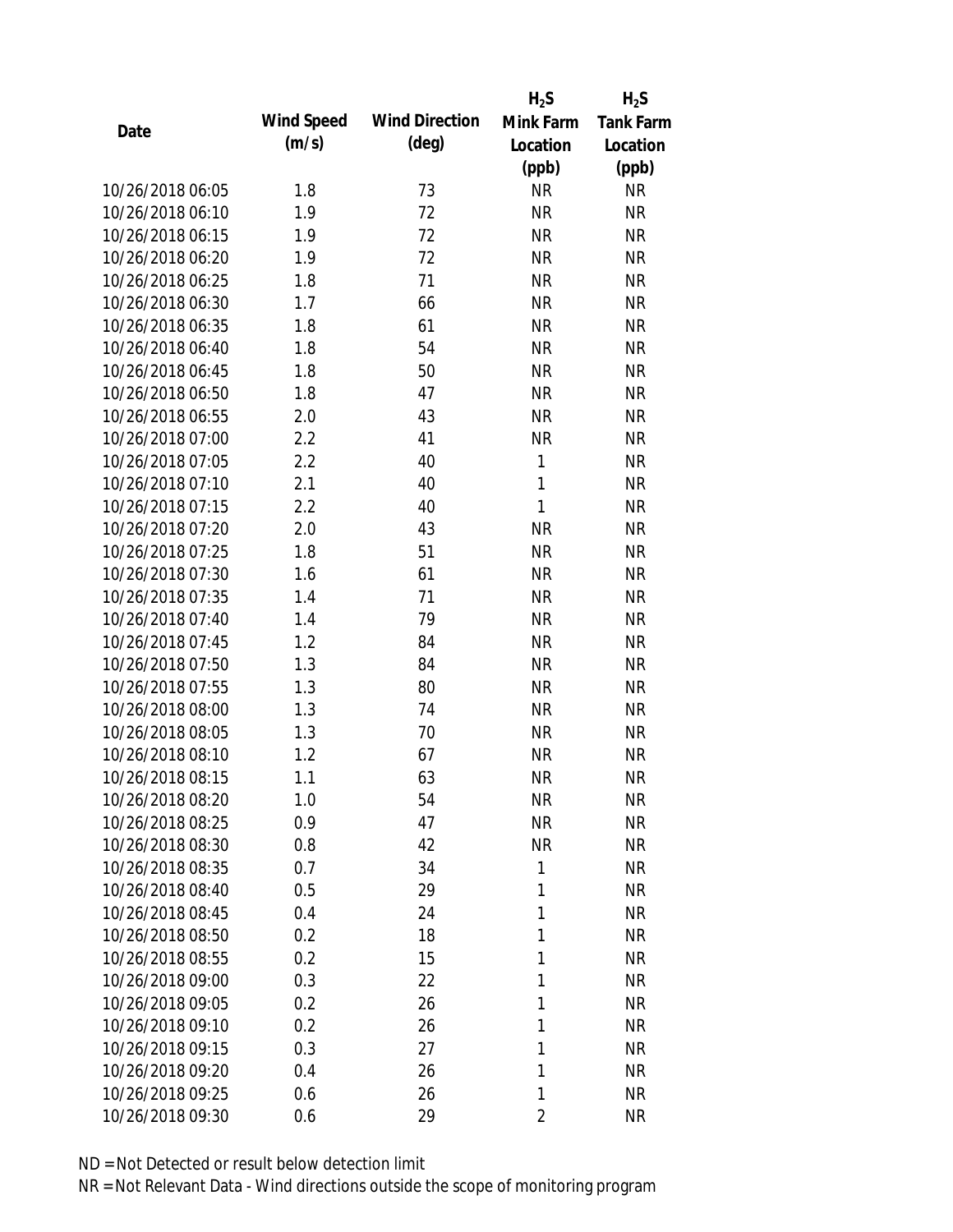| Date | Wind Speed (m/s) | Wind Direction (deg) | $H_2S$ Mink Farm Location (ppb) | $H_2S$ Tank Farm Location (ppb) |
|---|---|---|---|---|
| 10/26/2018 06:05 | 1.8 | 73 | NR | NR |
| 10/26/2018 06:10 | 1.9 | 72 | NR | NR |
| 10/26/2018 06:15 | 1.9 | 72 | NR | NR |
| 10/26/2018 06:20 | 1.9 | 72 | NR | NR |
| 10/26/2018 06:25 | 1.8 | 71 | NR | NR |
| 10/26/2018 06:30 | 1.7 | 66 | NR | NR |
| 10/26/2018 06:35 | 1.8 | 61 | NR | NR |
| 10/26/2018 06:40 | 1.8 | 54 | NR | NR |
| 10/26/2018 06:45 | 1.8 | 50 | NR | NR |
| 10/26/2018 06:50 | 1.8 | 47 | NR | NR |
| 10/26/2018 06:55 | 2.0 | 43 | NR | NR |
| 10/26/2018 07:00 | 2.2 | 41 | NR | NR |
| 10/26/2018 07:05 | 2.2 | 40 | 1 | NR |
| 10/26/2018 07:10 | 2.1 | 40 | 1 | NR |
| 10/26/2018 07:15 | 2.2 | 40 | 1 | NR |
| 10/26/2018 07:20 | 2.0 | 43 | NR | NR |
| 10/26/2018 07:25 | 1.8 | 51 | NR | NR |
| 10/26/2018 07:30 | 1.6 | 61 | NR | NR |
| 10/26/2018 07:35 | 1.4 | 71 | NR | NR |
| 10/26/2018 07:40 | 1.4 | 79 | NR | NR |
| 10/26/2018 07:45 | 1.2 | 84 | NR | NR |
| 10/26/2018 07:50 | 1.3 | 84 | NR | NR |
| 10/26/2018 07:55 | 1.3 | 80 | NR | NR |
| 10/26/2018 08:00 | 1.3 | 74 | NR | NR |
| 10/26/2018 08:05 | 1.3 | 70 | NR | NR |
| 10/26/2018 08:10 | 1.2 | 67 | NR | NR |
| 10/26/2018 08:15 | 1.1 | 63 | NR | NR |
| 10/26/2018 08:20 | 1.0 | 54 | NR | NR |
| 10/26/2018 08:25 | 0.9 | 47 | NR | NR |
| 10/26/2018 08:30 | 0.8 | 42 | NR | NR |
| 10/26/2018 08:35 | 0.7 | 34 | 1 | NR |
| 10/26/2018 08:40 | 0.5 | 29 | 1 | NR |
| 10/26/2018 08:45 | 0.4 | 24 | 1 | NR |
| 10/26/2018 08:50 | 0.2 | 18 | 1 | NR |
| 10/26/2018 08:55 | 0.2 | 15 | 1 | NR |
| 10/26/2018 09:00 | 0.3 | 22 | 1 | NR |
| 10/26/2018 09:05 | 0.2 | 26 | 1 | NR |
| 10/26/2018 09:10 | 0.2 | 26 | 1 | NR |
| 10/26/2018 09:15 | 0.3 | 27 | 1 | NR |
| 10/26/2018 09:20 | 0.4 | 26 | 1 | NR |
| 10/26/2018 09:25 | 0.6 | 26 | 1 | NR |
| 10/26/2018 09:30 | 0.6 | 29 | 2 | NR |

ND = Not Detected or result below detection limit

NR = Not Relevant Data - Wind directions outside the scope of monitoring program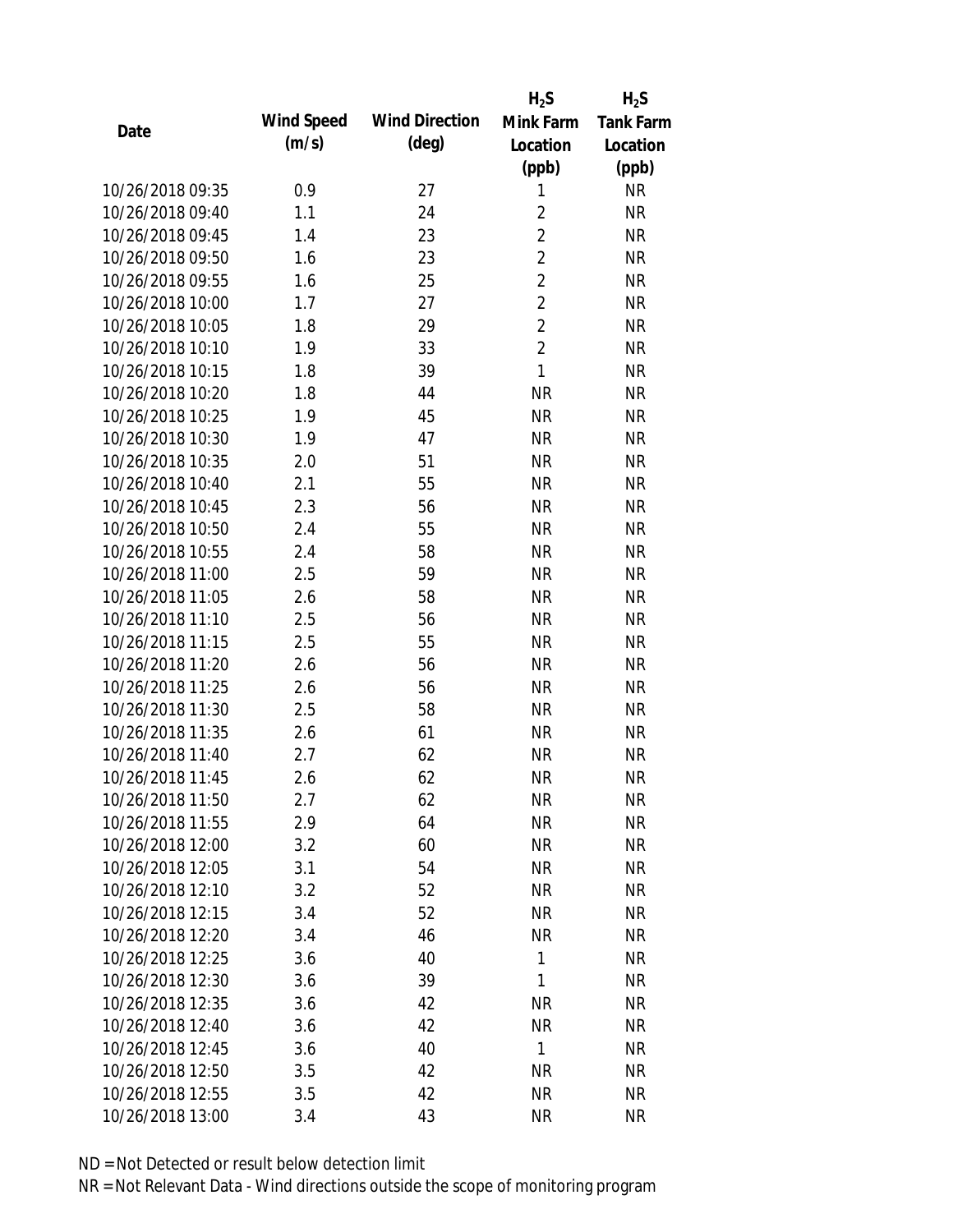| Date | Wind Speed (m/s) | Wind Direction (deg) | $H_2S$ Mink Farm Location (ppb) | $H_2S$ Tank Farm Location (ppb) |
|---|---|---|---|---|
| 10/26/2018 09:35 | 0.9 | 27 | 1 | NR |
| 10/26/2018 09:40 | 1.1 | 24 | 2 | NR |
| 10/26/2018 09:45 | 1.4 | 23 | 2 | NR |
| 10/26/2018 09:50 | 1.6 | 23 | 2 | NR |
| 10/26/2018 09:55 | 1.6 | 25 | 2 | NR |
| 10/26/2018 10:00 | 1.7 | 27 | 2 | NR |
| 10/26/2018 10:05 | 1.8 | 29 | 2 | NR |
| 10/26/2018 10:10 | 1.9 | 33 | 2 | NR |
| 10/26/2018 10:15 | 1.8 | 39 | 1 | NR |
| 10/26/2018 10:20 | 1.8 | 44 | NR | NR |
| 10/26/2018 10:25 | 1.9 | 45 | NR | NR |
| 10/26/2018 10:30 | 1.9 | 47 | NR | NR |
| 10/26/2018 10:35 | 2.0 | 51 | NR | NR |
| 10/26/2018 10:40 | 2.1 | 55 | NR | NR |
| 10/26/2018 10:45 | 2.3 | 56 | NR | NR |
| 10/26/2018 10:50 | 2.4 | 55 | NR | NR |
| 10/26/2018 10:55 | 2.4 | 58 | NR | NR |
| 10/26/2018 11:00 | 2.5 | 59 | NR | NR |
| 10/26/2018 11:05 | 2.6 | 58 | NR | NR |
| 10/26/2018 11:10 | 2.5 | 56 | NR | NR |
| 10/26/2018 11:15 | 2.5 | 55 | NR | NR |
| 10/26/2018 11:20 | 2.6 | 56 | NR | NR |
| 10/26/2018 11:25 | 2.6 | 56 | NR | NR |
| 10/26/2018 11:30 | 2.5 | 58 | NR | NR |
| 10/26/2018 11:35 | 2.6 | 61 | NR | NR |
| 10/26/2018 11:40 | 2.7 | 62 | NR | NR |
| 10/26/2018 11:45 | 2.6 | 62 | NR | NR |
| 10/26/2018 11:50 | 2.7 | 62 | NR | NR |
| 10/26/2018 11:55 | 2.9 | 64 | NR | NR |
| 10/26/2018 12:00 | 3.2 | 60 | NR | NR |
| 10/26/2018 12:05 | 3.1 | 54 | NR | NR |
| 10/26/2018 12:10 | 3.2 | 52 | NR | NR |
| 10/26/2018 12:15 | 3.4 | 52 | NR | NR |
| 10/26/2018 12:20 | 3.4 | 46 | NR | NR |
| 10/26/2018 12:25 | 3.6 | 40 | 1 | NR |
| 10/26/2018 12:30 | 3.6 | 39 | 1 | NR |
| 10/26/2018 12:35 | 3.6 | 42 | NR | NR |
| 10/26/2018 12:40 | 3.6 | 42 | NR | NR |
| 10/26/2018 12:45 | 3.6 | 40 | 1 | NR |
| 10/26/2018 12:50 | 3.5 | 42 | NR | NR |
| 10/26/2018 12:55 | 3.5 | 42 | NR | NR |
| 10/26/2018 13:00 | 3.4 | 43 | NR | NR |

ND = Not Detected or result below detection limit

NR = Not Relevant Data - Wind directions outside the scope of monitoring program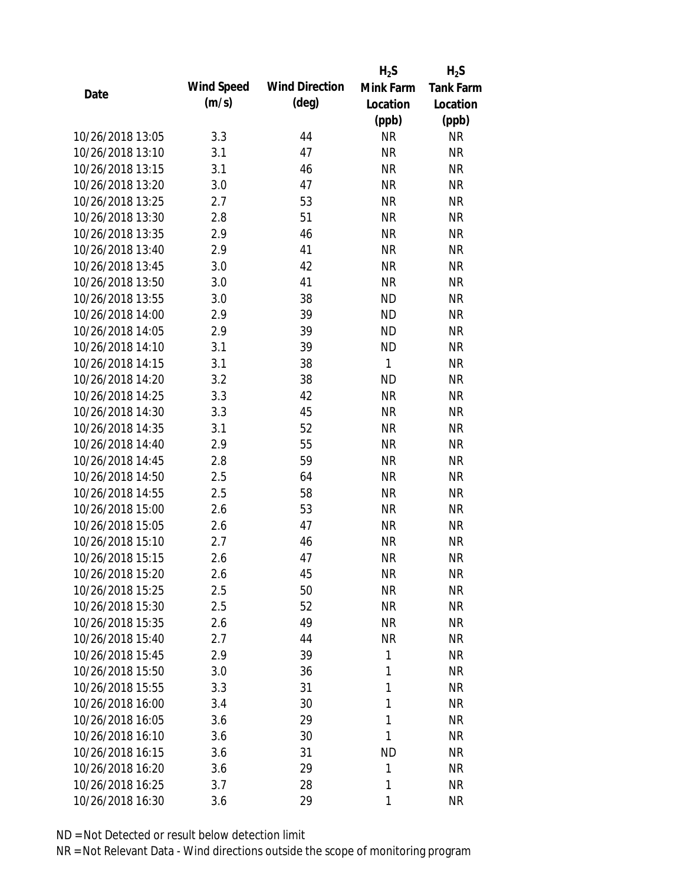| Date | Wind Speed (m/s) | Wind Direction (deg) | $H_2S$ Mink Farm Location (ppb) | $H_2S$ Tank Farm Location (ppb) |
|---|---|---|---|---|
| 10/26/2018 13:05 | 3.3 | 44 | NR | NR |
| 10/26/2018 13:10 | 3.1 | 47 | NR | NR |
| 10/26/2018 13:15 | 3.1 | 46 | NR | NR |
| 10/26/2018 13:20 | 3.0 | 47 | NR | NR |
| 10/26/2018 13:25 | 2.7 | 53 | NR | NR |
| 10/26/2018 13:30 | 2.8 | 51 | NR | NR |
| 10/26/2018 13:35 | 2.9 | 46 | NR | NR |
| 10/26/2018 13:40 | 2.9 | 41 | NR | NR |
| 10/26/2018 13:45 | 3.0 | 42 | NR | NR |
| 10/26/2018 13:50 | 3.0 | 41 | NR | NR |
| 10/26/2018 13:55 | 3.0 | 38 | ND | NR |
| 10/26/2018 14:00 | 2.9 | 39 | ND | NR |
| 10/26/2018 14:05 | 2.9 | 39 | ND | NR |
| 10/26/2018 14:10 | 3.1 | 39 | ND | NR |
| 10/26/2018 14:15 | 3.1 | 38 | 1 | NR |
| 10/26/2018 14:20 | 3.2 | 38 | ND | NR |
| 10/26/2018 14:25 | 3.3 | 42 | NR | NR |
| 10/26/2018 14:30 | 3.3 | 45 | NR | NR |
| 10/26/2018 14:35 | 3.1 | 52 | NR | NR |
| 10/26/2018 14:40 | 2.9 | 55 | NR | NR |
| 10/26/2018 14:45 | 2.8 | 59 | NR | NR |
| 10/26/2018 14:50 | 2.5 | 64 | NR | NR |
| 10/26/2018 14:55 | 2.5 | 58 | NR | NR |
| 10/26/2018 15:00 | 2.6 | 53 | NR | NR |
| 10/26/2018 15:05 | 2.6 | 47 | NR | NR |
| 10/26/2018 15:10 | 2.7 | 46 | NR | NR |
| 10/26/2018 15:15 | 2.6 | 47 | NR | NR |
| 10/26/2018 15:20 | 2.6 | 45 | NR | NR |
| 10/26/2018 15:25 | 2.5 | 50 | NR | NR |
| 10/26/2018 15:30 | 2.5 | 52 | NR | NR |
| 10/26/2018 15:35 | 2.6 | 49 | NR | NR |
| 10/26/2018 15:40 | 2.7 | 44 | NR | NR |
| 10/26/2018 15:45 | 2.9 | 39 | 1 | NR |
| 10/26/2018 15:50 | 3.0 | 36 | 1 | NR |
| 10/26/2018 15:55 | 3.3 | 31 | 1 | NR |
| 10/26/2018 16:00 | 3.4 | 30 | 1 | NR |
| 10/26/2018 16:05 | 3.6 | 29 | 1 | NR |
| 10/26/2018 16:10 | 3.6 | 30 | 1 | NR |
| 10/26/2018 16:15 | 3.6 | 31 | ND | NR |
| 10/26/2018 16:20 | 3.6 | 29 | 1 | NR |
| 10/26/2018 16:25 | 3.7 | 28 | 1 | NR |
| 10/26/2018 16:30 | 3.6 | 29 | 1 | NR |

ND = Not Detected or result below detection limit

NR = Not Relevant Data - Wind directions outside the scope of monitoring program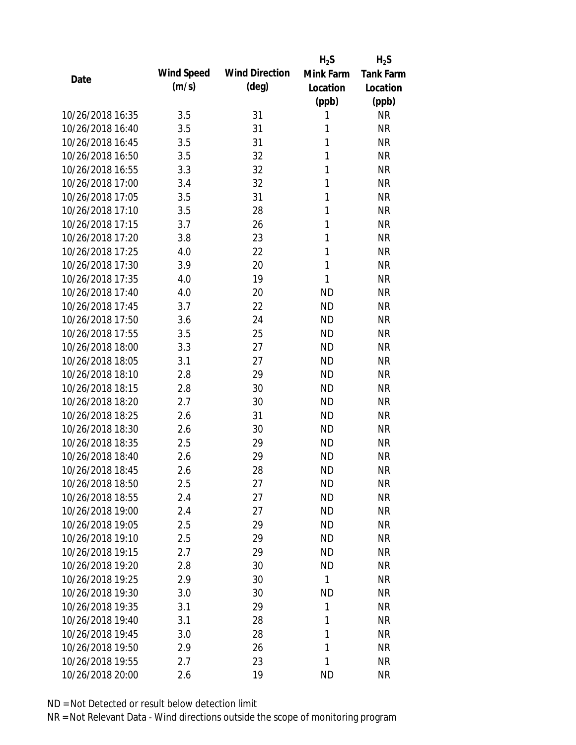| Date | Wind Speed (m/s) | Wind Direction (deg) | $H_2S$ Mink Farm Location (ppb) | $H_2S$ Tank Farm Location (ppb) |
|---|---|---|---|---|
| 10/26/2018 16:35 | 3.5 | 31 | 1 | NR |
| 10/26/2018 16:40 | 3.5 | 31 | 1 | NR |
| 10/26/2018 16:45 | 3.5 | 31 | 1 | NR |
| 10/26/2018 16:50 | 3.5 | 32 | 1 | NR |
| 10/26/2018 16:55 | 3.3 | 32 | 1 | NR |
| 10/26/2018 17:00 | 3.4 | 32 | 1 | NR |
| 10/26/2018 17:05 | 3.5 | 31 | 1 | NR |
| 10/26/2018 17:10 | 3.5 | 28 | 1 | NR |
| 10/26/2018 17:15 | 3.7 | 26 | 1 | NR |
| 10/26/2018 17:20 | 3.8 | 23 | 1 | NR |
| 10/26/2018 17:25 | 4.0 | 22 | 1 | NR |
| 10/26/2018 17:30 | 3.9 | 20 | 1 | NR |
| 10/26/2018 17:35 | 4.0 | 19 | 1 | NR |
| 10/26/2018 17:40 | 4.0 | 20 | ND | NR |
| 10/26/2018 17:45 | 3.7 | 22 | ND | NR |
| 10/26/2018 17:50 | 3.6 | 24 | ND | NR |
| 10/26/2018 17:55 | 3.5 | 25 | ND | NR |
| 10/26/2018 18:00 | 3.3 | 27 | ND | NR |
| 10/26/2018 18:05 | 3.1 | 27 | ND | NR |
| 10/26/2018 18:10 | 2.8 | 29 | ND | NR |
| 10/26/2018 18:15 | 2.8 | 30 | ND | NR |
| 10/26/2018 18:20 | 2.7 | 30 | ND | NR |
| 10/26/2018 18:25 | 2.6 | 31 | ND | NR |
| 10/26/2018 18:30 | 2.6 | 30 | ND | NR |
| 10/26/2018 18:35 | 2.5 | 29 | ND | NR |
| 10/26/2018 18:40 | 2.6 | 29 | ND | NR |
| 10/26/2018 18:45 | 2.6 | 28 | ND | NR |
| 10/26/2018 18:50 | 2.5 | 27 | ND | NR |
| 10/26/2018 18:55 | 2.4 | 27 | ND | NR |
| 10/26/2018 19:00 | 2.4 | 27 | ND | NR |
| 10/26/2018 19:05 | 2.5 | 29 | ND | NR |
| 10/26/2018 19:10 | 2.5 | 29 | ND | NR |
| 10/26/2018 19:15 | 2.7 | 29 | ND | NR |
| 10/26/2018 19:20 | 2.8 | 30 | ND | NR |
| 10/26/2018 19:25 | 2.9 | 30 | 1 | NR |
| 10/26/2018 19:30 | 3.0 | 30 | ND | NR |
| 10/26/2018 19:35 | 3.1 | 29 | 1 | NR |
| 10/26/2018 19:40 | 3.1 | 28 | 1 | NR |
| 10/26/2018 19:45 | 3.0 | 28 | 1 | NR |
| 10/26/2018 19:50 | 2.9 | 26 | 1 | NR |
| 10/26/2018 19:55 | 2.7 | 23 | 1 | NR |
| 10/26/2018 20:00 | 2.6 | 19 | ND | NR |

ND = Not Detected or result below detection limit

NR = Not Relevant Data - Wind directions outside the scope of monitoring program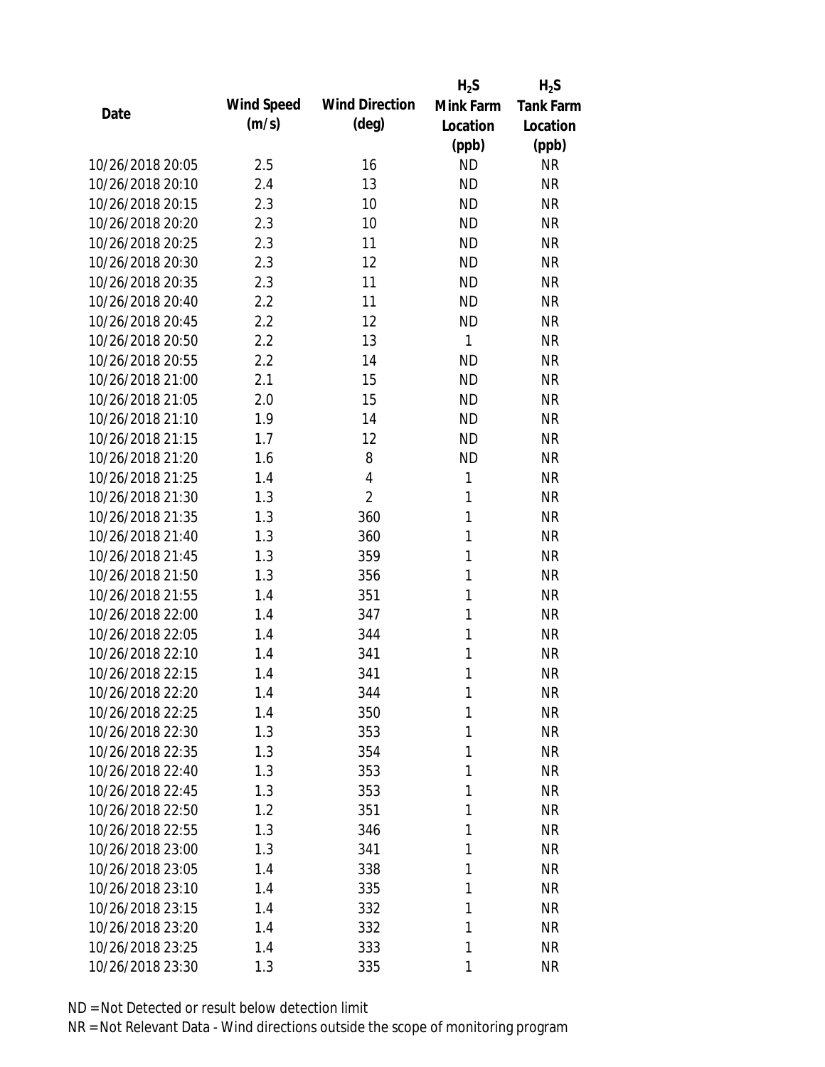| Date | Wind Speed (m/s) | Wind Direction (deg) | $H_2S$ Mink Farm Location (ppb) | $H_2S$ Tank Farm Location (ppb) |
|---|---|---|---|---|
| 10/26/2018 20:05 | 2.5 | 16 | ND | NR |
| 10/26/2018 20:10 | 2.4 | 13 | ND | NR |
| 10/26/2018 20:15 | 2.3 | 10 | ND | NR |
| 10/26/2018 20:20 | 2.3 | 10 | ND | NR |
| 10/26/2018 20:25 | 2.3 | 11 | ND | NR |
| 10/26/2018 20:30 | 2.3 | 12 | ND | NR |
| 10/26/2018 20:35 | 2.3 | 11 | ND | NR |
| 10/26/2018 20:40 | 2.2 | 11 | ND | NR |
| 10/26/2018 20:45 | 2.2 | 12 | ND | NR |
| 10/26/2018 20:50 | 2.2 | 13 | 1 | NR |
| 10/26/2018 20:55 | 2.2 | 14 | ND | NR |
| 10/26/2018 21:00 | 2.1 | 15 | ND | NR |
| 10/26/2018 21:05 | 2.0 | 15 | ND | NR |
| 10/26/2018 21:10 | 1.9 | 14 | ND | NR |
| 10/26/2018 21:15 | 1.7 | 12 | ND | NR |
| 10/26/2018 21:20 | 1.6 | 8 | ND | NR |
| 10/26/2018 21:25 | 1.4 | 4 | 1 | NR |
| 10/26/2018 21:30 | 1.3 | 2 | 1 | NR |
| 10/26/2018 21:35 | 1.3 | 360 | 1 | NR |
| 10/26/2018 21:40 | 1.3 | 360 | 1 | NR |
| 10/26/2018 21:45 | 1.3 | 359 | 1 | NR |
| 10/26/2018 21:50 | 1.3 | 356 | 1 | NR |
| 10/26/2018 21:55 | 1.4 | 351 | 1 | NR |
| 10/26/2018 22:00 | 1.4 | 347 | 1 | NR |
| 10/26/2018 22:05 | 1.4 | 344 | 1 | NR |
| 10/26/2018 22:10 | 1.4 | 341 | 1 | NR |
| 10/26/2018 22:15 | 1.4 | 341 | 1 | NR |
| 10/26/2018 22:20 | 1.4 | 344 | 1 | NR |
| 10/26/2018 22:25 | 1.4 | 350 | 1 | NR |
| 10/26/2018 22:30 | 1.3 | 353 | 1 | NR |
| 10/26/2018 22:35 | 1.3 | 354 | 1 | NR |
| 10/26/2018 22:40 | 1.3 | 353 | 1 | NR |
| 10/26/2018 22:45 | 1.3 | 353 | 1 | NR |
| 10/26/2018 22:50 | 1.2 | 351 | 1 | NR |
| 10/26/2018 22:55 | 1.3 | 346 | 1 | NR |
| 10/26/2018 23:00 | 1.3 | 341 | 1 | NR |
| 10/26/2018 23:05 | 1.4 | 338 | 1 | NR |
| 10/26/2018 23:10 | 1.4 | 335 | 1 | NR |
| 10/26/2018 23:15 | 1.4 | 332 | 1 | NR |
| 10/26/2018 23:20 | 1.4 | 332 | 1 | NR |
| 10/26/2018 23:25 | 1.4 | 333 | 1 | NR |
| 10/26/2018 23:30 | 1.3 | 335 | 1 | NR |

ND = Not Detected or result below detection limit

NR = Not Relevant Data - Wind directions outside the scope of monitoring program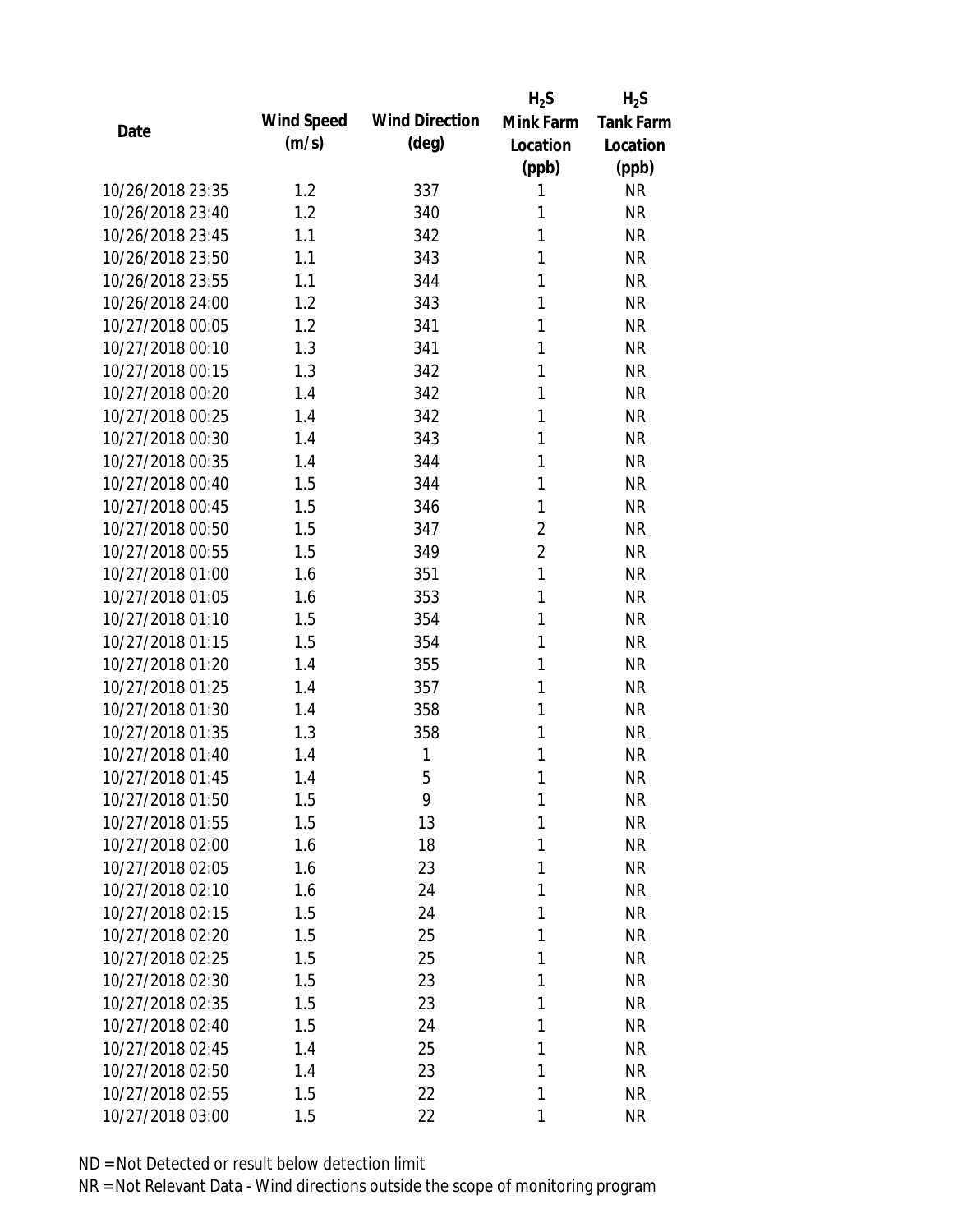| Date | Wind Speed (m/s) | Wind Direction (deg) | $H_2S$ Mink Farm Location (ppb) | $H_2S$ Tank Farm Location (ppb) |
|---|---|---|---|---|
| 10/26/2018 23:35 | 1.2 | 337 | 1 | NR |
| 10/26/2018 23:40 | 1.2 | 340 | 1 | NR |
| 10/26/2018 23:45 | 1.1 | 342 | 1 | NR |
| 10/26/2018 23:50 | 1.1 | 343 | 1 | NR |
| 10/26/2018 23:55 | 1.1 | 344 | 1 | NR |
| 10/26/2018 24:00 | 1.2 | 343 | 1 | NR |
| 10/27/2018 00:05 | 1.2 | 341 | 1 | NR |
| 10/27/2018 00:10 | 1.3 | 341 | 1 | NR |
| 10/27/2018 00:15 | 1.3 | 342 | 1 | NR |
| 10/27/2018 00:20 | 1.4 | 342 | 1 | NR |
| 10/27/2018 00:25 | 1.4 | 342 | 1 | NR |
| 10/27/2018 00:30 | 1.4 | 343 | 1 | NR |
| 10/27/2018 00:35 | 1.4 | 344 | 1 | NR |
| 10/27/2018 00:40 | 1.5 | 344 | 1 | NR |
| 10/27/2018 00:45 | 1.5 | 346 | 1 | NR |
| 10/27/2018 00:50 | 1.5 | 347 | 2 | NR |
| 10/27/2018 00:55 | 1.5 | 349 | 2 | NR |
| 10/27/2018 01:00 | 1.6 | 351 | 1 | NR |
| 10/27/2018 01:05 | 1.6 | 353 | 1 | NR |
| 10/27/2018 01:10 | 1.5 | 354 | 1 | NR |
| 10/27/2018 01:15 | 1.5 | 354 | 1 | NR |
| 10/27/2018 01:20 | 1.4 | 355 | 1 | NR |
| 10/27/2018 01:25 | 1.4 | 357 | 1 | NR |
| 10/27/2018 01:30 | 1.4 | 358 | 1 | NR |
| 10/27/2018 01:35 | 1.3 | 358 | 1 | NR |
| 10/27/2018 01:40 | 1.4 | 1 | 1 | NR |
| 10/27/2018 01:45 | 1.4 | 5 | 1 | NR |
| 10/27/2018 01:50 | 1.5 | 9 | 1 | NR |
| 10/27/2018 01:55 | 1.5 | 13 | 1 | NR |
| 10/27/2018 02:00 | 1.6 | 18 | 1 | NR |
| 10/27/2018 02:05 | 1.6 | 23 | 1 | NR |
| 10/27/2018 02:10 | 1.6 | 24 | 1 | NR |
| 10/27/2018 02:15 | 1.5 | 24 | 1 | NR |
| 10/27/2018 02:20 | 1.5 | 25 | 1 | NR |
| 10/27/2018 02:25 | 1.5 | 25 | 1 | NR |
| 10/27/2018 02:30 | 1.5 | 23 | 1 | NR |
| 10/27/2018 02:35 | 1.5 | 23 | 1 | NR |
| 10/27/2018 02:40 | 1.5 | 24 | 1 | NR |
| 10/27/2018 02:45 | 1.4 | 25 | 1 | NR |
| 10/27/2018 02:50 | 1.4 | 23 | 1 | NR |
| 10/27/2018 02:55 | 1.5 | 22 | 1 | NR |
| 10/27/2018 03:00 | 1.5 | 22 | 1 | NR |

ND = Not Detected or result below detection limit

NR = Not Relevant Data - Wind directions outside the scope of monitoring program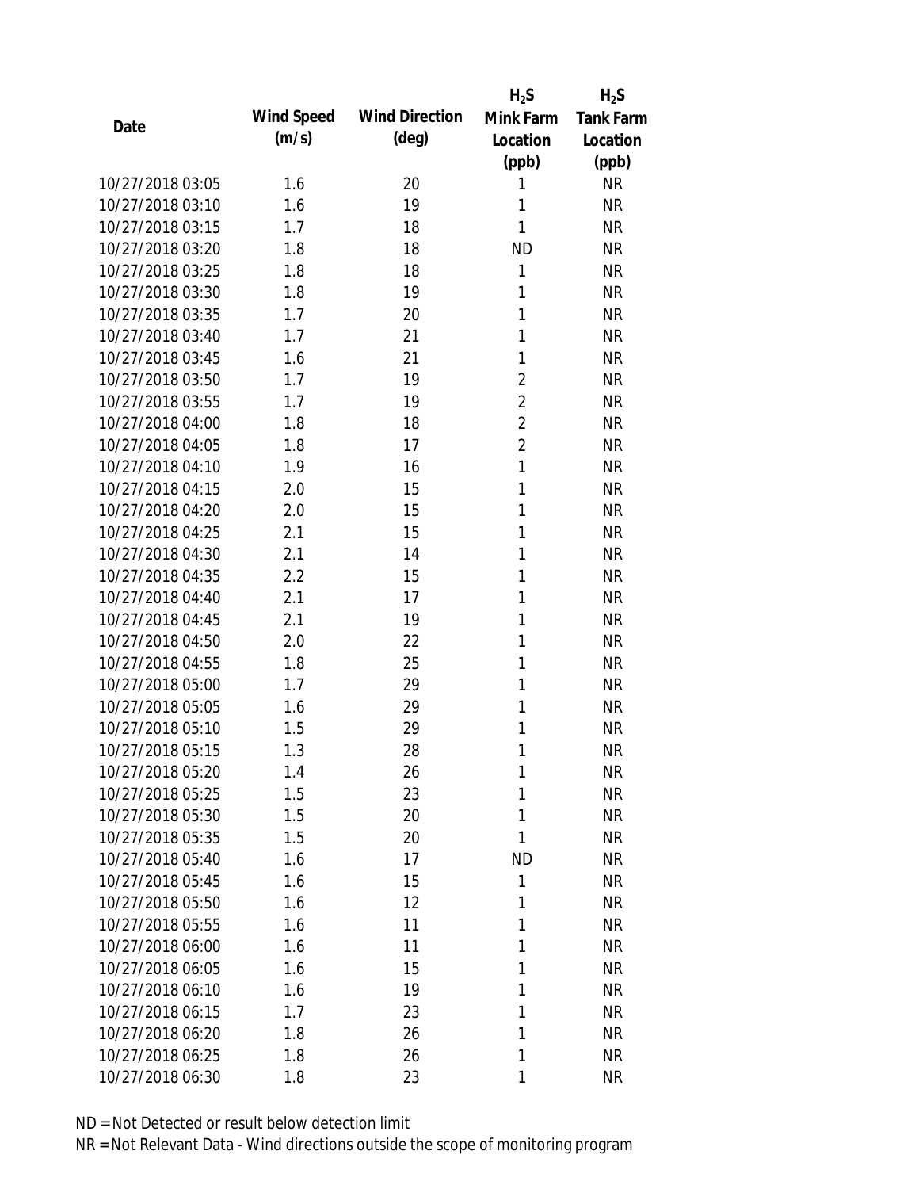| Date | Wind Speed (m/s) | Wind Direction (deg) | $H_2S$ Mink Farm Location (ppb) | $H_2S$ Tank Farm Location (ppb) |
|---|---|---|---|---|
| 10/27/2018 03:05 | 1.6 | 20 | 1 | NR |
| 10/27/2018 03:10 | 1.6 | 19 | 1 | NR |
| 10/27/2018 03:15 | 1.7 | 18 | 1 | NR |
| 10/27/2018 03:20 | 1.8 | 18 | ND | NR |
| 10/27/2018 03:25 | 1.8 | 18 | 1 | NR |
| 10/27/2018 03:30 | 1.8 | 19 | 1 | NR |
| 10/27/2018 03:35 | 1.7 | 20 | 1 | NR |
| 10/27/2018 03:40 | 1.7 | 21 | 1 | NR |
| 10/27/2018 03:45 | 1.6 | 21 | 1 | NR |
| 10/27/2018 03:50 | 1.7 | 19 | 2 | NR |
| 10/27/2018 03:55 | 1.7 | 19 | 2 | NR |
| 10/27/2018 04:00 | 1.8 | 18 | 2 | NR |
| 10/27/2018 04:05 | 1.8 | 17 | 2 | NR |
| 10/27/2018 04:10 | 1.9 | 16 | 1 | NR |
| 10/27/2018 04:15 | 2.0 | 15 | 1 | NR |
| 10/27/2018 04:20 | 2.0 | 15 | 1 | NR |
| 10/27/2018 04:25 | 2.1 | 15 | 1 | NR |
| 10/27/2018 04:30 | 2.1 | 14 | 1 | NR |
| 10/27/2018 04:35 | 2.2 | 15 | 1 | NR |
| 10/27/2018 04:40 | 2.1 | 17 | 1 | NR |
| 10/27/2018 04:45 | 2.1 | 19 | 1 | NR |
| 10/27/2018 04:50 | 2.0 | 22 | 1 | NR |
| 10/27/2018 04:55 | 1.8 | 25 | 1 | NR |
| 10/27/2018 05:00 | 1.7 | 29 | 1 | NR |
| 10/27/2018 05:05 | 1.6 | 29 | 1 | NR |
| 10/27/2018 05:10 | 1.5 | 29 | 1 | NR |
| 10/27/2018 05:15 | 1.3 | 28 | 1 | NR |
| 10/27/2018 05:20 | 1.4 | 26 | 1 | NR |
| 10/27/2018 05:25 | 1.5 | 23 | 1 | NR |
| 10/27/2018 05:30 | 1.5 | 20 | 1 | NR |
| 10/27/2018 05:35 | 1.5 | 20 | 1 | NR |
| 10/27/2018 05:40 | 1.6 | 17 | ND | NR |
| 10/27/2018 05:45 | 1.6 | 15 | 1 | NR |
| 10/27/2018 05:50 | 1.6 | 12 | 1 | NR |
| 10/27/2018 05:55 | 1.6 | 11 | 1 | NR |
| 10/27/2018 06:00 | 1.6 | 11 | 1 | NR |
| 10/27/2018 06:05 | 1.6 | 15 | 1 | NR |
| 10/27/2018 06:10 | 1.6 | 19 | 1 | NR |
| 10/27/2018 06:15 | 1.7 | 23 | 1 | NR |
| 10/27/2018 06:20 | 1.8 | 26 | 1 | NR |
| 10/27/2018 06:25 | 1.8 | 26 | 1 | NR |
| 10/27/2018 06:30 | 1.8 | 23 | 1 | NR |

ND = Not Detected or result below detection limit

NR = Not Relevant Data - Wind directions outside the scope of monitoring program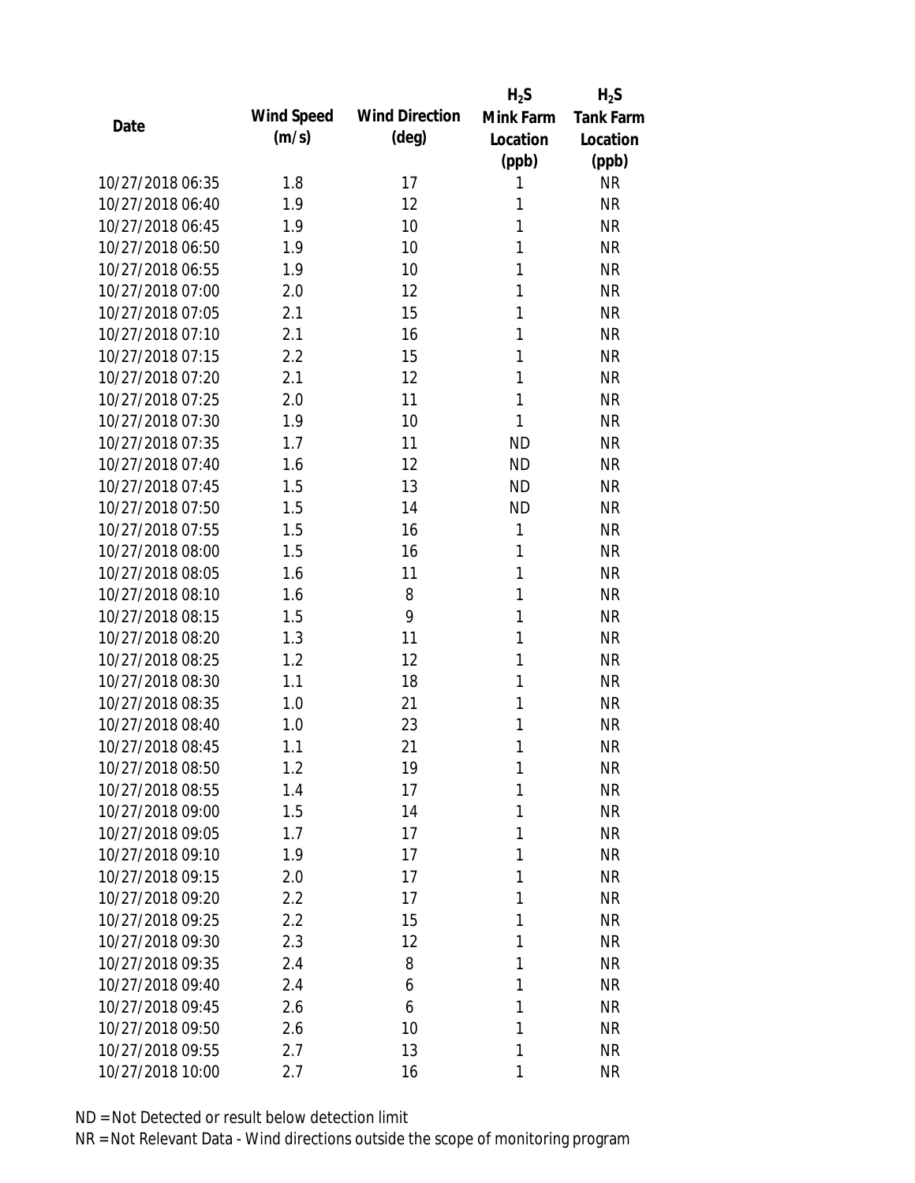| Date | Wind Speed (m/s) | Wind Direction (deg) | $H_2S$ Mink Farm Location (ppb) | $H_2S$ Tank Farm Location (ppb) |
|---|---|---|---|---|
| 10/27/2018 06:35 | 1.8 | 17 | 1 | NR |
| 10/27/2018 06:40 | 1.9 | 12 | 1 | NR |
| 10/27/2018 06:45 | 1.9 | 10 | 1 | NR |
| 10/27/2018 06:50 | 1.9 | 10 | 1 | NR |
| 10/27/2018 06:55 | 1.9 | 10 | 1 | NR |
| 10/27/2018 07:00 | 2.0 | 12 | 1 | NR |
| 10/27/2018 07:05 | 2.1 | 15 | 1 | NR |
| 10/27/2018 07:10 | 2.1 | 16 | 1 | NR |
| 10/27/2018 07:15 | 2.2 | 15 | 1 | NR |
| 10/27/2018 07:20 | 2.1 | 12 | 1 | NR |
| 10/27/2018 07:25 | 2.0 | 11 | 1 | NR |
| 10/27/2018 07:30 | 1.9 | 10 | 1 | NR |
| 10/27/2018 07:35 | 1.7 | 11 | ND | NR |
| 10/27/2018 07:40 | 1.6 | 12 | ND | NR |
| 10/27/2018 07:45 | 1.5 | 13 | ND | NR |
| 10/27/2018 07:50 | 1.5 | 14 | ND | NR |
| 10/27/2018 07:55 | 1.5 | 16 | 1 | NR |
| 10/27/2018 08:00 | 1.5 | 16 | 1 | NR |
| 10/27/2018 08:05 | 1.6 | 11 | 1 | NR |
| 10/27/2018 08:10 | 1.6 | 8 | 1 | NR |
| 10/27/2018 08:15 | 1.5 | 9 | 1 | NR |
| 10/27/2018 08:20 | 1.3 | 11 | 1 | NR |
| 10/27/2018 08:25 | 1.2 | 12 | 1 | NR |
| 10/27/2018 08:30 | 1.1 | 18 | 1 | NR |
| 10/27/2018 08:35 | 1.0 | 21 | 1 | NR |
| 10/27/2018 08:40 | 1.0 | 23 | 1 | NR |
| 10/27/2018 08:45 | 1.1 | 21 | 1 | NR |
| 10/27/2018 08:50 | 1.2 | 19 | 1 | NR |
| 10/27/2018 08:55 | 1.4 | 17 | 1 | NR |
| 10/27/2018 09:00 | 1.5 | 14 | 1 | NR |
| 10/27/2018 09:05 | 1.7 | 17 | 1 | NR |
| 10/27/2018 09:10 | 1.9 | 17 | 1 | NR |
| 10/27/2018 09:15 | 2.0 | 17 | 1 | NR |
| 10/27/2018 09:20 | 2.2 | 17 | 1 | NR |
| 10/27/2018 09:25 | 2.2 | 15 | 1 | NR |
| 10/27/2018 09:30 | 2.3 | 12 | 1 | NR |
| 10/27/2018 09:35 | 2.4 | 8 | 1 | NR |
| 10/27/2018 09:40 | 2.4 | 6 | 1 | NR |
| 10/27/2018 09:45 | 2.6 | 6 | 1 | NR |
| 10/27/2018 09:50 | 2.6 | 10 | 1 | NR |
| 10/27/2018 09:55 | 2.7 | 13 | 1 | NR |
| 10/27/2018 10:00 | 2.7 | 16 | 1 | NR |

ND = Not Detected or result below detection limit

NR = Not Relevant Data - Wind directions outside the scope of monitoring program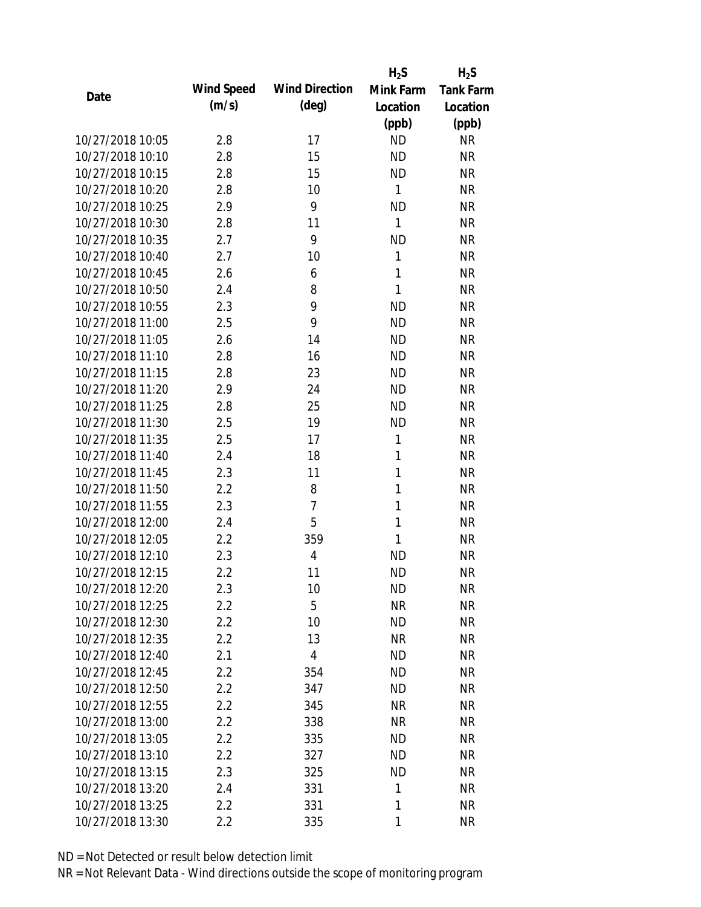| Date | Wind Speed (m/s) | Wind Direction (deg) | $H_2S$ Mink Farm Location (ppb) | $H_2S$ Tank Farm Location (ppb) |
|---|---|---|---|---|
| 10/27/2018 10:05 | 2.8 | 17 | ND | NR |
| 10/27/2018 10:10 | 2.8 | 15 | ND | NR |
| 10/27/2018 10:15 | 2.8 | 15 | ND | NR |
| 10/27/2018 10:20 | 2.8 | 10 | 1 | NR |
| 10/27/2018 10:25 | 2.9 | 9 | ND | NR |
| 10/27/2018 10:30 | 2.8 | 11 | 1 | NR |
| 10/27/2018 10:35 | 2.7 | 9 | ND | NR |
| 10/27/2018 10:40 | 2.7 | 10 | 1 | NR |
| 10/27/2018 10:45 | 2.6 | 6 | 1 | NR |
| 10/27/2018 10:50 | 2.4 | 8 | 1 | NR |
| 10/27/2018 10:55 | 2.3 | 9 | ND | NR |
| 10/27/2018 11:00 | 2.5 | 9 | ND | NR |
| 10/27/2018 11:05 | 2.6 | 14 | ND | NR |
| 10/27/2018 11:10 | 2.8 | 16 | ND | NR |
| 10/27/2018 11:15 | 2.8 | 23 | ND | NR |
| 10/27/2018 11:20 | 2.9 | 24 | ND | NR |
| 10/27/2018 11:25 | 2.8 | 25 | ND | NR |
| 10/27/2018 11:30 | 2.5 | 19 | ND | NR |
| 10/27/2018 11:35 | 2.5 | 17 | 1 | NR |
| 10/27/2018 11:40 | 2.4 | 18 | 1 | NR |
| 10/27/2018 11:45 | 2.3 | 11 | 1 | NR |
| 10/27/2018 11:50 | 2.2 | 8 | 1 | NR |
| 10/27/2018 11:55 | 2.3 | 7 | 1 | NR |
| 10/27/2018 12:00 | 2.4 | 5 | 1 | NR |
| 10/27/2018 12:05 | 2.2 | 359 | 1 | NR |
| 10/27/2018 12:10 | 2.3 | 4 | ND | NR |
| 10/27/2018 12:15 | 2.2 | 11 | ND | NR |
| 10/27/2018 12:20 | 2.3 | 10 | ND | NR |
| 10/27/2018 12:25 | 2.2 | 5 | NR | NR |
| 10/27/2018 12:30 | 2.2 | 10 | ND | NR |
| 10/27/2018 12:35 | 2.2 | 13 | NR | NR |
| 10/27/2018 12:40 | 2.1 | 4 | ND | NR |
| 10/27/2018 12:45 | 2.2 | 354 | ND | NR |
| 10/27/2018 12:50 | 2.2 | 347 | ND | NR |
| 10/27/2018 12:55 | 2.2 | 345 | NR | NR |
| 10/27/2018 13:00 | 2.2 | 338 | NR | NR |
| 10/27/2018 13:05 | 2.2 | 335 | ND | NR |
| 10/27/2018 13:10 | 2.2 | 327 | ND | NR |
| 10/27/2018 13:15 | 2.3 | 325 | ND | NR |
| 10/27/2018 13:20 | 2.4 | 331 | 1 | NR |
| 10/27/2018 13:25 | 2.2 | 331 | 1 | NR |
| 10/27/2018 13:30 | 2.2 | 335 | 1 | NR |

ND = Not Detected or result below detection limit

NR = Not Relevant Data - Wind directions outside the scope of monitoring program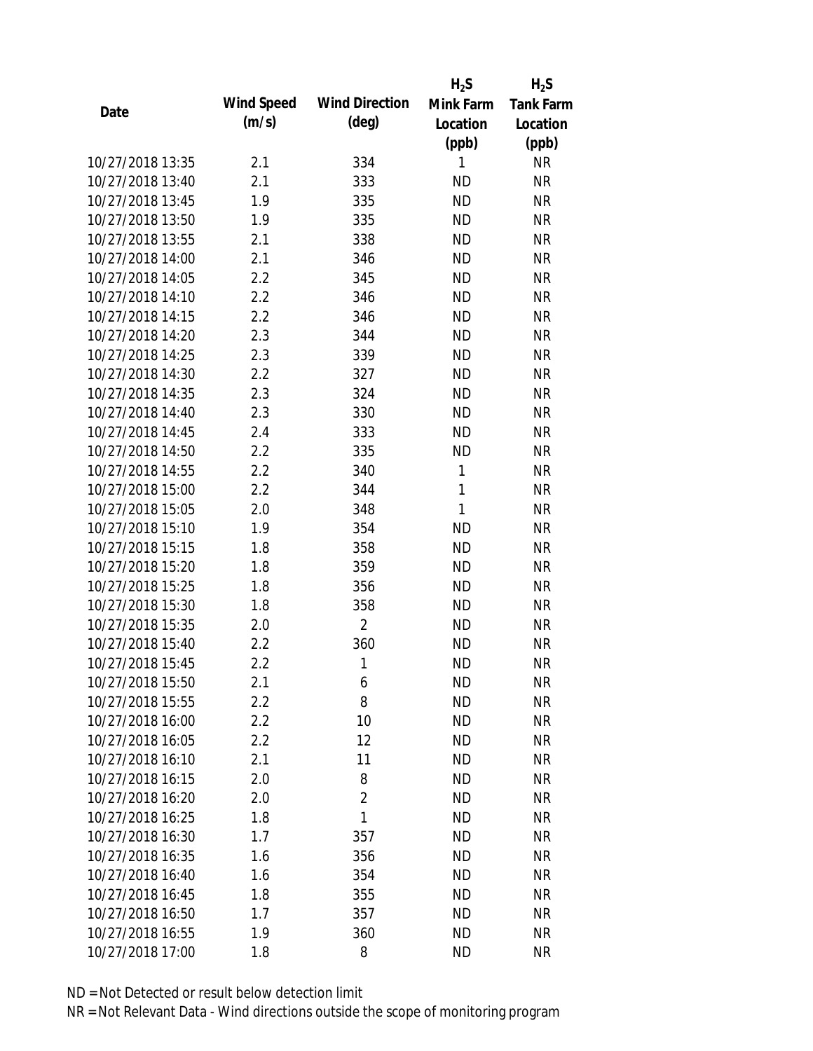| Date | Wind Speed (m/s) | Wind Direction (deg) | $H_2S$ Mink Farm Location (ppb) | $H_2S$ Tank Farm Location (ppb) |
|---|---|---|---|---|
| 10/27/2018 13:35 | 2.1 | 334 | 1 | NR |
| 10/27/2018 13:40 | 2.1 | 333 | ND | NR |
| 10/27/2018 13:45 | 1.9 | 335 | ND | NR |
| 10/27/2018 13:50 | 1.9 | 335 | ND | NR |
| 10/27/2018 13:55 | 2.1 | 338 | ND | NR |
| 10/27/2018 14:00 | 2.1 | 346 | ND | NR |
| 10/27/2018 14:05 | 2.2 | 345 | ND | NR |
| 10/27/2018 14:10 | 2.2 | 346 | ND | NR |
| 10/27/2018 14:15 | 2.2 | 346 | ND | NR |
| 10/27/2018 14:20 | 2.3 | 344 | ND | NR |
| 10/27/2018 14:25 | 2.3 | 339 | ND | NR |
| 10/27/2018 14:30 | 2.2 | 327 | ND | NR |
| 10/27/2018 14:35 | 2.3 | 324 | ND | NR |
| 10/27/2018 14:40 | 2.3 | 330 | ND | NR |
| 10/27/2018 14:45 | 2.4 | 333 | ND | NR |
| 10/27/2018 14:50 | 2.2 | 335 | ND | NR |
| 10/27/2018 14:55 | 2.2 | 340 | 1 | NR |
| 10/27/2018 15:00 | 2.2 | 344 | 1 | NR |
| 10/27/2018 15:05 | 2.0 | 348 | 1 | NR |
| 10/27/2018 15:10 | 1.9 | 354 | ND | NR |
| 10/27/2018 15:15 | 1.8 | 358 | ND | NR |
| 10/27/2018 15:20 | 1.8 | 359 | ND | NR |
| 10/27/2018 15:25 | 1.8 | 356 | ND | NR |
| 10/27/2018 15:30 | 1.8 | 358 | ND | NR |
| 10/27/2018 15:35 | 2.0 | 2 | ND | NR |
| 10/27/2018 15:40 | 2.2 | 360 | ND | NR |
| 10/27/2018 15:45 | 2.2 | 1 | ND | NR |
| 10/27/2018 15:50 | 2.1 | 6 | ND | NR |
| 10/27/2018 15:55 | 2.2 | 8 | ND | NR |
| 10/27/2018 16:00 | 2.2 | 10 | ND | NR |
| 10/27/2018 16:05 | 2.2 | 12 | ND | NR |
| 10/27/2018 16:10 | 2.1 | 11 | ND | NR |
| 10/27/2018 16:15 | 2.0 | 8 | ND | NR |
| 10/27/2018 16:20 | 2.0 | 2 | ND | NR |
| 10/27/2018 16:25 | 1.8 | 1 | ND | NR |
| 10/27/2018 16:30 | 1.7 | 357 | ND | NR |
| 10/27/2018 16:35 | 1.6 | 356 | ND | NR |
| 10/27/2018 16:40 | 1.6 | 354 | ND | NR |
| 10/27/2018 16:45 | 1.8 | 355 | ND | NR |
| 10/27/2018 16:50 | 1.7 | 357 | ND | NR |
| 10/27/2018 16:55 | 1.9 | 360 | ND | NR |
| 10/27/2018 17:00 | 1.8 | 8 | ND | NR |

ND = Not Detected or result below detection limit

NR = Not Relevant Data - Wind directions outside the scope of monitoring program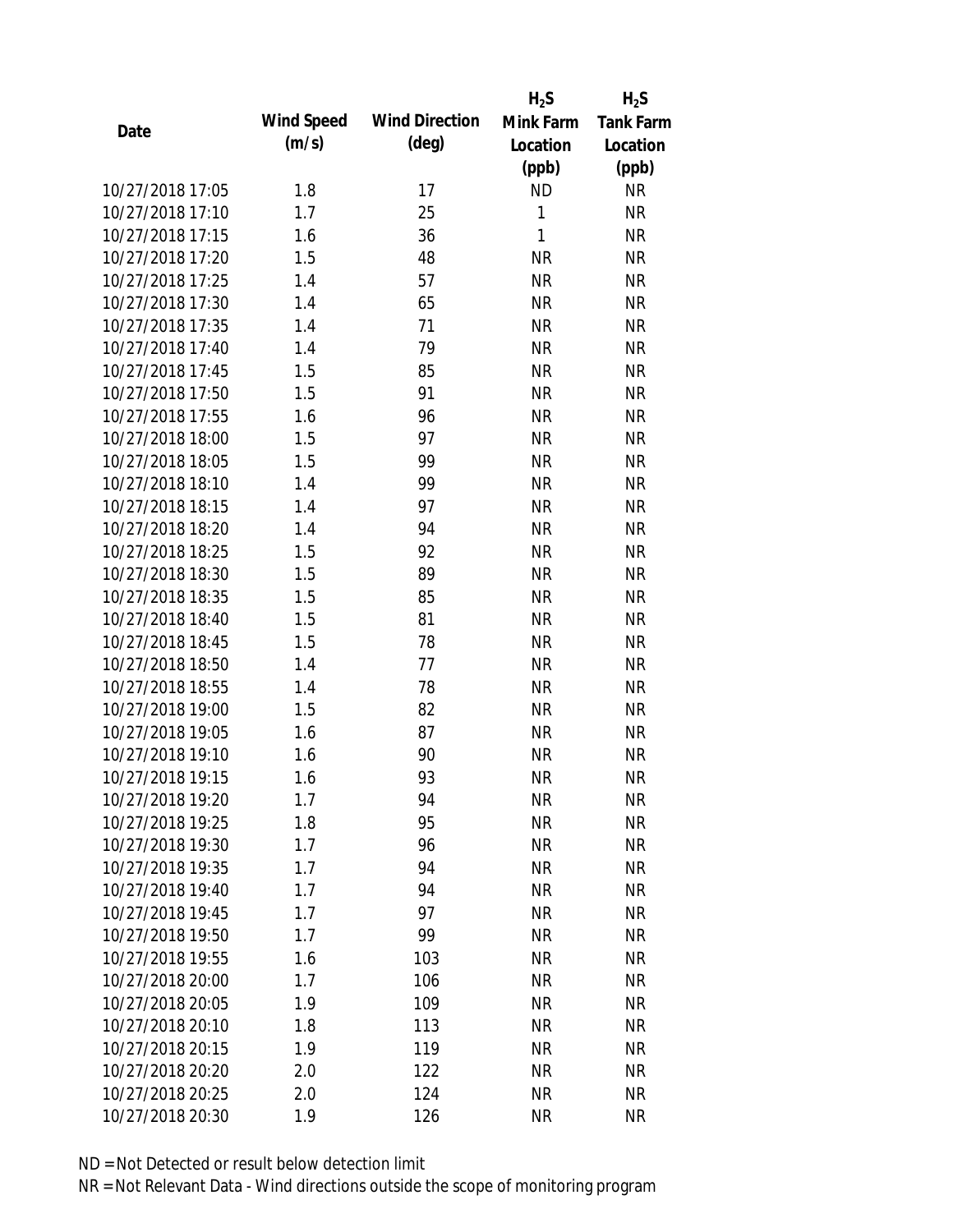| Date | Wind Speed (m/s) | Wind Direction (deg) | $H_2S$ Mink Farm Location (ppb) | $H_2S$ Tank Farm Location (ppb) |
|---|---|---|---|---|
| 10/27/2018 17:05 | 1.8 | 17 | ND | NR |
| 10/27/2018 17:10 | 1.7 | 25 | 1 | NR |
| 10/27/2018 17:15 | 1.6 | 36 | 1 | NR |
| 10/27/2018 17:20 | 1.5 | 48 | NR | NR |
| 10/27/2018 17:25 | 1.4 | 57 | NR | NR |
| 10/27/2018 17:30 | 1.4 | 65 | NR | NR |
| 10/27/2018 17:35 | 1.4 | 71 | NR | NR |
| 10/27/2018 17:40 | 1.4 | 79 | NR | NR |
| 10/27/2018 17:45 | 1.5 | 85 | NR | NR |
| 10/27/2018 17:50 | 1.5 | 91 | NR | NR |
| 10/27/2018 17:55 | 1.6 | 96 | NR | NR |
| 10/27/2018 18:00 | 1.5 | 97 | NR | NR |
| 10/27/2018 18:05 | 1.5 | 99 | NR | NR |
| 10/27/2018 18:10 | 1.4 | 99 | NR | NR |
| 10/27/2018 18:15 | 1.4 | 97 | NR | NR |
| 10/27/2018 18:20 | 1.4 | 94 | NR | NR |
| 10/27/2018 18:25 | 1.5 | 92 | NR | NR |
| 10/27/2018 18:30 | 1.5 | 89 | NR | NR |
| 10/27/2018 18:35 | 1.5 | 85 | NR | NR |
| 10/27/2018 18:40 | 1.5 | 81 | NR | NR |
| 10/27/2018 18:45 | 1.5 | 78 | NR | NR |
| 10/27/2018 18:50 | 1.4 | 77 | NR | NR |
| 10/27/2018 18:55 | 1.4 | 78 | NR | NR |
| 10/27/2018 19:00 | 1.5 | 82 | NR | NR |
| 10/27/2018 19:05 | 1.6 | 87 | NR | NR |
| 10/27/2018 19:10 | 1.6 | 90 | NR | NR |
| 10/27/2018 19:15 | 1.6 | 93 | NR | NR |
| 10/27/2018 19:20 | 1.7 | 94 | NR | NR |
| 10/27/2018 19:25 | 1.8 | 95 | NR | NR |
| 10/27/2018 19:30 | 1.7 | 96 | NR | NR |
| 10/27/2018 19:35 | 1.7 | 94 | NR | NR |
| 10/27/2018 19:40 | 1.7 | 94 | NR | NR |
| 10/27/2018 19:45 | 1.7 | 97 | NR | NR |
| 10/27/2018 19:50 | 1.7 | 99 | NR | NR |
| 10/27/2018 19:55 | 1.6 | 103 | NR | NR |
| 10/27/2018 20:00 | 1.7 | 106 | NR | NR |
| 10/27/2018 20:05 | 1.9 | 109 | NR | NR |
| 10/27/2018 20:10 | 1.8 | 113 | NR | NR |
| 10/27/2018 20:15 | 1.9 | 119 | NR | NR |
| 10/27/2018 20:20 | 2.0 | 122 | NR | NR |
| 10/27/2018 20:25 | 2.0 | 124 | NR | NR |
| 10/27/2018 20:30 | 1.9 | 126 | NR | NR |

ND = Not Detected or result below detection limit

NR = Not Relevant Data - Wind directions outside the scope of monitoring program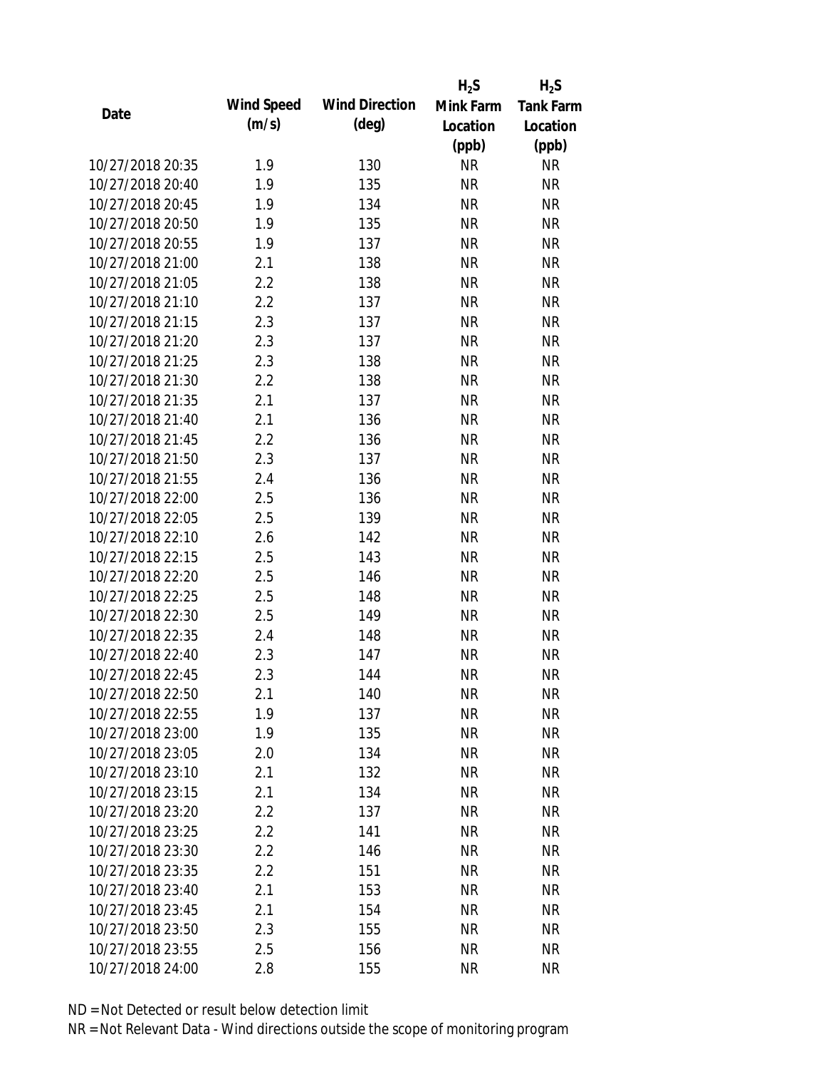| Date | Wind Speed (m/s) | Wind Direction (deg) | $H_2S$ Mink Farm Location (ppb) | $H_2S$ Tank Farm Location (ppb) |
|---|---|---|---|---|
| 10/27/2018 20:35 | 1.9 | 130 | NR | NR |
| 10/27/2018 20:40 | 1.9 | 135 | NR | NR |
| 10/27/2018 20:45 | 1.9 | 134 | NR | NR |
| 10/27/2018 20:50 | 1.9 | 135 | NR | NR |
| 10/27/2018 20:55 | 1.9 | 137 | NR | NR |
| 10/27/2018 21:00 | 2.1 | 138 | NR | NR |
| 10/27/2018 21:05 | 2.2 | 138 | NR | NR |
| 10/27/2018 21:10 | 2.2 | 137 | NR | NR |
| 10/27/2018 21:15 | 2.3 | 137 | NR | NR |
| 10/27/2018 21:20 | 2.3 | 137 | NR | NR |
| 10/27/2018 21:25 | 2.3 | 138 | NR | NR |
| 10/27/2018 21:30 | 2.2 | 138 | NR | NR |
| 10/27/2018 21:35 | 2.1 | 137 | NR | NR |
| 10/27/2018 21:40 | 2.1 | 136 | NR | NR |
| 10/27/2018 21:45 | 2.2 | 136 | NR | NR |
| 10/27/2018 21:50 | 2.3 | 137 | NR | NR |
| 10/27/2018 21:55 | 2.4 | 136 | NR | NR |
| 10/27/2018 22:00 | 2.5 | 136 | NR | NR |
| 10/27/2018 22:05 | 2.5 | 139 | NR | NR |
| 10/27/2018 22:10 | 2.6 | 142 | NR | NR |
| 10/27/2018 22:15 | 2.5 | 143 | NR | NR |
| 10/27/2018 22:20 | 2.5 | 146 | NR | NR |
| 10/27/2018 22:25 | 2.5 | 148 | NR | NR |
| 10/27/2018 22:30 | 2.5 | 149 | NR | NR |
| 10/27/2018 22:35 | 2.4 | 148 | NR | NR |
| 10/27/2018 22:40 | 2.3 | 147 | NR | NR |
| 10/27/2018 22:45 | 2.3 | 144 | NR | NR |
| 10/27/2018 22:50 | 2.1 | 140 | NR | NR |
| 10/27/2018 22:55 | 1.9 | 137 | NR | NR |
| 10/27/2018 23:00 | 1.9 | 135 | NR | NR |
| 10/27/2018 23:05 | 2.0 | 134 | NR | NR |
| 10/27/2018 23:10 | 2.1 | 132 | NR | NR |
| 10/27/2018 23:15 | 2.1 | 134 | NR | NR |
| 10/27/2018 23:20 | 2.2 | 137 | NR | NR |
| 10/27/2018 23:25 | 2.2 | 141 | NR | NR |
| 10/27/2018 23:30 | 2.2 | 146 | NR | NR |
| 10/27/2018 23:35 | 2.2 | 151 | NR | NR |
| 10/27/2018 23:40 | 2.1 | 153 | NR | NR |
| 10/27/2018 23:45 | 2.1 | 154 | NR | NR |
| 10/27/2018 23:50 | 2.3 | 155 | NR | NR |
| 10/27/2018 23:55 | 2.5 | 156 | NR | NR |
| 10/27/2018 24:00 | 2.8 | 155 | NR | NR |

ND = Not Detected or result below detection limit

NR = Not Relevant Data - Wind directions outside the scope of monitoring program